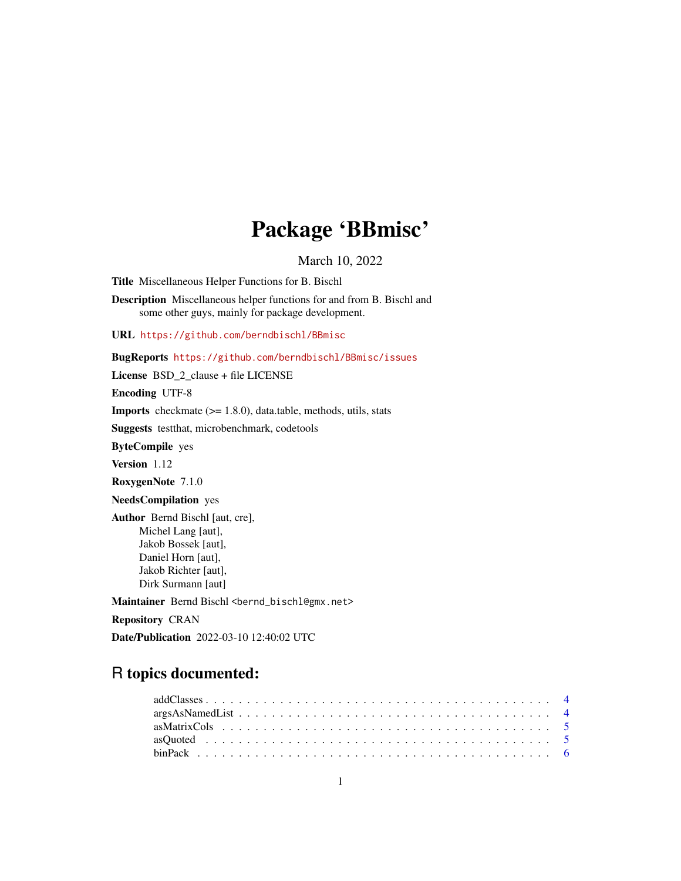# Package 'BBmisc'

March 10, 2022

**Title** Miscellaneous Helper Functions for B. Bischl

**Description** Miscellaneous helper functions for and from B. Bischl and some other guys, mainly for package development.

**URL** https://github.com/berndbischl/BBmisc

**BugReports** https://github.com/berndbischl/BBmisc/issues

**License** BSD_2_clause + file LICENSE

**Encoding** UTF-8

**Imports** checkmate (>= 1.8.0), data.table, methods, utils, stats

**Suggests** testthat, microbenchmark, codetools

**ByteCompile** yes

**Version** 1.12

**RoxygenNote** 7.1.0

**NeedsCompilation** yes

**Author** Bernd Bischl [aut, cre],
Michel Lang [aut],
Jakob Bossek [aut],
Daniel Horn [aut],
Jakob Richter [aut],
Dirk Surmann [aut]

**Maintainer** Bernd Bischl <bernd_bischl@gmx.net>

**Repository** CRAN

**Date/Publication** 2022-03-10 12:40:02 UTC

## R topics documented:

addClasses . . . . . . . . . . . . . . . . . . . . . . . . . . . . . . . . . . . . . . . 4
argsAsNamedList . . . . . . . . . . . . . . . . . . . . . . . . . . . . . . . . . . . . 4
asMatrixCols . . . . . . . . . . . . . . . . . . . . . . . . . . . . . . . . . . . . . . 5
asQuoted . . . . . . . . . . . . . . . . . . . . . . . . . . . . . . . . . . . . . . . . 5
binPack . . . . . . . . . . . . . . . . . . . . . . . . . . . . . . . . . . . . . . . . . 6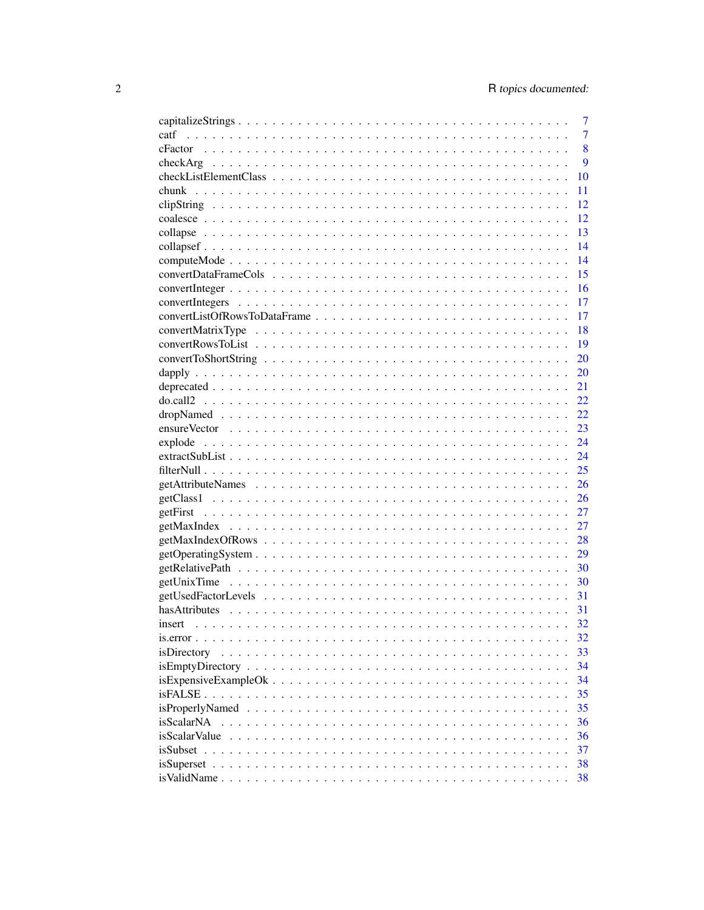| | |
|---|---|
| capitalizeStrings | 7 |
| catf | 7 |
| cFactor | 8 |
| checkArg | 9 |
| checkListElementClass | 10 |
| chunk | 11 |
| clipString | 12 |
| coalesce | 12 |
| collapse | 13 |
| collapsef | 14 |
| computeMode | 14 |
| convertDataFrameCols | 15 |
| convertInteger | 16 |
| convertIntegers | 17 |
| convertListOfRowsToDataFrame | 17 |
| convertMatrixType | 18 |
| convertRowsToList | 19 |
| convertToShortString | 20 |
| dapply | 20 |
| deprecated | 21 |
| do.call2 | 22 |
| dropNamed | 22 |
| ensureVector | 23 |
| explode | 24 |
| extractSubList | 24 |
| filterNull | 25 |
| getAttributeNames | 26 |
| getClass1 | 26 |
| getFirst | 27 |
| getMaxIndex | 27 |
| getMaxIndexOfRows | 28 |
| getOperatingSystem | 29 |
| getRelativePath | 30 |
| getUnixTime | 30 |
| getUsedFactorLevels | 31 |
| hasAttributes | 31 |
| insert | 32 |
| is.error | 32 |
| isDirectory | 33 |
| isEmptyDirectory | 34 |
| isExpensiveExampleOk | 34 |
| isFALSE | 35 |
| isProperlyNamed | 35 |
| isScalarNA | 36 |
| isScalarValue | 36 |
| isSubset | 37 |
| isSuperset | 38 |
| isValidName | 38 |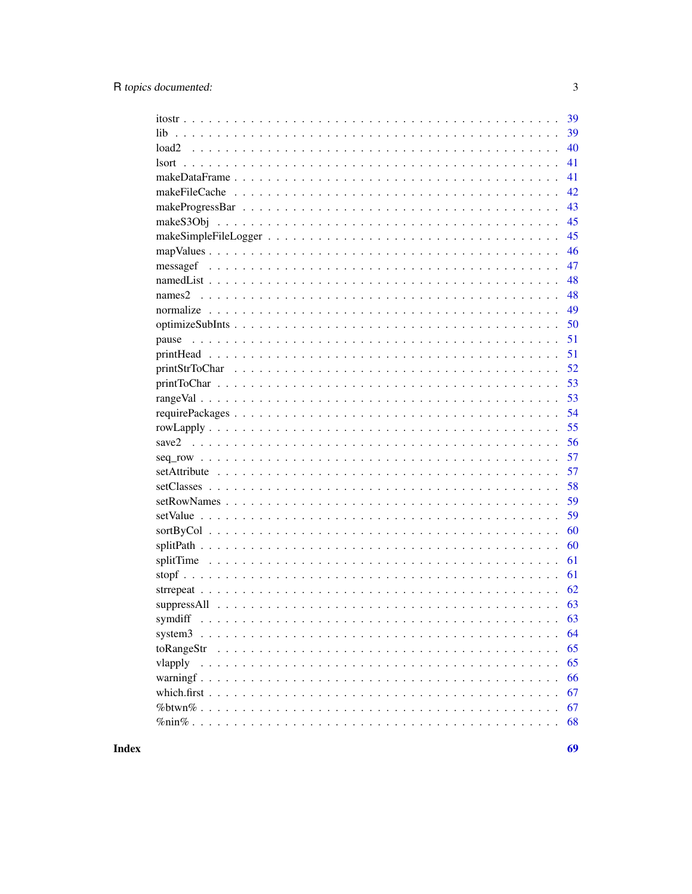| | |
|---|---|
| itostr | 39 |
| lib | 39 |
| load2 | 40 |
| lsort | 41 |
| makeDataFrame | 41 |
| makeFileCache | 42 |
| makeProgressBar | 43 |
| makeS3Obj | 45 |
| makeSimpleFileLogger | 45 |
| mapValues | 46 |
| messagef | 47 |
| namedList | 48 |
| names2 | 48 |
| normalize | 49 |
| optimizeSubInts | 50 |
| pause | 51 |
| printHead | 51 |
| printStrToChar | 52 |
| printToChar | 53 |
| rangeVal | 53 |
| requirePackages | 54 |
| rowLapply | 55 |
| save2 | 56 |
| seq_row | 57 |
| setAttribute | 57 |
| setClasses | 58 |
| setRowNames | 59 |
| setValue | 59 |
| sortByCol | 60 |
| splitPath | 60 |
| splitTime | 61 |
| stopf | 61 |
| strrepeat | 62 |
| suppressAll | 63 |
| symdiff | 63 |
| system3 | 64 |
| toRangeStr | 65 |
| vlapply | 65 |
| warningf | 66 |
| which.first | 67 |
| %btwn% | 67 |
| %nin% | 68 |

**Index** **69**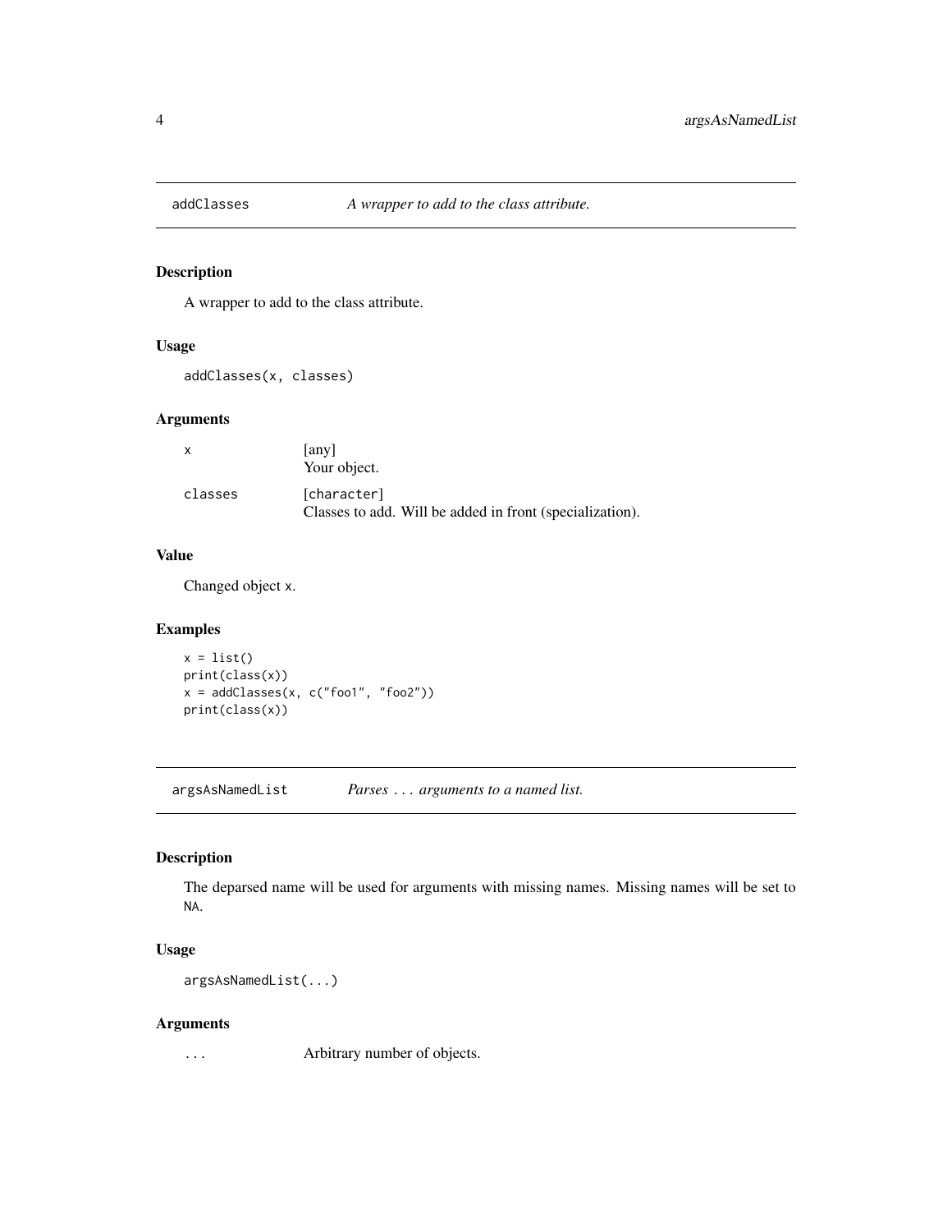## addClasses *A wrapper to add to the class attribute.*

### Description

A wrapper to add to the class attribute.

### Usage

```
addClasses(x, classes)
```

### Arguments

| | |
|---|---|
| `x` | [any]<br>Your object. |
| `classes` | [character]<br>Classes to add. Will be added in front (specialization). |

### Value

Changed object `x`.

### Examples

```
x = list()
print(class(x))
x = addClasses(x, c("foo1", "foo2"))
print(class(x))
```

## argsAsNamedList *Parses ... arguments to a named list.*

### Description

The deparsed name will be used for arguments with missing names. Missing names will be set to `NA`.

### Usage

```
argsAsNamedList(...)
```

### Arguments

| | |
|---|---|
| `...` | Arbitrary number of objects. |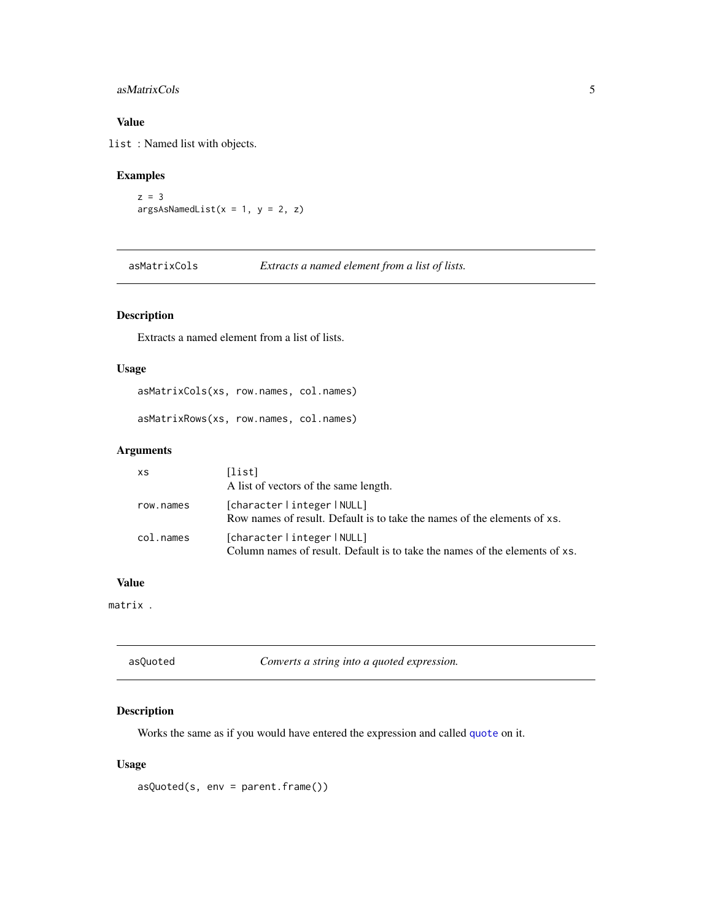### Value

`list` : Named list with objects.

### Examples

```
z = 3
argsAsNamedList(x = 1, y = 2, z)
```

---

## asMatrixCols — *Extracts a named element from a list of lists.*

### Description

Extracts a named element from a list of lists.

### Usage

```
asMatrixCols(xs, row.names, col.names)

asMatrixRows(xs, row.names, col.names)
```

### Arguments

| | |
|---|---|
| `xs` | [`list`]<br>A list of vectors of the same length. |
| `row.names` | [`character` \| `integer` \| `NULL`]<br>Row names of result. Default is to take the names of the elements of `xs`. |
| `col.names` | [`character` \| `integer` \| `NULL`]<br>Column names of result. Default is to take the names of the elements of `xs`. |

### Value

`matrix` .

---

## asQuoted — *Converts a string into a quoted expression.*

### Description

Works the same as if you would have entered the expression and called `quote` on it.

### Usage

```
asQuoted(s, env = parent.frame())
```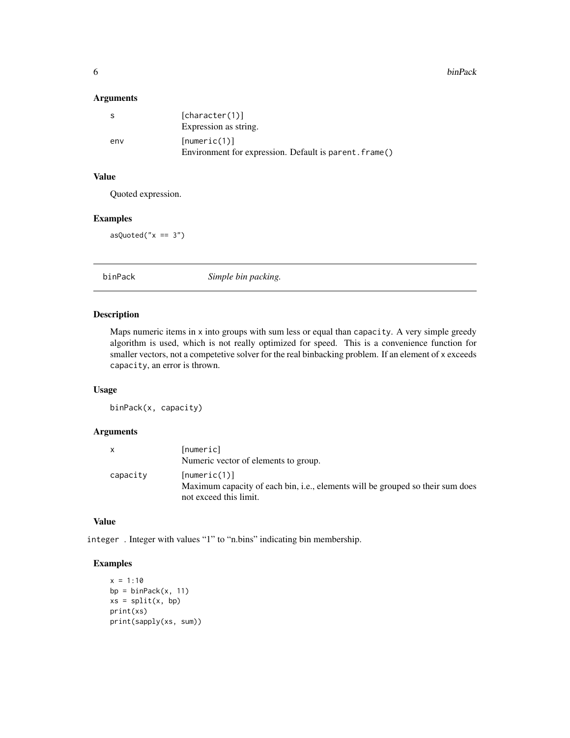### Arguments

| | |
|---|---|
| s | [character(1)]<br>Expression as string. |
| env | [numeric(1)]<br>Environment for expression. Default is `parent.frame()` |

### Value

Quoted expression.

### Examples

```
asQuoted("x == 3")
```

---

## binPack — *Simple bin packing.*

---

### Description

Maps numeric items in `x` into groups with sum less or equal than `capacity`. A very simple greedy algorithm is used, which is not really optimized for speed. This is a convenience function for smaller vectors, not a competetive solver for the real binbacking problem. If an element of `x` exceeds `capacity`, an error is thrown.

### Usage

```
binPack(x, capacity)
```

### Arguments

| | |
|---|---|
| x | [numeric]<br>Numeric vector of elements to group. |
| capacity | [numeric(1)]<br>Maximum capacity of each bin, i.e., elements will be grouped so their sum does not exceed this limit. |

### Value

`integer` . Integer with values "1" to "n.bins" indicating bin membership.

### Examples

```
x = 1:10
bp = binPack(x, 11)
xs = split(x, bp)
print(xs)
print(sapply(xs, sum))
```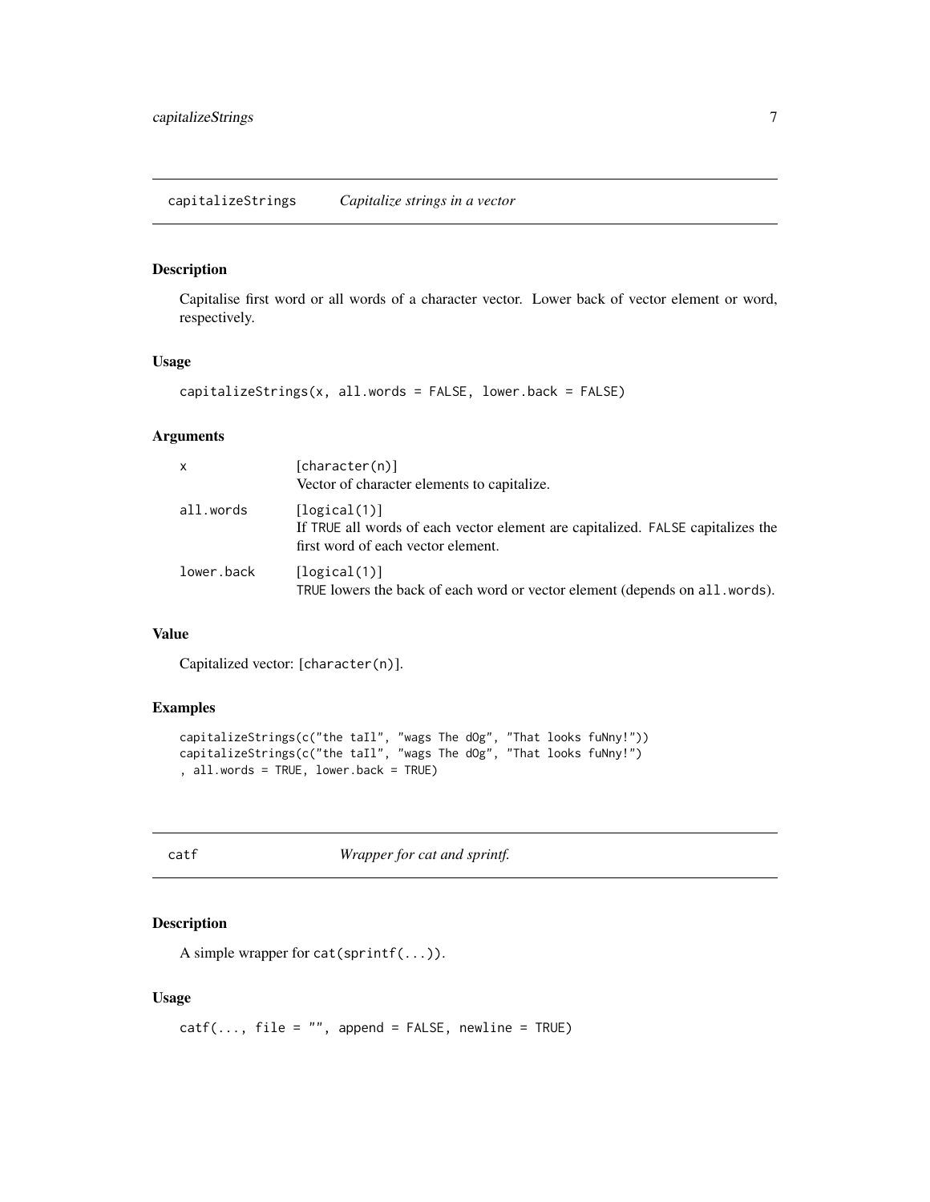## capitalizeStrings *Capitalize strings in a vector*

### Description

Capitalise first word or all words of a character vector. Lower back of vector element or word, respectively.

### Usage

```
capitalizeStrings(x, all.words = FALSE, lower.back = FALSE)
```

### Arguments

| | |
|---|---|
| x | [character(n)]<br>Vector of character elements to capitalize. |
| all.words | [logical(1)]<br>If TRUE all words of each vector element are capitalized. FALSE capitalizes the first word of each vector element. |
| lower.back | [logical(1)]<br>TRUE lowers the back of each word or vector element (depends on all.words). |

### Value

Capitalized vector: [character(n)].

### Examples

```
capitalizeStrings(c("the taIl", "wags The dOg", "That looks fuNny!"))
capitalizeStrings(c("the taIl", "wags The dOg", "That looks fuNny!")
, all.words = TRUE, lower.back = TRUE)
```

## catf *Wrapper for cat and sprintf.*

### Description

A simple wrapper for cat(sprintf(...)).

### Usage

```
catf(..., file = "", append = FALSE, newline = TRUE)
```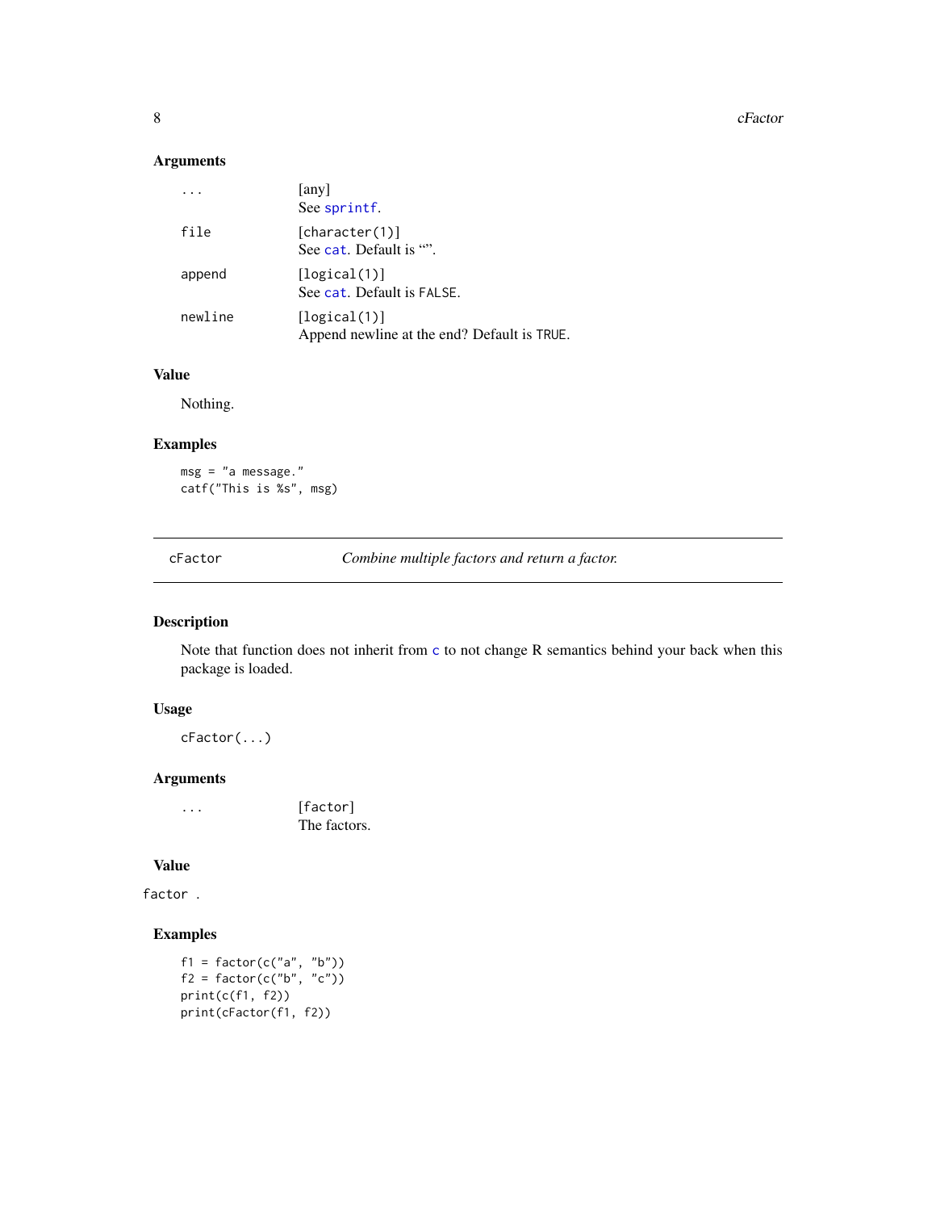### Arguments

| | |
|---|---|
| `...` | [any] See `sprintf`. |
| `file` | `[character(1)]` See `cat`. Default is “”. |
| `append` | `[logical(1)]` See `cat`. Default is `FALSE`. |
| `newline` | `[logical(1)]` Append newline at the end? Default is `TRUE`. |

### Value

Nothing.

### Examples

```
msg = "a message."
catf("This is %s", msg)
```

---

## cFactor — *Combine multiple factors and return a factor.*

### Description

Note that function does not inherit from `c` to not change R semantics behind your back when this package is loaded.

### Usage

```
cFactor(...)
```

### Arguments

| | |
|---|---|
| `...` | `[factor]` The factors. |

### Value

`factor` .

### Examples

```
f1 = factor(c("a", "b"))
f2 = factor(c("b", "c"))
print(c(f1, f2))
print(cFactor(f1, f2))
```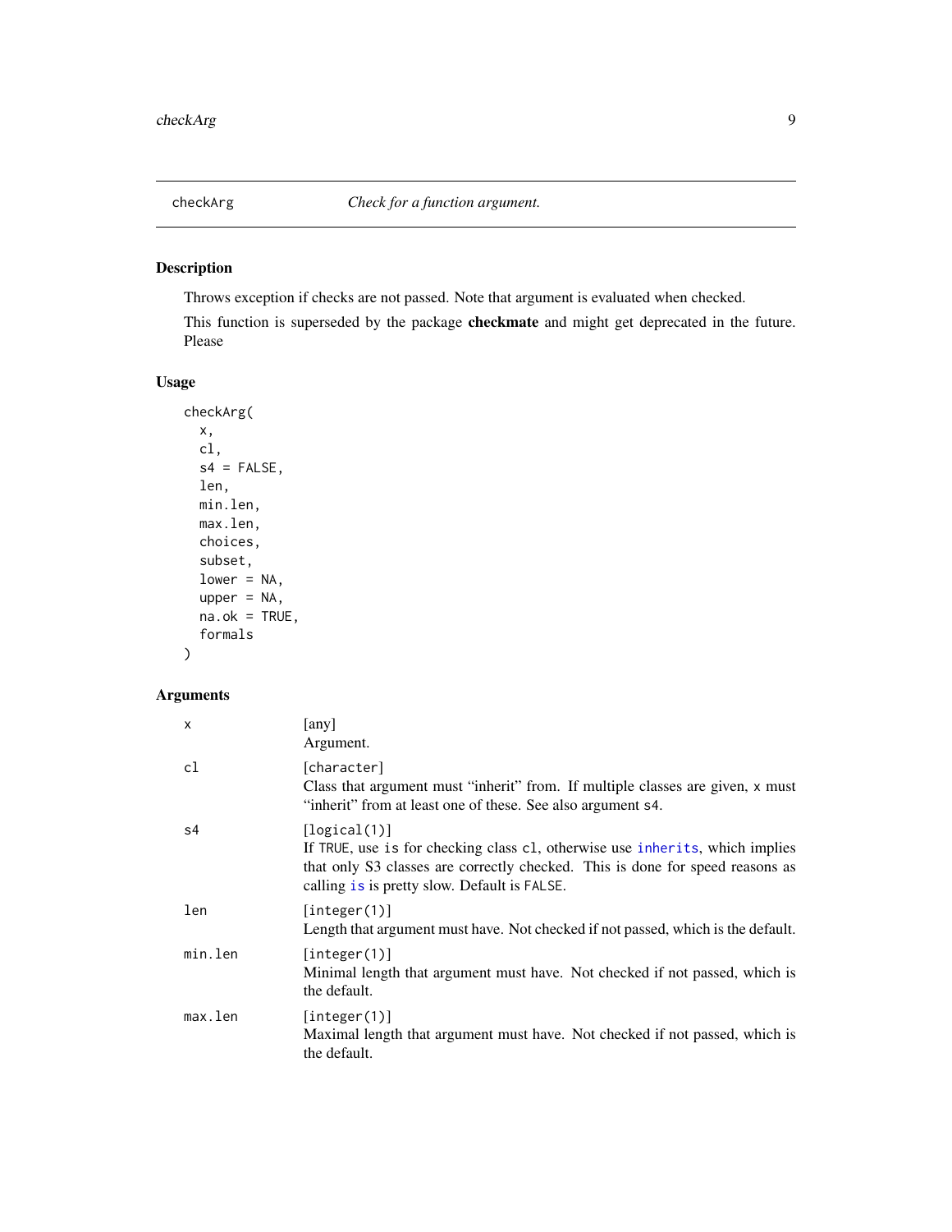## checkArg — *Check for a function argument.*

### Description

Throws exception if checks are not passed. Note that argument is evaluated when checked.

This function is superseded by the package **checkmate** and might get deprecated in the future. Please

### Usage

```
checkArg(
  x,
  cl,
  s4 = FALSE,
  len,
  min.len,
  max.len,
  choices,
  subset,
  lower = NA,
  upper = NA,
  na.ok = TRUE,
  formals
)
```

### Arguments

| | |
|---|---|
| `x` | [any]<br>Argument. |
| `cl` | [character]<br>Class that argument must "inherit" from. If multiple classes are given, `x` must "inherit" from at least one of these. See also argument `s4`. |
| `s4` | [logical(1)]<br>If `TRUE`, use `is` for checking class `cl`, otherwise use `inherits`, which implies that only S3 classes are correctly checked. This is done for speed reasons as calling `is` is pretty slow. Default is `FALSE`. |
| `len` | [integer(1)]<br>Length that argument must have. Not checked if not passed, which is the default. |
| `min.len` | [integer(1)]<br>Minimal length that argument must have. Not checked if not passed, which is the default. |
| `max.len` | [integer(1)]<br>Maximal length that argument must have. Not checked if not passed, which is the default. |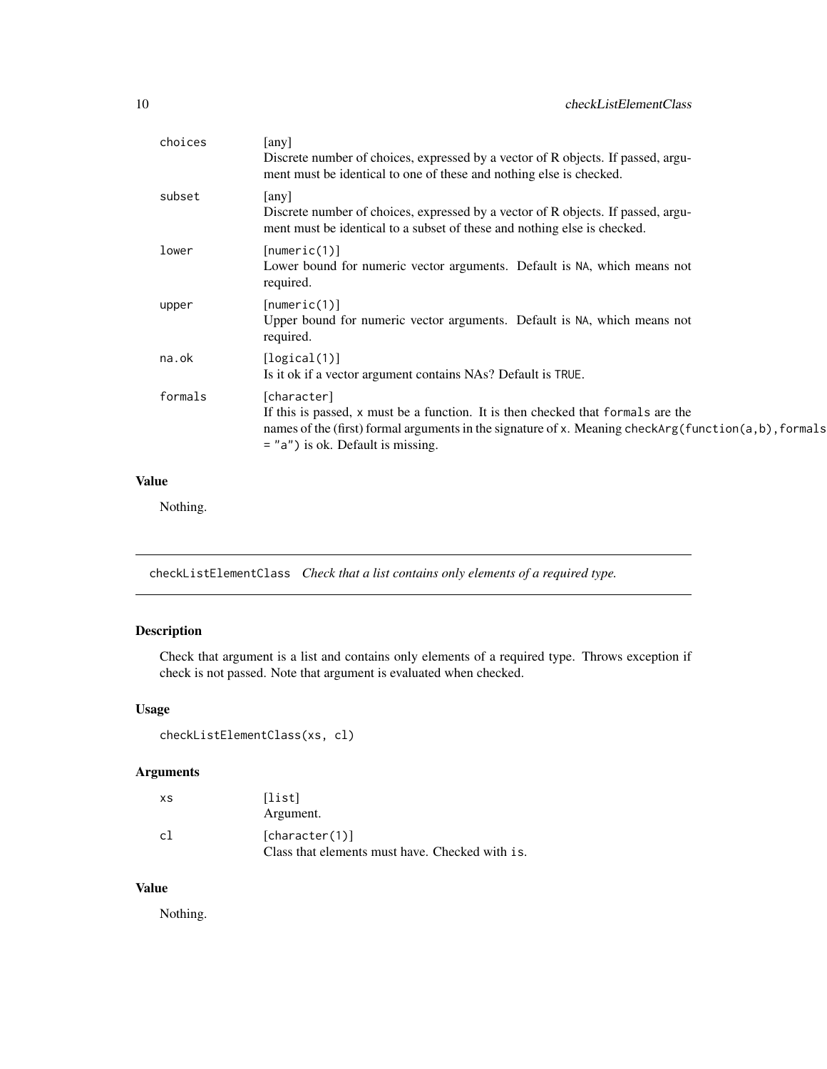| | |
|---|---|
| choices | [any]<br>Discrete number of choices, expressed by a vector of R objects. If passed, argument must be identical to one of these and nothing else is checked. |
| subset | [any]<br>Discrete number of choices, expressed by a vector of R objects. If passed, argument must be identical to a subset of these and nothing else is checked. |
| lower | [numeric(1)]<br>Lower bound for numeric vector arguments. Default is NA, which means not required. |
| upper | [numeric(1)]<br>Upper bound for numeric vector arguments. Default is NA, which means not required. |
| na.ok | [logical(1)]<br>Is it ok if a vector argument contains NAs? Default is TRUE. |
| formals | [character]<br>If this is passed, x must be a function. It is then checked that formals are the names of the (first) formal arguments in the signature of x. Meaning checkArg(function(a,b),formals = "a") is ok. Default is missing. |

## Value

Nothing.

---

# checkListElementClass *Check that a list contains only elements of a required type.*

## Description

Check that argument is a list and contains only elements of a required type. Throws exception if check is not passed. Note that argument is evaluated when checked.

## Usage

```
checkListElementClass(xs, cl)
```

## Arguments

| | |
|---|---|
| xs | [list]<br>Argument. |
| cl | [character(1)]<br>Class that elements must have. Checked with is. |

## Value

Nothing.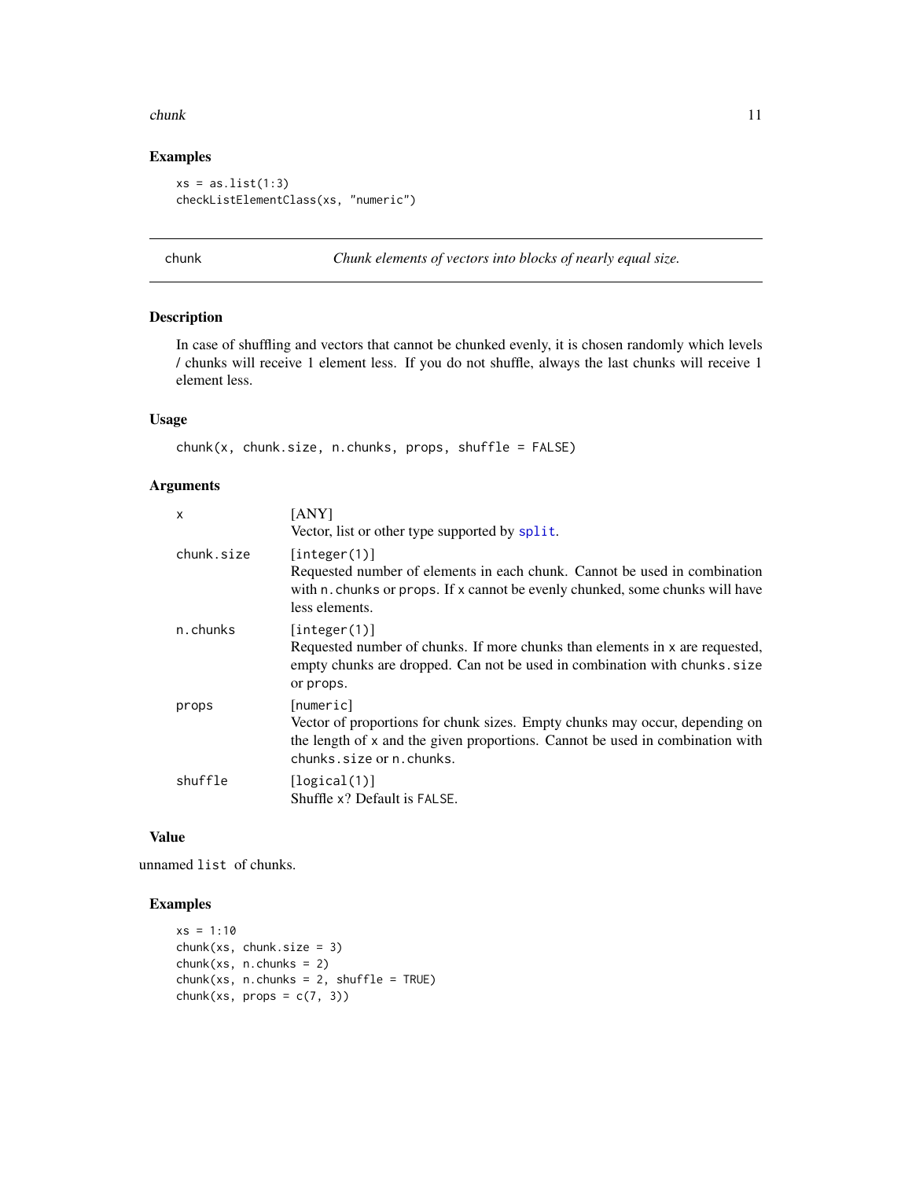### Examples

```
xs = as.list(1:3)
checkListElementClass(xs, "numeric")
```

---

## chunk — *Chunk elements of vectors into blocks of nearly equal size.*

### Description

In case of shuffling and vectors that cannot be chunked evenly, it is chosen randomly which levels / chunks will receive 1 element less. If you do not shuffle, always the last chunks will receive 1 element less.

### Usage

```
chunk(x, chunk.size, n.chunks, props, shuffle = FALSE)
```

### Arguments

| | |
|---|---|
| `x` | [ANY]<br>Vector, list or other type supported by `split`. |
| `chunk.size` | [`integer(1)`]<br>Requested number of elements in each chunk. Cannot be used in combination with `n.chunks` or `props`. If `x` cannot be evenly chunked, some chunks will have less elements. |
| `n.chunks` | [`integer(1)`]<br>Requested number of chunks. If more chunks than elements in `x` are requested, empty chunks are dropped. Can not be used in combination with `chunks.size` or `props`. |
| `props` | [`numeric`]<br>Vector of proportions for chunk sizes. Empty chunks may occur, depending on the length of `x` and the given proportions. Cannot be used in combination with `chunks.size` or `n.chunks`. |
| `shuffle` | [`logical(1)`]<br>Shuffle `x`? Default is `FALSE`. |

### Value

unnamed `list` of chunks.

### Examples

```
xs = 1:10
chunk(xs, chunk.size = 3)
chunk(xs, n.chunks = 2)
chunk(xs, n.chunks = 2, shuffle = TRUE)
chunk(xs, props = c(7, 3))
```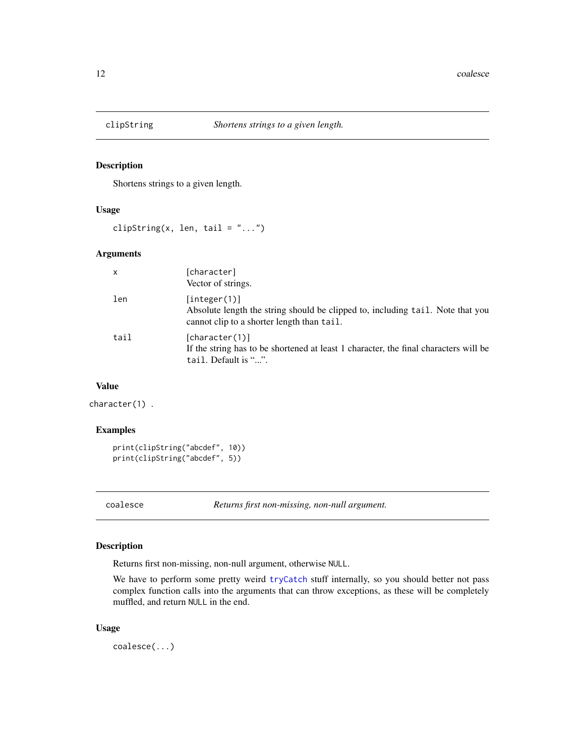## clipString *Shortens strings to a given length.*

### Description

Shortens strings to a given length.

### Usage

```
clipString(x, len, tail = "...")
```

### Arguments

| | |
|---|---|
| x | [character] <br> Vector of strings. |
| len | [integer(1)] <br> Absolute length the string should be clipped to, including tail. Note that you cannot clip to a shorter length than tail. |
| tail | [character(1)] <br> If the string has to be shortened at least 1 character, the final characters will be tail. Default is "...". |

### Value

character(1) .

### Examples

```
print(clipString("abcdef", 10))
print(clipString("abcdef", 5))
```

## coalesce *Returns first non-missing, non-null argument.*

### Description

Returns first non-missing, non-null argument, otherwise NULL.

We have to perform some pretty weird tryCatch stuff internally, so you should better not pass complex function calls into the arguments that can throw exceptions, as these will be completely muffled, and return NULL in the end.

### Usage

```
coalesce(...)
```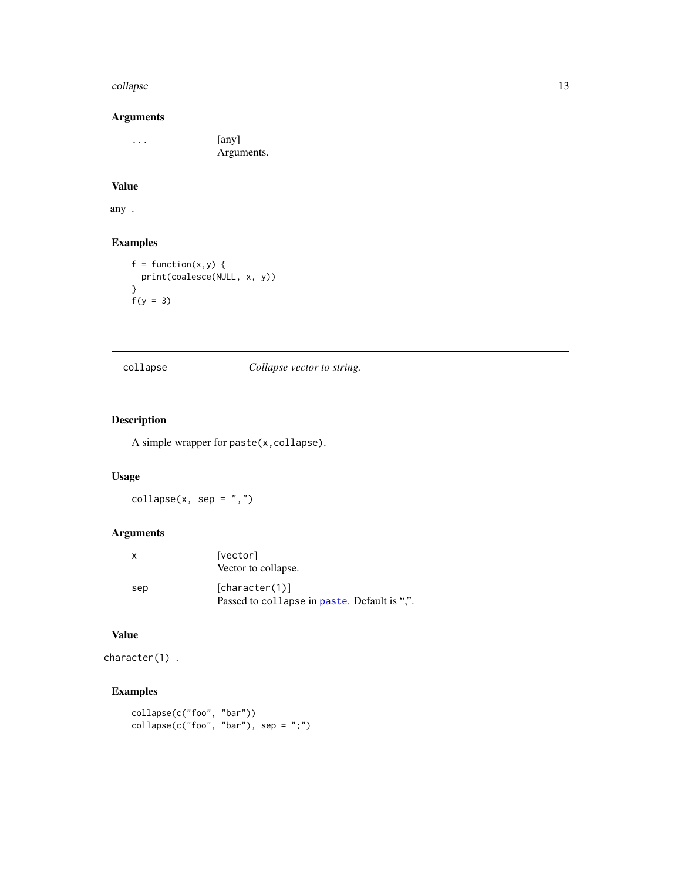### Arguments

| | |
|---|---|
| ... | [any]<br>Arguments. |

### Value

any .

### Examples

```
f = function(x,y) {
  print(coalesce(NULL, x, y))
}
f(y = 3)
```

---

## collapse — *Collapse vector to string.*

### Description

A simple wrapper for `paste(x,collapse)`.

### Usage

```
collapse(x, sep = ",")
```

### Arguments

| | |
|---|---|
| x | `[vector]`<br>Vector to collapse. |
| sep | `[character(1)]`<br>Passed to `collapse` in `paste`. Default is ",". |

### Value

`character(1)` .

### Examples

```
collapse(c("foo", "bar"))
collapse(c("foo", "bar"), sep = ";")
```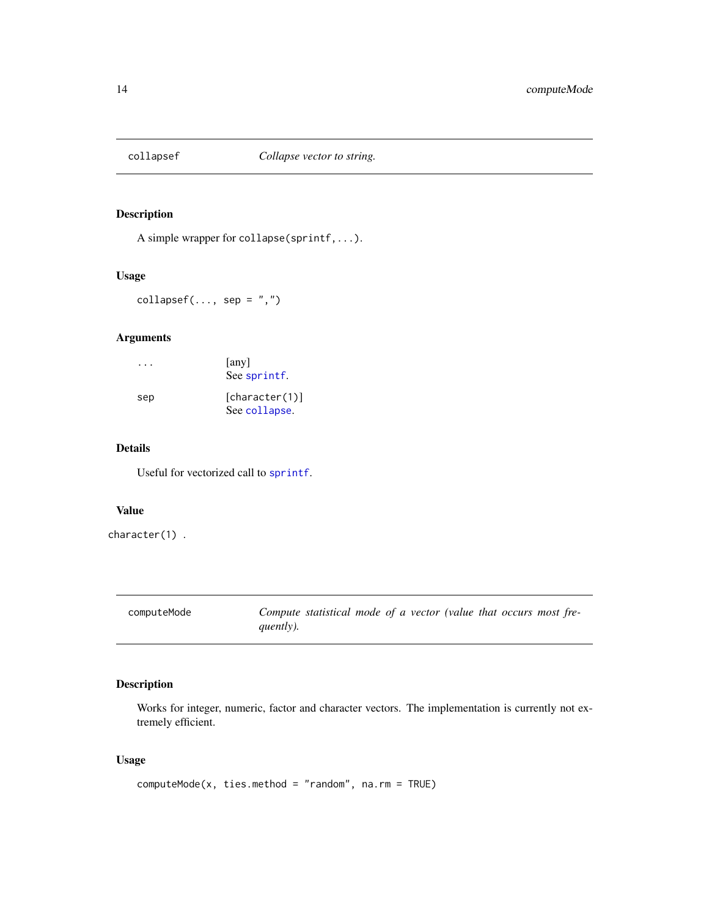## collapsef *Collapse vector to string.*

### Description

A simple wrapper for `collapse(sprintf,...)`.

### Usage

```
collapsef(..., sep = ",")
```

### Arguments

| | |
|---|---|
| `...` | [any]<br>See `sprintf`. |
| `sep` | [`character(1)`]<br>See `collapse`. |

### Details

Useful for vectorized call to `sprintf`.

### Value

`character(1)` .

## computeMode *Compute statistical mode of a vector (value that occurs most frequently).*

### Description

Works for integer, numeric, factor and character vectors. The implementation is currently not extremely efficient.

### Usage

```
computeMode(x, ties.method = "random", na.rm = TRUE)
```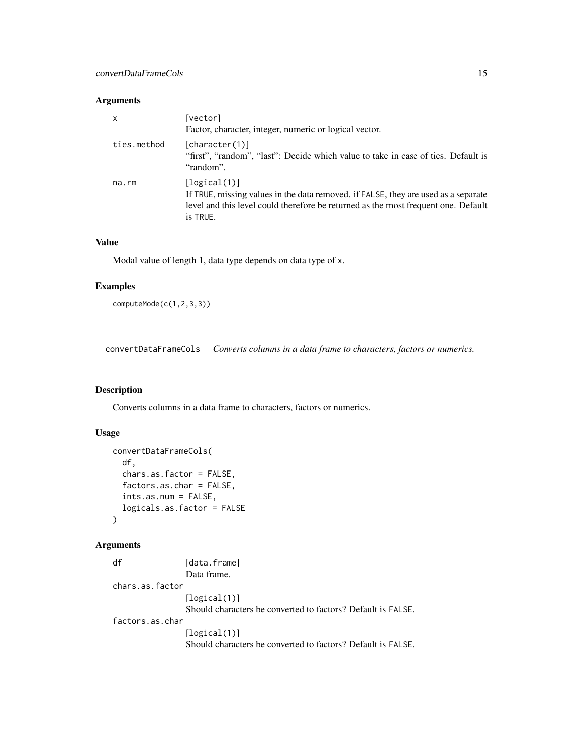### Arguments

| | |
|---|---|
| x | [vector]<br>Factor, character, integer, numeric or logical vector. |
| ties.method | [character(1)]<br>"first", "random", "last": Decide which value to take in case of ties. Default is "random". |
| na.rm | [logical(1)]<br>If TRUE, missing values in the data removed. if FALSE, they are used as a separate level and this level could therefore be returned as the most frequent one. Default is TRUE. |

### Value

Modal value of length 1, data type depends on data type of x.

### Examples

```
computeMode(c(1,2,3,3))
```

---

## convertDataFrameCols *Converts columns in a data frame to characters, factors or numerics.*

---

### Description

Converts columns in a data frame to characters, factors or numerics.

### Usage

```
convertDataFrameCols(
  df,
  chars.as.factor = FALSE,
  factors.as.char = FALSE,
  ints.as.num = FALSE,
  logicals.as.factor = FALSE
)
```

### Arguments

| | |
|---|---|
| df | [data.frame]<br>Data frame. |
| chars.as.factor | [logical(1)]<br>Should characters be converted to factors? Default is FALSE. |
| factors.as.char | [logical(1)]<br>Should characters be converted to factors? Default is FALSE. |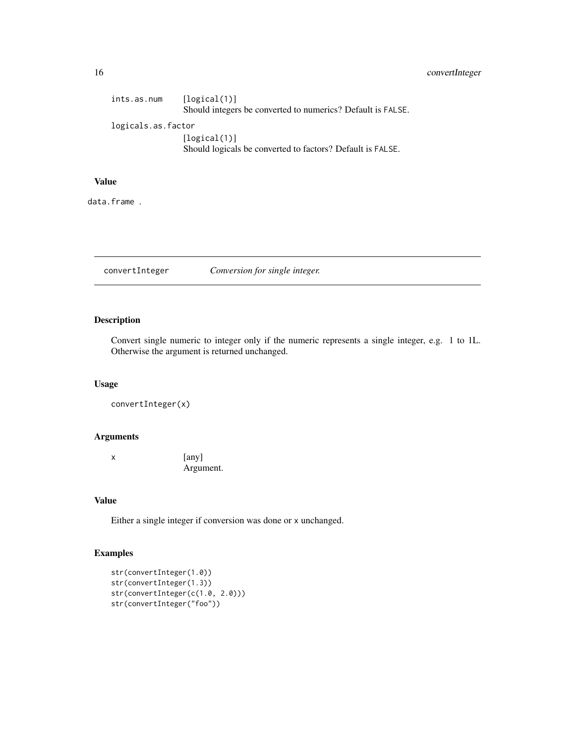ints.as.num
: [logical(1)]
Should integers be converted to numerics? Default is FALSE.

logicals.as.factor
: [logical(1)]
Should logicals be converted to factors? Default is FALSE.

### Value

data.frame .

---

## convertInteger *Conversion for single integer.*

---

### Description

Convert single numeric to integer only if the numeric represents a single integer, e.g. 1 to 1L. Otherwise the argument is returned unchanged.

### Usage

```
convertInteger(x)
```

### Arguments

x
: [any]
Argument.

### Value

Either a single integer if conversion was done or x unchanged.

### Examples

```
str(convertInteger(1.0))
str(convertInteger(1.3))
str(convertInteger(c(1.0, 2.0)))
str(convertInteger("foo"))
```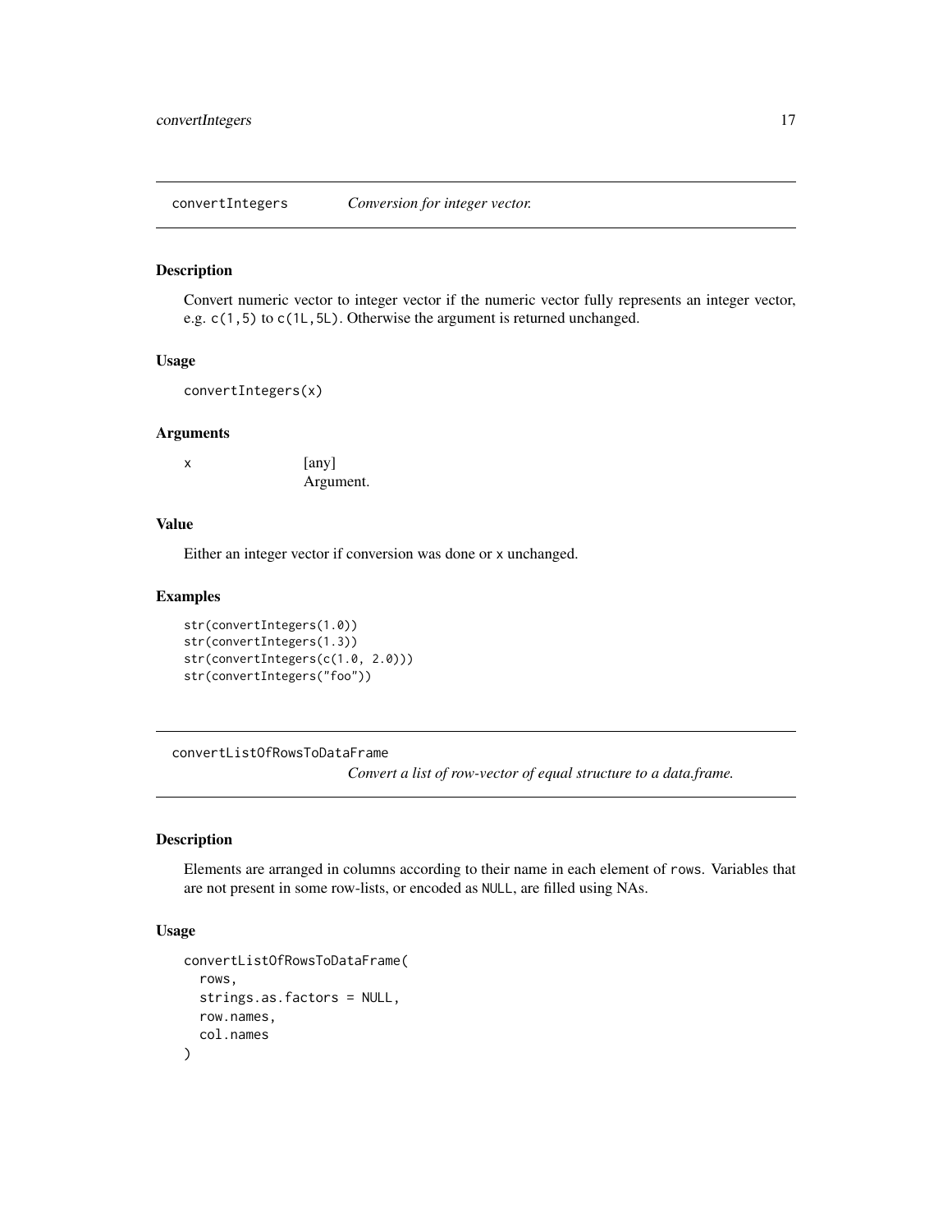## convertIntegers *Conversion for integer vector.*

### Description

Convert numeric vector to integer vector if the numeric vector fully represents an integer vector, e.g. `c(1,5)` to `c(1L,5L)`. Otherwise the argument is returned unchanged.

### Usage

```
convertIntegers(x)
```

### Arguments

| | |
|---|---|
| x | [any]<br>Argument. |

### Value

Either an integer vector if conversion was done or `x` unchanged.

### Examples

```
str(convertIntegers(1.0))
str(convertIntegers(1.3))
str(convertIntegers(c(1.0, 2.0)))
str(convertIntegers("foo"))
```

## convertListOfRowsToDataFrame *Convert a list of row-vector of equal structure to a data.frame.*

### Description

Elements are arranged in columns according to their name in each element of `rows`. Variables that are not present in some row-lists, or encoded as `NULL`, are filled using NAs.

### Usage

```
convertListOfRowsToDataFrame(
  rows,
  strings.as.factors = NULL,
  row.names,
  col.names
)
```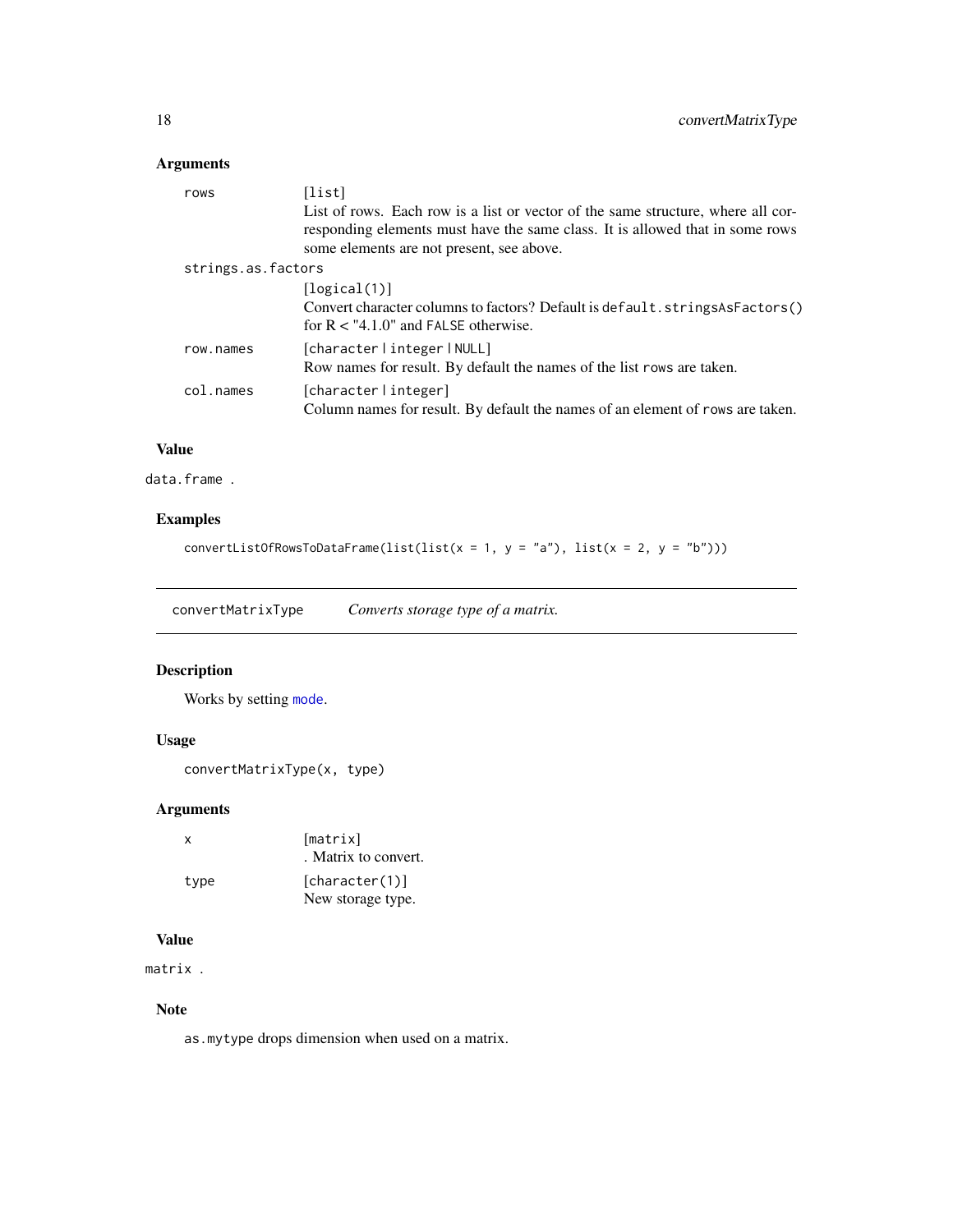### Arguments

| | |
|---|---|
| `rows` | [list]<br>List of rows. Each row is a list or vector of the same structure, where all corresponding elements must have the same class. It is allowed that in some rows some elements are not present, see above. |
| `strings.as.factors` | [logical(1)]<br>Convert character columns to factors? Default is `default.stringsAsFactors()` for R < "4.1.0" and `FALSE` otherwise. |
| `row.names` | [character \| integer \| NULL]<br>Row names for result. By default the names of the list `rows` are taken. |
| `col.names` | [character \| integer]<br>Column names for result. By default the names of an element of `rows` are taken. |

### Value

data.frame .

### Examples

```
convertListOfRowsToDataFrame(list(list(x = 1, y = "a"), list(x = 2, y = "b")))
```

---

## convertMatrixType    *Converts storage type of a matrix.*

---

### Description

Works by setting `mode`.

### Usage

```
convertMatrixType(x, type)
```

### Arguments

| | |
|---|---|
| `x` | [matrix]<br>. Matrix to convert. |
| `type` | [character(1)]<br>New storage type. |

### Value

matrix .

### Note

`as.mytype` drops dimension when used on a matrix.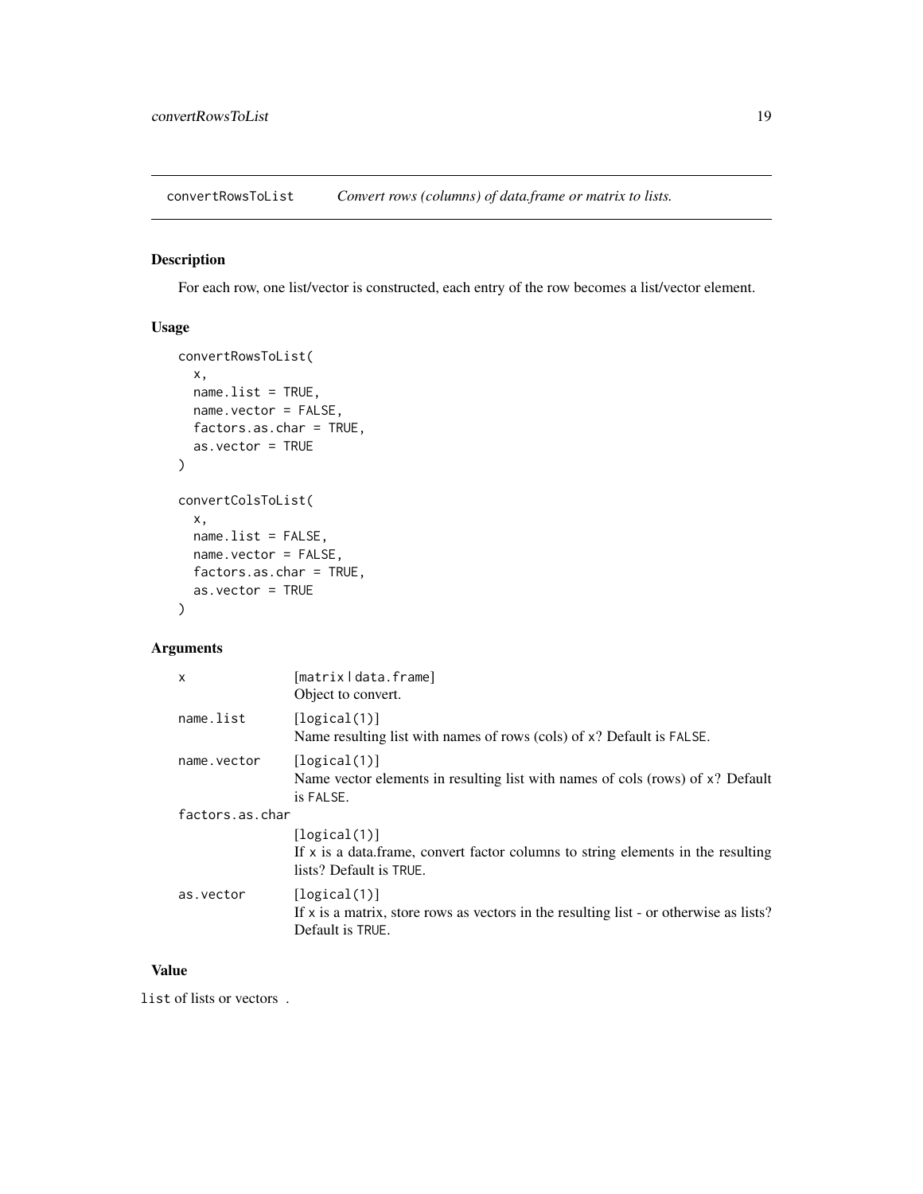## convertRowsToList — *Convert rows (columns) of data.frame or matrix to lists.*

### Description

For each row, one list/vector is constructed, each entry of the row becomes a list/vector element.

### Usage

```
convertRowsToList(
  x,
  name.list = TRUE,
  name.vector = FALSE,
  factors.as.char = TRUE,
  as.vector = TRUE
)

convertColsToList(
  x,
  name.list = FALSE,
  name.vector = FALSE,
  factors.as.char = TRUE,
  as.vector = TRUE
)
```

### Arguments

| | |
|---|---|
| `x` | [`matrix` \| `data.frame`]<br>Object to convert. |
| `name.list` | [`logical(1)`]<br>Name resulting list with names of rows (cols) of `x`? Default is `FALSE`. |
| `name.vector` | [`logical(1)`]<br>Name vector elements in resulting list with names of cols (rows) of `x`? Default is `FALSE`. |
| `factors.as.char` | [`logical(1)`]<br>If `x` is a data.frame, convert factor columns to string elements in the resulting lists? Default is `TRUE`. |
| `as.vector` | [`logical(1)`]<br>If `x` is a matrix, store rows as vectors in the resulting list - or otherwise as lists? Default is `TRUE`. |

### Value

`list` of lists or vectors .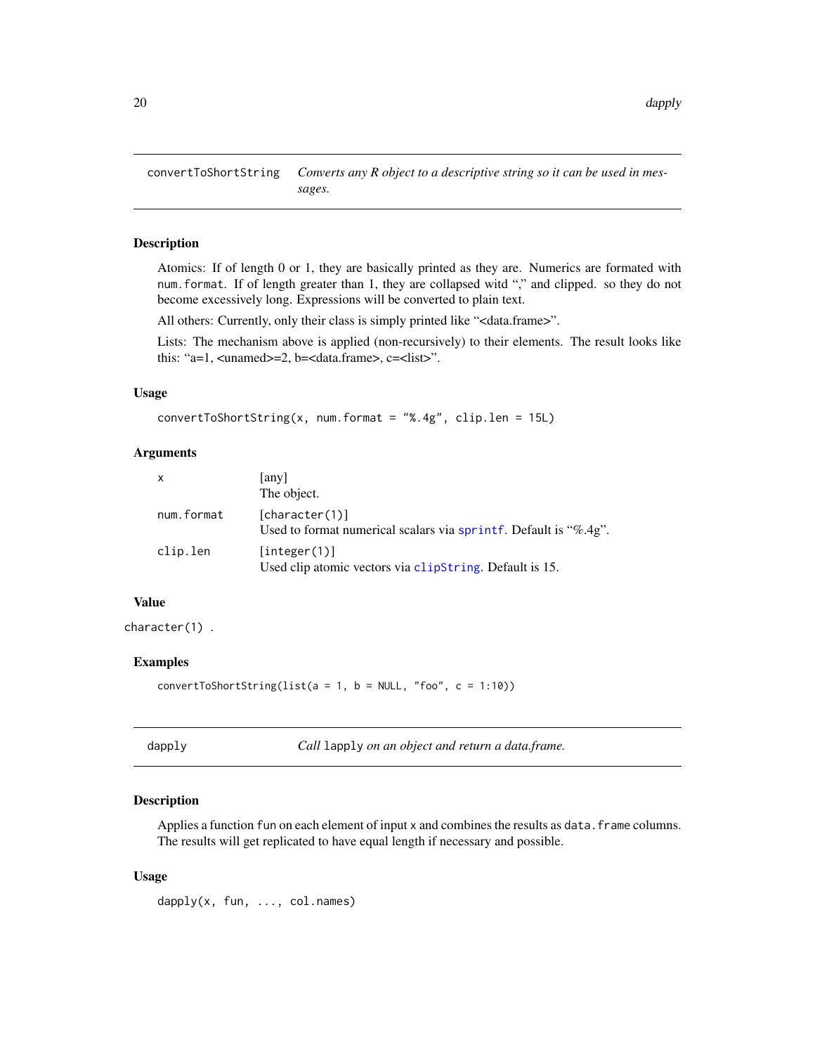## convertToShortString — *Converts any R object to a descriptive string so it can be used in messages.*

### Description

Atomics: If of length 0 or 1, they are basically printed as they are. Numerics are formated with `num.format`. If of length greater than 1, they are collapsed witd "," and clipped. so they do not become excessively long. Expressions will be converted to plain text.

All others: Currently, only their class is simply printed like "<data.frame>".

Lists: The mechanism above is applied (non-recursively) to their elements. The result looks like this: "a=1, <unamed>=2, b=<data.frame>, c=<list>".

### Usage

```
convertToShortString(x, num.format = "%.4g", clip.len = 15L)
```

### Arguments

| | |
|---|---|
| `x` | [any]<br>The object. |
| `num.format` | [`character(1)`]<br>Used to format numerical scalars via `sprintf`. Default is "%.4g". |
| `clip.len` | [`integer(1)`]<br>Used clip atomic vectors via `clipString`. Default is 15. |

### Value

`character(1)` .

### Examples

```
convertToShortString(list(a = 1, b = NULL, "foo", c = 1:10))
```

## dapply — *Call `lapply` on an object and return a data.frame.*

### Description

Applies a function `fun` on each element of input `x` and combines the results as `data.frame` columns. The results will get replicated to have equal length if necessary and possible.

### Usage

```
dapply(x, fun, ..., col.names)
```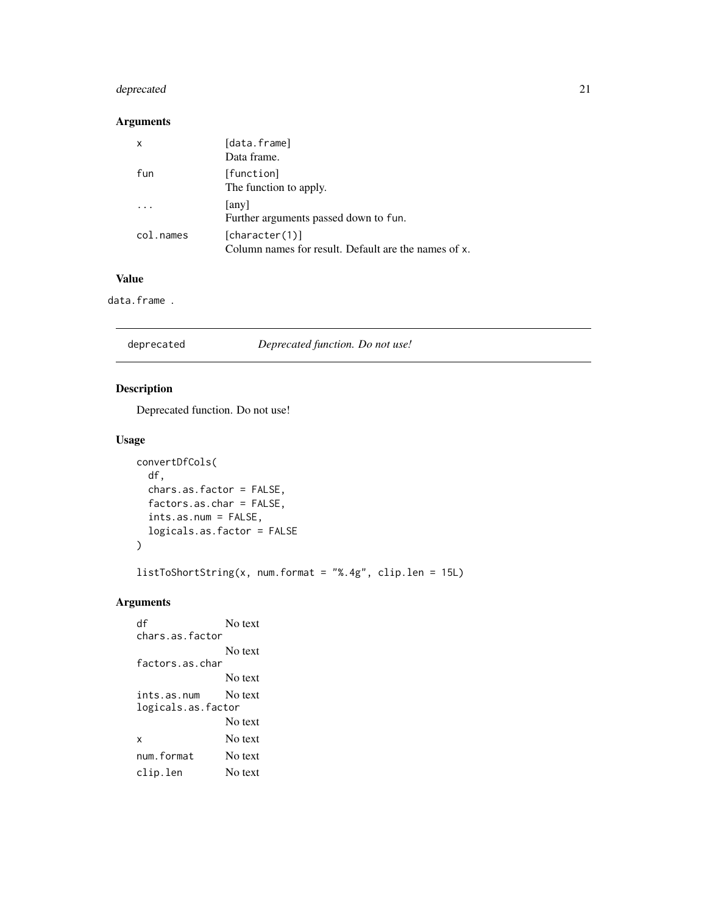### Arguments

| | |
|---|---|
| x | [data.frame]<br>Data frame. |
| fun | [function]<br>The function to apply. |
| ... | [any]<br>Further arguments passed down to fun. |
| col.names | [character(1)]<br>Column names for result. Default are the names of x. |

### Value

data.frame .

## deprecated — *Deprecated function. Do not use!*

### Description

Deprecated function. Do not use!

### Usage

```
convertDfCols(
  df,
  chars.as.factor = FALSE,
  factors.as.char = FALSE,
  ints.as.num = FALSE,
  logicals.as.factor = FALSE
)

listToShortString(x, num.format = "%.4g", clip.len = 15L)
```

### Arguments

| | |
|---|---|
| df | No text |
| chars.as.factor | No text |
| factors.as.char | No text |
| ints.as.num | No text |
| logicals.as.factor | No text |
| x | No text |
| num.format | No text |
| clip.len | No text |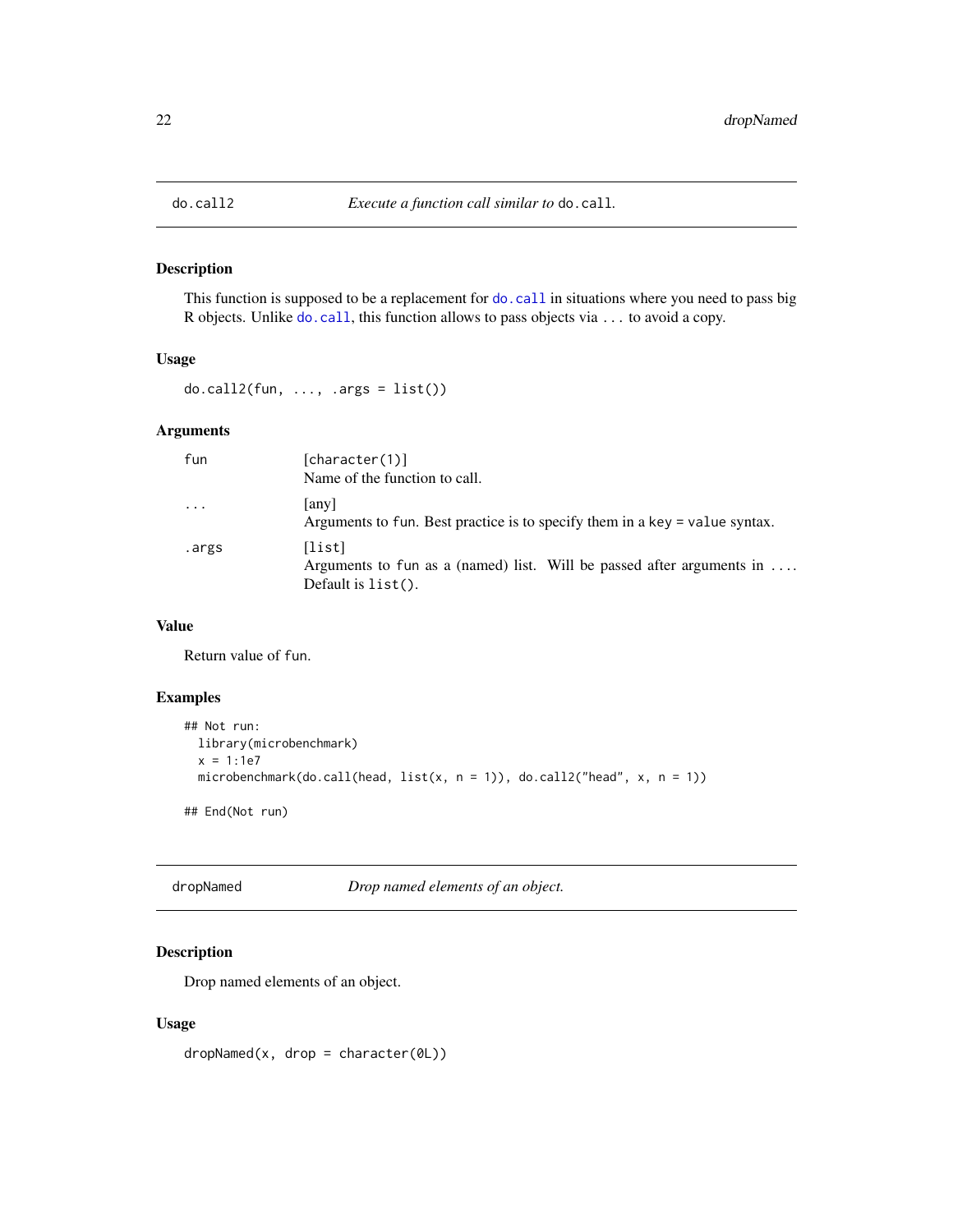## do.call2 — *Execute a function call similar to* `do.call`.

### Description

This function is supposed to be a replacement for `do.call` in situations where you need to pass big R objects. Unlike `do.call`, this function allows to pass objects via `...` to avoid a copy.

### Usage

```
do.call2(fun, ..., .args = list())
```

### Arguments

| | |
|---|---|
| `fun` | [character(1)]<br>Name of the function to call. |
| `...` | [any]<br>Arguments to `fun`. Best practice is to specify them in a `key = value` syntax. |
| `.args` | [list]<br>Arguments to `fun` as a (named) list. Will be passed after arguments in `...`. Default is `list()`. |

### Value

Return value of `fun`.

### Examples

```
## Not run:
  library(microbenchmark)
  x = 1:1e7
  microbenchmark(do.call(head, list(x, n = 1)), do.call2("head", x, n = 1))

## End(Not run)
```

## dropNamed — *Drop named elements of an object.*

### Description

Drop named elements of an object.

### Usage

```
dropNamed(x, drop = character(0L))
```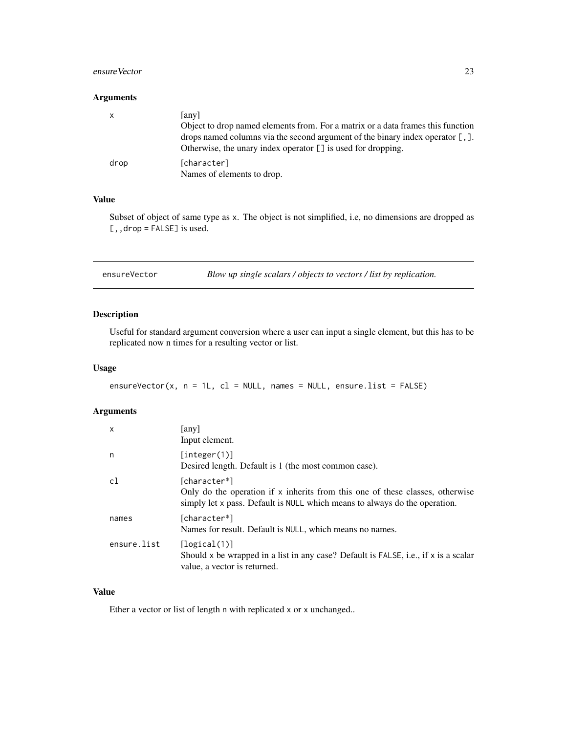### Arguments

| | |
|---|---|
| x | [any] <br> Object to drop named elements from. For a matrix or a data frames this function drops named columns via the second argument of the binary index operator `[,]`. Otherwise, the unary index operator `[]` is used for dropping. |
| drop | [character] <br> Names of elements to drop. |

### Value

Subset of object of same type as `x`. The object is not simplified, i.e, no dimensions are dropped as `[,,drop = FALSE]` is used.

---

## ensureVector — *Blow up single scalars / objects to vectors / list by replication.*

---

### Description

Useful for standard argument conversion where a user can input a single element, but this has to be replicated now n times for a resulting vector or list.

### Usage

```
ensureVector(x, n = 1L, cl = NULL, names = NULL, ensure.list = FALSE)
```

### Arguments

| | |
|---|---|
| x | [any] <br> Input element. |
| n | [integer(1)] <br> Desired length. Default is 1 (the most common case). |
| cl | [character*] <br> Only do the operation if `x` inherits from this one of these classes, otherwise simply let `x` pass. Default is `NULL` which means to always do the operation. |
| names | [character*] <br> Names for result. Default is `NULL`, which means no names. |
| ensure.list | [logical(1)] <br> Should `x` be wrapped in a list in any case? Default is `FALSE`, i.e., if `x` is a scalar value, a vector is returned. |

### Value

Ether a vector or list of length `n` with replicated `x` or `x` unchanged..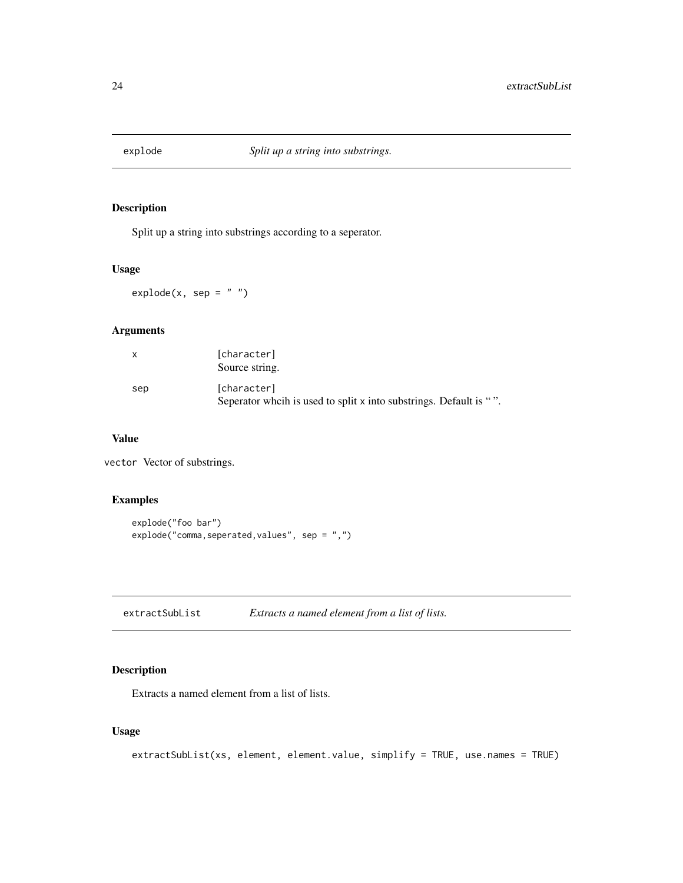## explode — *Split up a string into substrings.*

### Description

Split up a string into substrings according to a seperator.

### Usage

```
explode(x, sep = " ")
```

### Arguments

| | |
|---|---|
| x | [character] <br> Source string. |
| sep | [character] <br> Seperator whcih is used to split x into substrings. Default is " ". |

### Value

vector Vector of substrings.

### Examples

```
explode("foo bar")
explode("comma,seperated,values", sep = ",")
```

## extractSubList — *Extracts a named element from a list of lists.*

### Description

Extracts a named element from a list of lists.

### Usage

```
extractSubList(xs, element, element.value, simplify = TRUE, use.names = TRUE)
```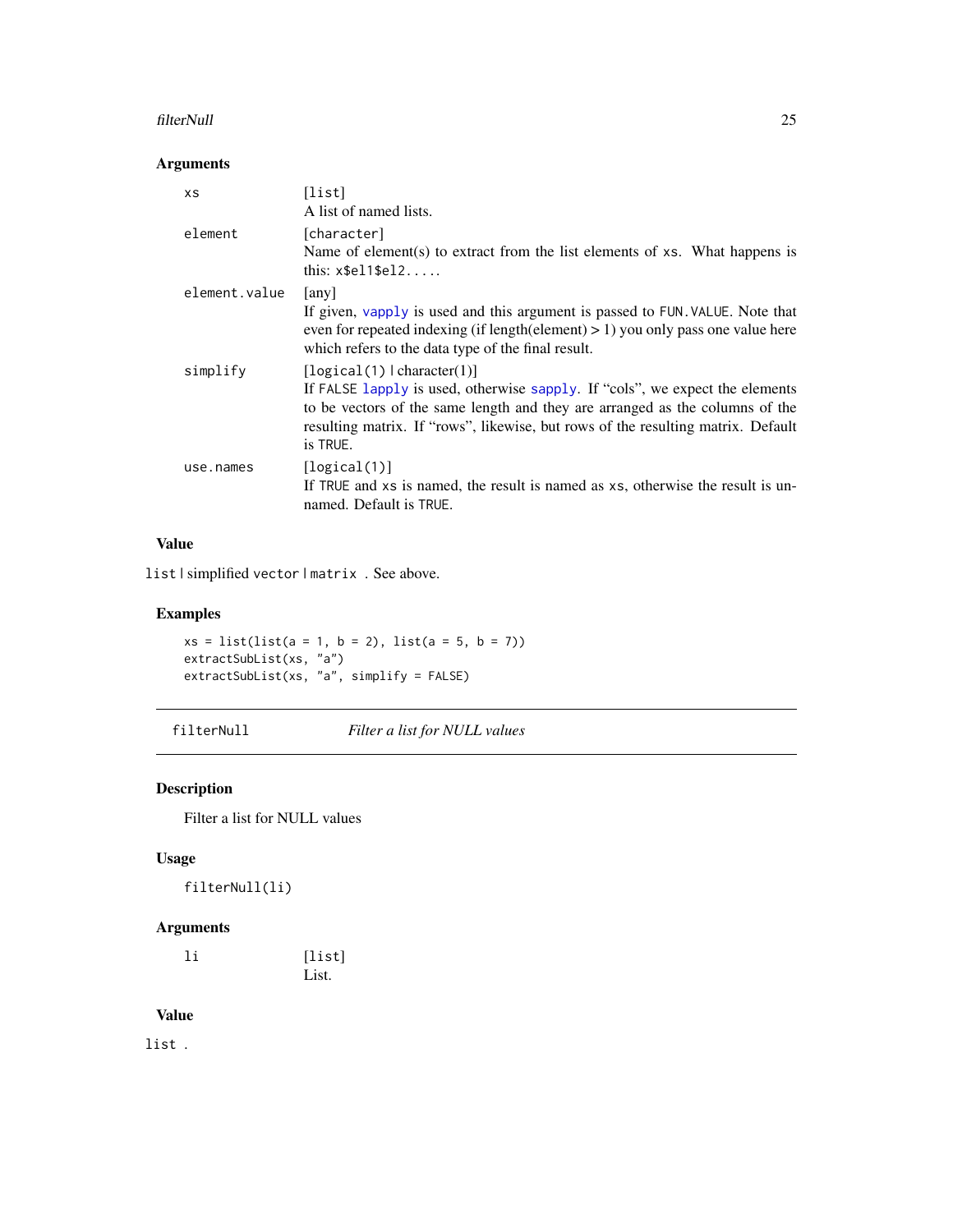### Arguments

| | |
|---|---|
| xs | [list]<br>A list of named lists. |
| element | [character]<br>Name of element(s) to extract from the list elements of xs. What happens is this: x$el1$el2..... |
| element.value | [any]<br>If given, vapply is used and this argument is passed to FUN.VALUE. Note that even for repeated indexing (if length(element) > 1) you only pass one value here which refers to the data type of the final result. |
| simplify | [logical(1) \| character(1)]<br>If FALSE lapply is used, otherwise sapply. If "cols", we expect the elements to be vectors of the same length and they are arranged as the columns of the resulting matrix. If "rows", likewise, but rows of the resulting matrix. Default is TRUE. |
| use.names | [logical(1)]<br>If TRUE and xs is named, the result is named as xs, otherwise the result is unnamed. Default is TRUE. |

### Value

list | simplified vector | matrix . See above.

### Examples

```
xs = list(list(a = 1, b = 2), list(a = 5, b = 7))
extractSubList(xs, "a")
extractSubList(xs, "a", simplify = FALSE)
```

---

## filterNull — *Filter a list for NULL values*

### Description

Filter a list for NULL values

### Usage

```
filterNull(li)
```

### Arguments

| | |
|---|---|
| li | [list]<br>List. |

### Value

list .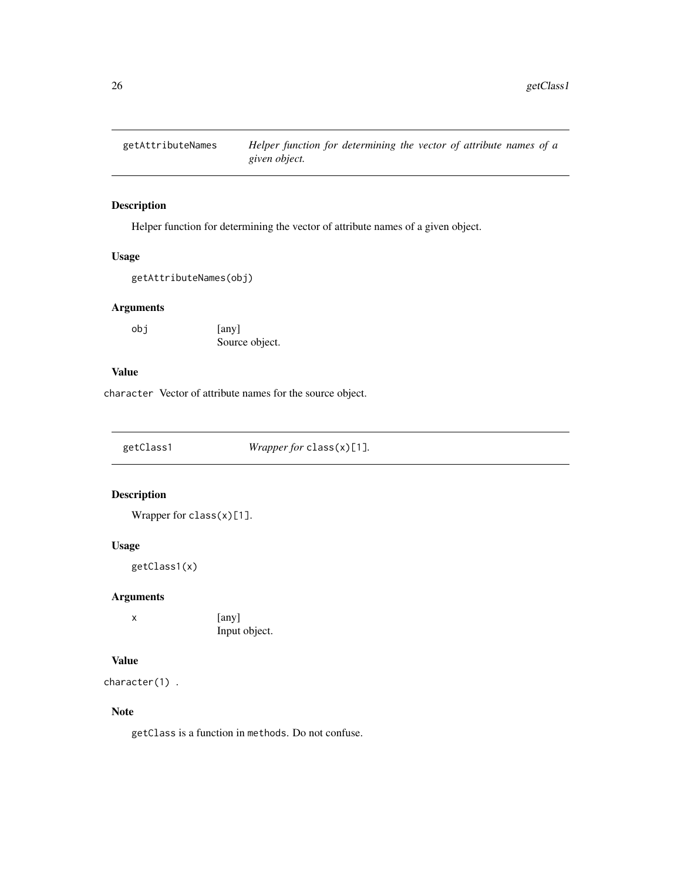## getAttributeNames — *Helper function for determining the vector of attribute names of a given object.*

### Description

Helper function for determining the vector of attribute names of a given object.

### Usage

```
getAttributeNames(obj)
```

### Arguments

| | |
|---|---|
| `obj` | [any]<br>Source object. |

### Value

`character` Vector of attribute names for the source object.

## getClass1 — *Wrapper for* `class(x)[1]`.

### Description

Wrapper for `class(x)[1]`.

### Usage

```
getClass1(x)
```

### Arguments

| | |
|---|---|
| `x` | [any]<br>Input object. |

### Value

`character(1)` .

### Note

`getClass` is a function in `methods`. Do not confuse.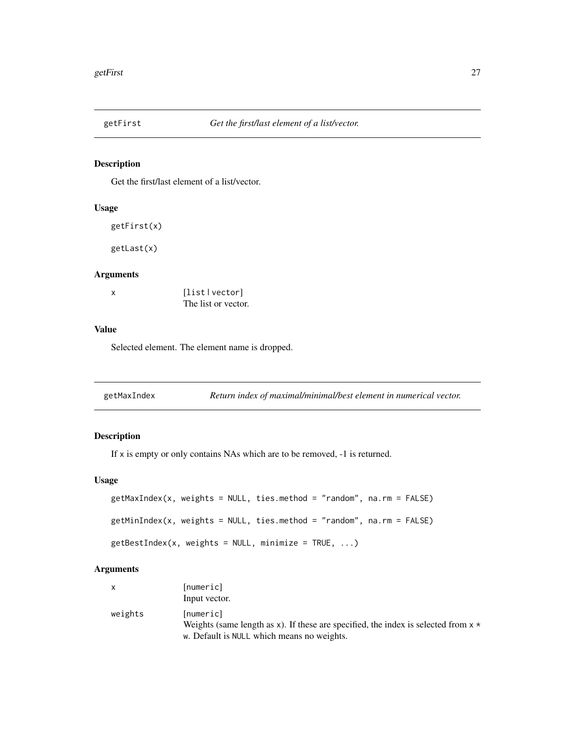## getFirst — *Get the first/last element of a list/vector.*

### Description

Get the first/last element of a list/vector.

### Usage

```
getFirst(x)

getLast(x)
```

### Arguments

| | |
|---|---|
| x | [list \| vector] The list or vector. |

### Value

Selected element. The element name is dropped.

## getMaxIndex — *Return index of maximal/minimal/best element in numerical vector.*

### Description

If `x` is empty or only contains NAs which are to be removed, -1 is returned.

### Usage

```
getMaxIndex(x, weights = NULL, ties.method = "random", na.rm = FALSE)

getMinIndex(x, weights = NULL, ties.method = "random", na.rm = FALSE)

getBestIndex(x, weights = NULL, minimize = TRUE, ...)
```

### Arguments

| | |
|---|---|
| x | [numeric] Input vector. |
| weights | [numeric] Weights (same length as `x`). If these are specified, the index is selected from `x * w`. Default is `NULL` which means no weights. |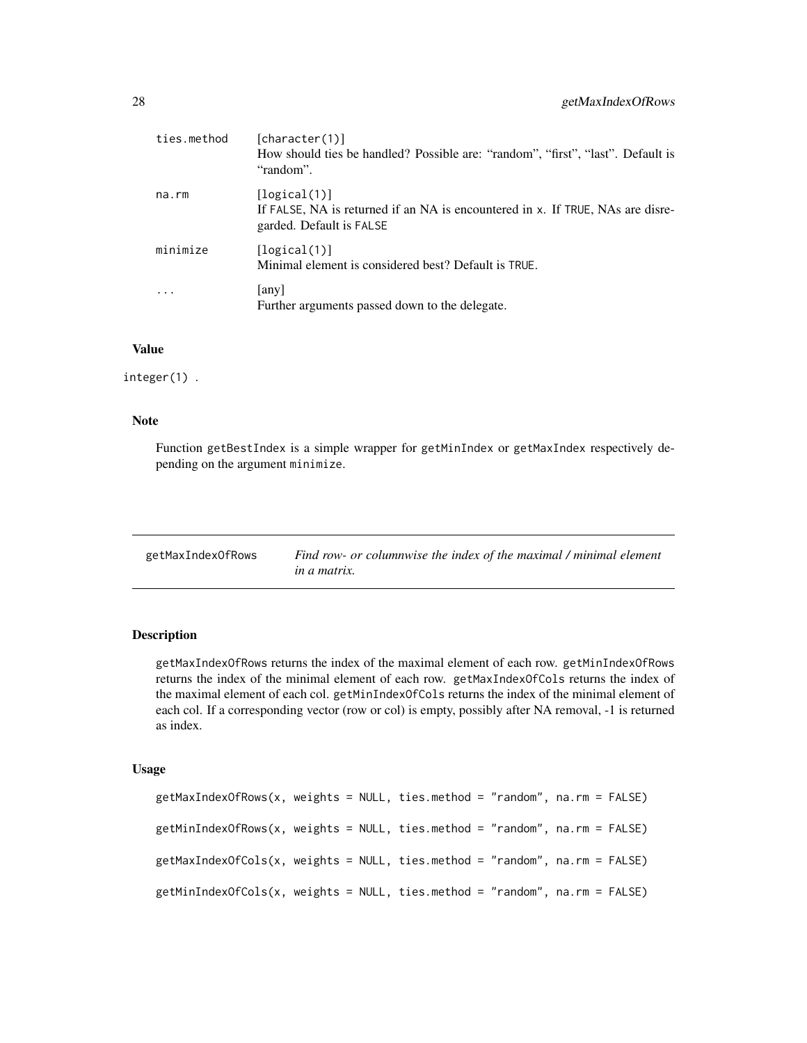| | |
|---|---|
| ties.method | [character(1)]<br>How should ties be handled? Possible are: "random", "first", "last". Default is "random". |
| na.rm | [logical(1)]<br>If FALSE, NA is returned if an NA is encountered in x. If TRUE, NAs are disregarded. Default is FALSE |
| minimize | [logical(1)]<br>Minimal element is considered best? Default is TRUE. |
| ... | [any]<br>Further arguments passed down to the delegate. |

### Value

integer(1) .

### Note

Function getBestIndex is a simple wrapper for getMinIndex or getMaxIndex respectively depending on the argument minimize.

---

## getMaxIndexOfRows — *Find row- or columnwise the index of the maximal / minimal element in a matrix.*

---

### Description

getMaxIndexOfRows returns the index of the maximal element of each row. getMinIndexOfRows returns the index of the minimal element of each row. getMaxIndexOfCols returns the index of the maximal element of each col. getMinIndexOfCols returns the index of the minimal element of each col. If a corresponding vector (row or col) is empty, possibly after NA removal, -1 is returned as index.

### Usage

```
getMaxIndexOfRows(x, weights = NULL, ties.method = "random", na.rm = FALSE)

getMinIndexOfRows(x, weights = NULL, ties.method = "random", na.rm = FALSE)

getMaxIndexOfCols(x, weights = NULL, ties.method = "random", na.rm = FALSE)

getMinIndexOfCols(x, weights = NULL, ties.method = "random", na.rm = FALSE)
```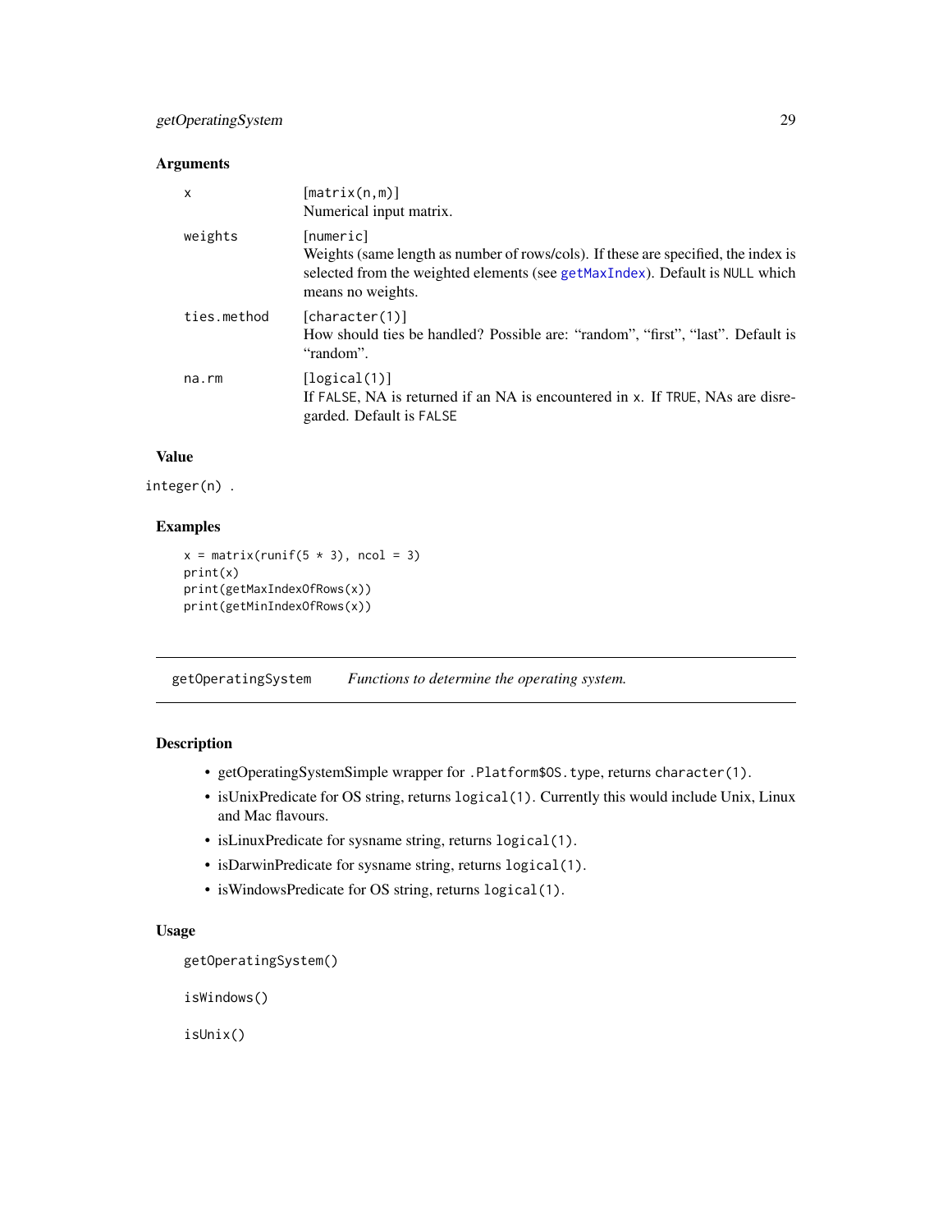### Arguments

| | |
|---|---|
| `x` | `[matrix(n,m)]` Numerical input matrix. |
| `weights` | `[numeric]` Weights (same length as number of rows/cols). If these are specified, the index is selected from the weighted elements (see `getMaxIndex`). Default is `NULL` which means no weights. |
| `ties.method` | `[character(1)]` How should ties be handled? Possible are: "random", "first", "last". Default is "random". |
| `na.rm` | `[logical(1)]` If `FALSE`, NA is returned if an NA is encountered in `x`. If `TRUE`, NAs are disregarded. Default is `FALSE` |

### Value

`integer(n)` .

### Examples

```
x = matrix(runif(5 * 3), ncol = 3)
print(x)
print(getMaxIndexOfRows(x))
print(getMinIndexOfRows(x))
```

---

## `getOperatingSystem` *Functions to determine the operating system.*

---

### Description

- getOperatingSystemSimple wrapper for `.Platform$OS.type`, returns `character(1)`.
- isUnixPredicate for OS string, returns `logical(1)`. Currently this would include Unix, Linux and Mac flavours.
- isLinuxPredicate for sysname string, returns `logical(1)`.
- isDarwinPredicate for sysname string, returns `logical(1)`.
- isWindowsPredicate for OS string, returns `logical(1)`.

### Usage

```
getOperatingSystem()

isWindows()

isUnix()
```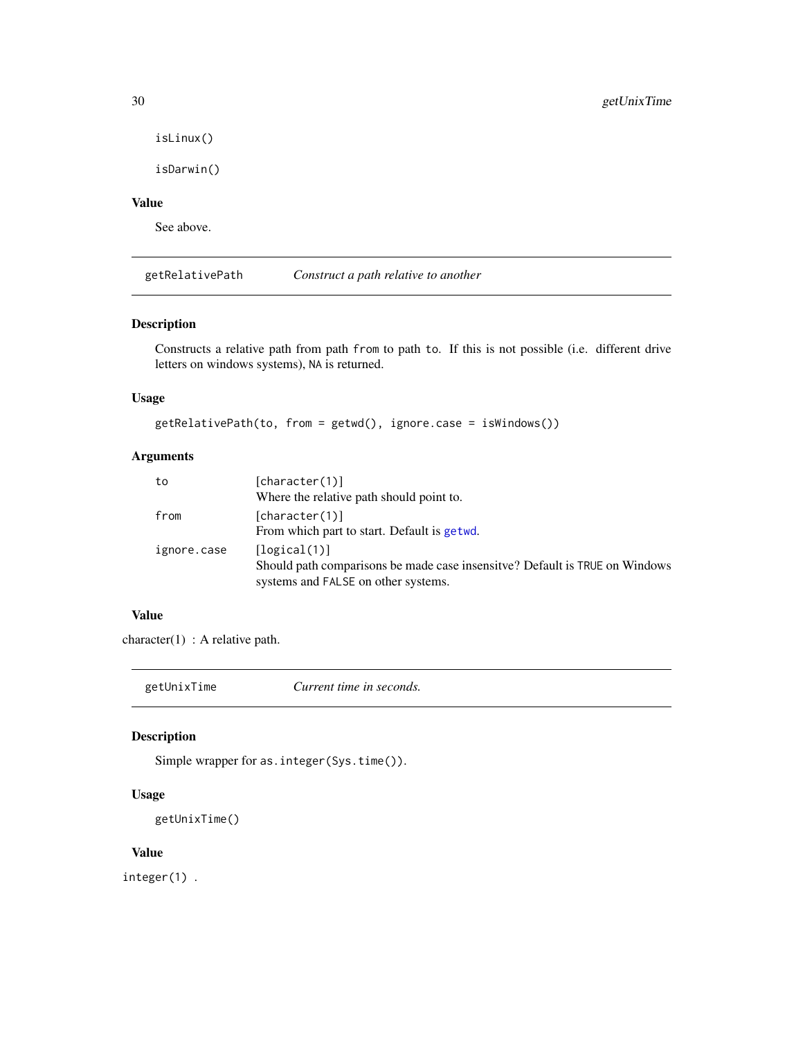```
isLinux()

isDarwin()
```

### Value

See above.

## getRelativePath — *Construct a path relative to another*

### Description

Constructs a relative path from path `from` to path `to`. If this is not possible (i.e. different drive letters on windows systems), `NA` is returned.

### Usage

```
getRelativePath(to, from = getwd(), ignore.case = isWindows())
```

### Arguments

| | |
|---|---|
| `to` | [character(1)]<br>Where the relative path should point to. |
| `from` | [character(1)]<br>From which part to start. Default is `getwd`. |
| `ignore.case` | [logical(1)]<br>Should path comparisons be made case insensitve? Default is `TRUE` on Windows systems and `FALSE` on other systems. |

### Value

character(1) : A relative path.

## getUnixTime — *Current time in seconds.*

### Description

Simple wrapper for `as.integer(Sys.time())`.

### Usage

```
getUnixTime()
```

### Value

`integer(1)` .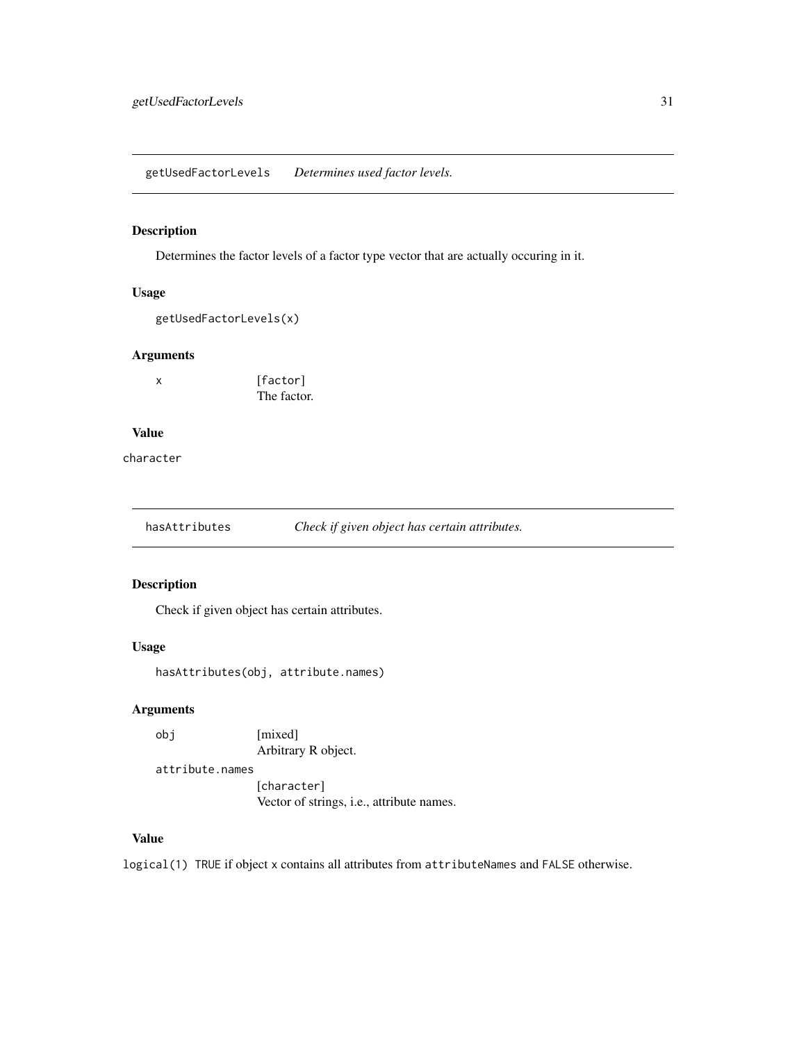## `getUsedFactorLevels` *Determines used factor levels.*

### Description

Determines the factor levels of a factor type vector that are actually occuring in it.

### Usage

```
getUsedFactorLevels(x)
```

### Arguments

| | |
|---|---|
| `x` | [factor]<br>The factor. |

### Value

`character`

## `hasAttributes` *Check if given object has certain attributes.*

### Description

Check if given object has certain attributes.

### Usage

```
hasAttributes(obj, attribute.names)
```

### Arguments

| | |
|---|---|
| `obj` | [mixed]<br>Arbitrary R object. |
| `attribute.names` | [character]<br>Vector of strings, i.e., attribute names. |

### Value

`logical(1)` `TRUE` if object `x` contains all attributes from `attributeNames` and `FALSE` otherwise.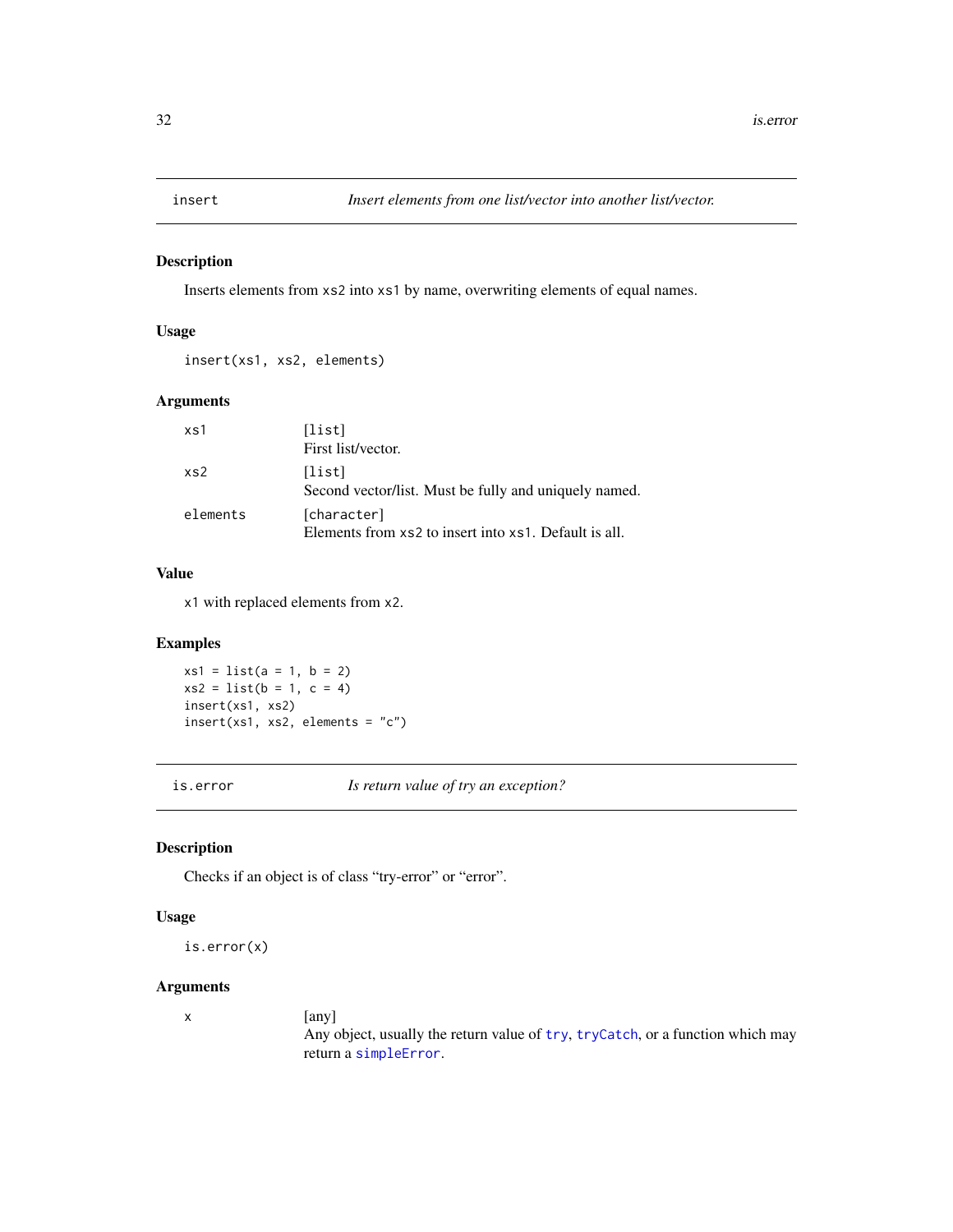## insert — *Insert elements from one list/vector into another list/vector.*

### Description

Inserts elements from `xs2` into `xs1` by name, overwriting elements of equal names.

### Usage

```
insert(xs1, xs2, elements)
```

### Arguments

| | |
|---|---|
| `xs1` | `[list]` First list/vector. |
| `xs2` | `[list]` Second vector/list. Must be fully and uniquely named. |
| `elements` | `[character]` Elements from `xs2` to insert into `xs1`. Default is all. |

### Value

`x1` with replaced elements from `x2`.

### Examples

```
xs1 = list(a = 1, b = 2)
xs2 = list(b = 1, c = 4)
insert(xs1, xs2)
insert(xs1, xs2, elements = "c")
```

## is.error — *Is return value of try an exception?*

### Description

Checks if an object is of class “try-error” or “error”.

### Usage

```
is.error(x)
```

### Arguments

| | |
|---|---|
| `x` | [any] Any object, usually the return value of `try`, `tryCatch`, or a function which may return a `simpleError`. |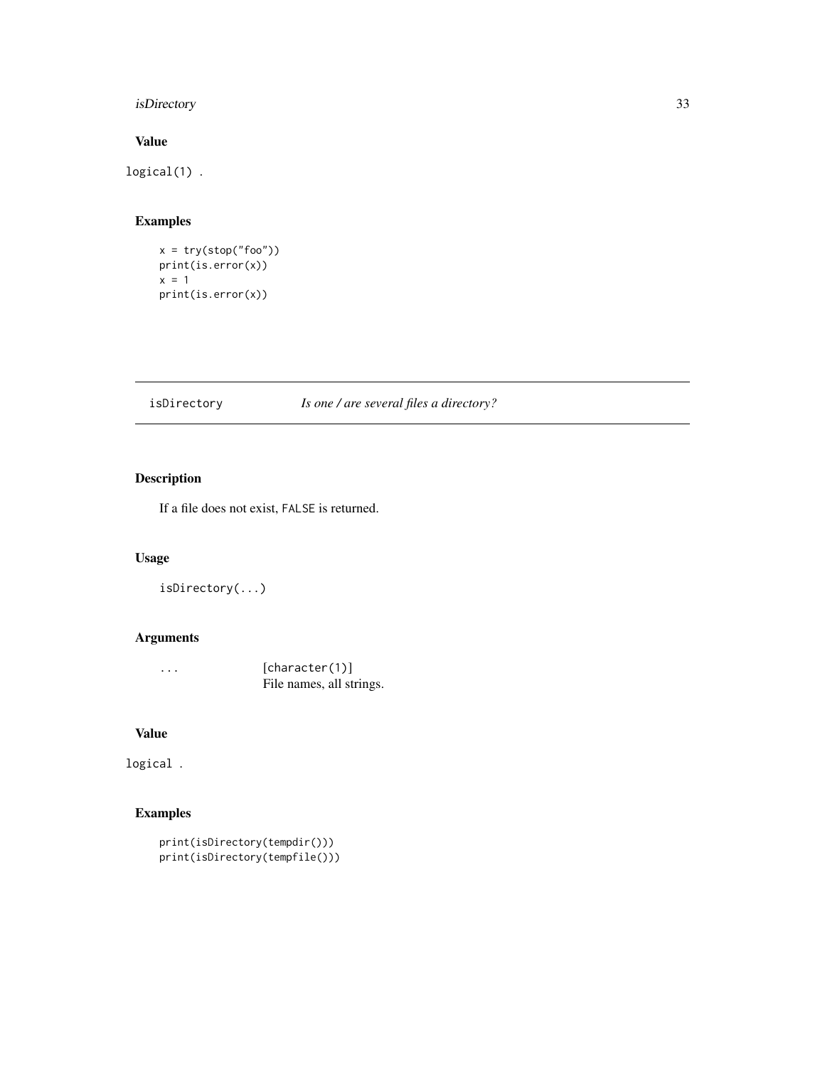### Value

`logical(1)` .

### Examples

```
x = try(stop("foo"))
print(is.error(x))
x = 1
print(is.error(x))
```

---

## isDirectory — *Is one / are several files a directory?*

---

### Description

If a file does not exist, `FALSE` is returned.

### Usage

```
isDirectory(...)
```

### Arguments

| | |
|---|---|
| `...` | [character(1)] File names, all strings. |

### Value

`logical` .

### Examples

```
print(isDirectory(tempdir()))
print(isDirectory(tempfile()))
```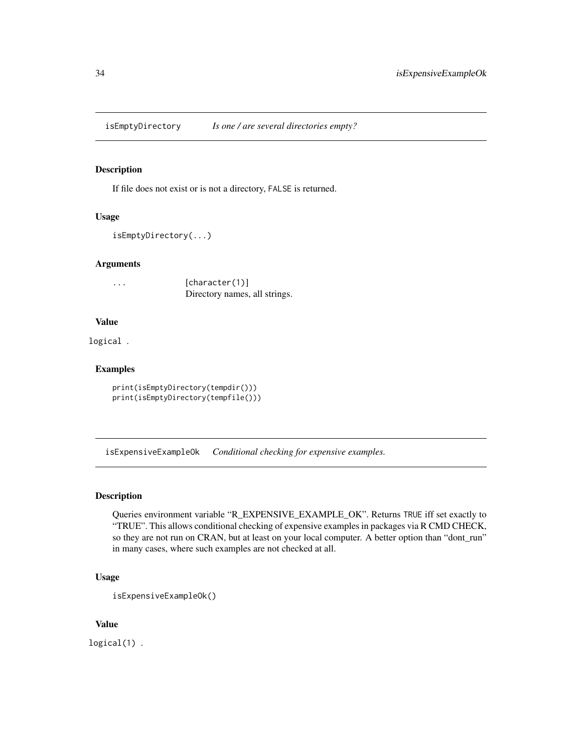## isEmptyDirectory *Is one / are several directories empty?*

### Description

If file does not exist or is not a directory, FALSE is returned.

### Usage

```
isEmptyDirectory(...)
```

### Arguments

| | |
|---|---|
| ... | [character(1)] Directory names, all strings. |

### Value

logical .

### Examples

```
print(isEmptyDirectory(tempdir()))
print(isEmptyDirectory(tempfile()))
```

## isExpensiveExampleOk *Conditional checking for expensive examples.*

### Description

Queries environment variable "R_EXPENSIVE_EXAMPLE_OK". Returns TRUE iff set exactly to "TRUE". This allows conditional checking of expensive examples in packages via R CMD CHECK, so they are not run on CRAN, but at least on your local computer. A better option than "dont_run" in many cases, where such examples are not checked at all.

### Usage

```
isExpensiveExampleOk()
```

### Value

logical(1) .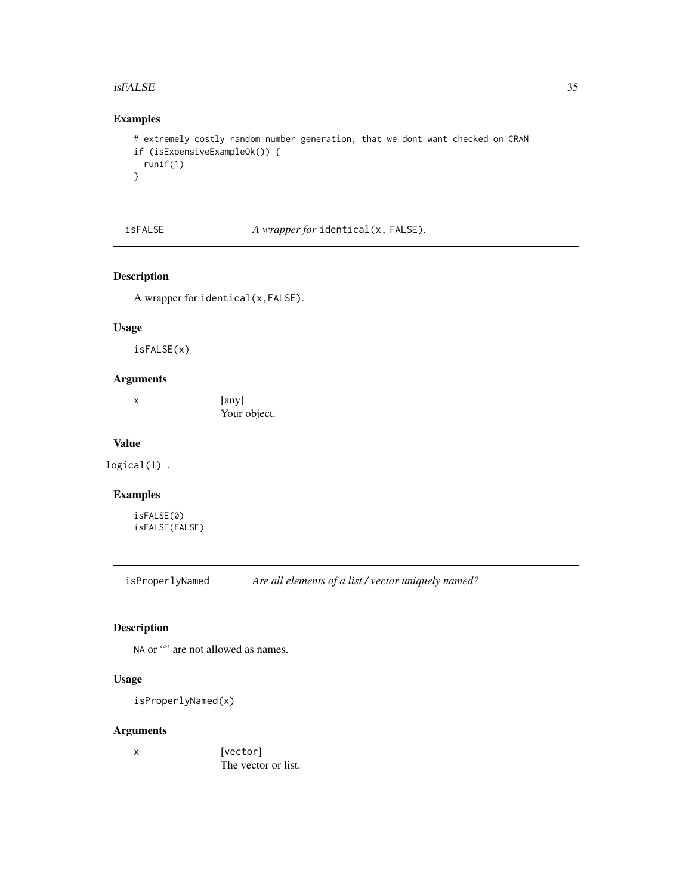## Examples

```
# extremely costly random number generation, that we dont want checked on CRAN
if (isExpensiveExampleOk()) {
  runif(1)
}
```

---

## isFALSE — *A wrapper for* `identical(x, FALSE)`.

### Description

A wrapper for `identical(x,FALSE)`.

### Usage

```
isFALSE(x)
```

### Arguments

| | |
|---|---|
| x | [any]<br>Your object. |

### Value

`logical(1)` .

### Examples

```
isFALSE(0)
isFALSE(FALSE)
```

---

## isProperlyNamed — *Are all elements of a list / vector uniquely named?*

### Description

`NA` or “” are not allowed as names.

### Usage

```
isProperlyNamed(x)
```

### Arguments

| | |
|---|---|
| x | [`vector`]<br>The vector or list. |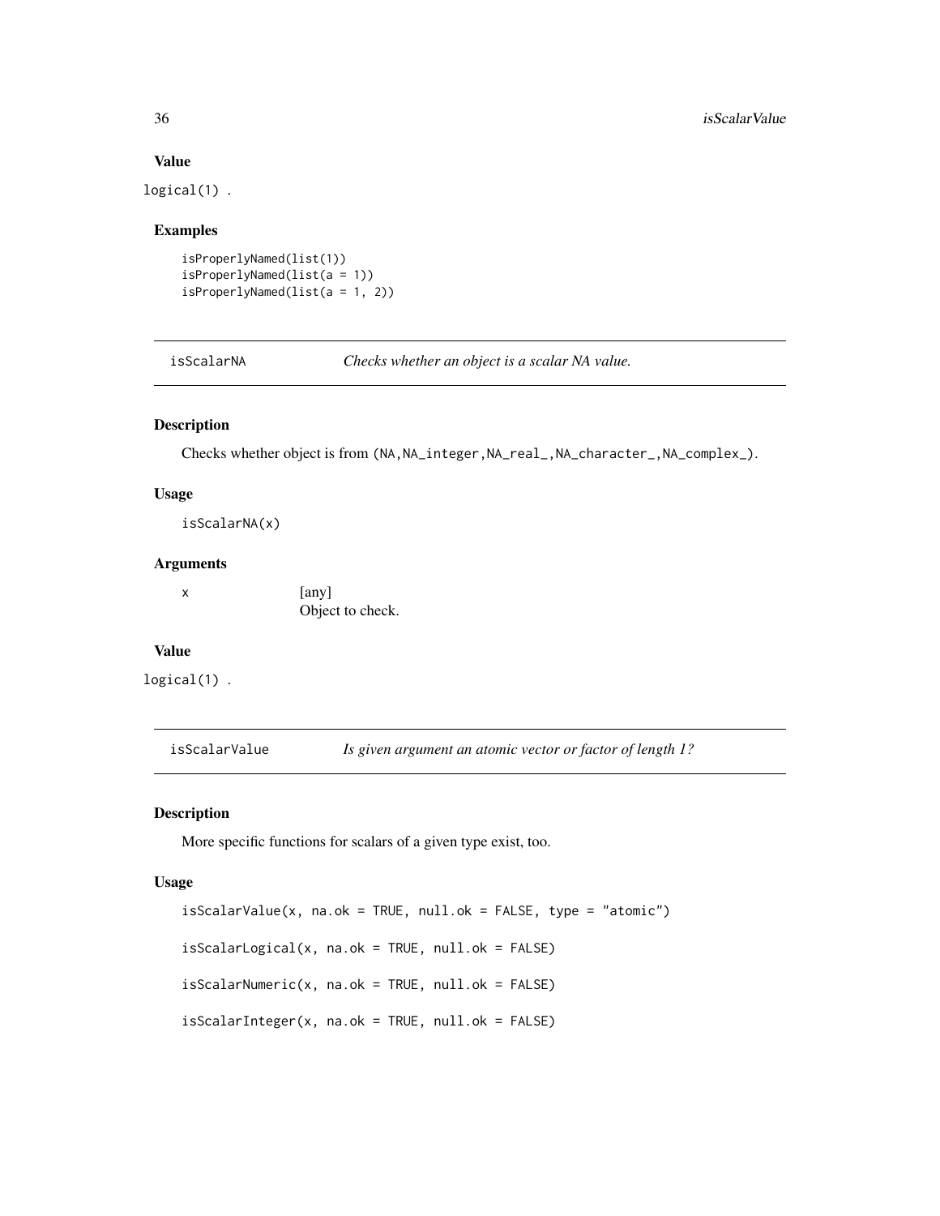### Value

logical(1) .

### Examples

```
isProperlyNamed(list(1))
isProperlyNamed(list(a = 1))
isProperlyNamed(list(a = 1, 2))
```

## isScalarNA — *Checks whether an object is a scalar NA value.*

### Description

Checks whether object is from (NA,NA_integer,NA_real_,NA_character_,NA_complex_).

### Usage

```
isScalarNA(x)
```

### Arguments

| | |
|---|---|
| x | [any] Object to check. |

### Value

logical(1) .

## isScalarValue — *Is given argument an atomic vector or factor of length 1?*

### Description

More specific functions for scalars of a given type exist, too.

### Usage

```
isScalarValue(x, na.ok = TRUE, null.ok = FALSE, type = "atomic")

isScalarLogical(x, na.ok = TRUE, null.ok = FALSE)

isScalarNumeric(x, na.ok = TRUE, null.ok = FALSE)

isScalarInteger(x, na.ok = TRUE, null.ok = FALSE)
```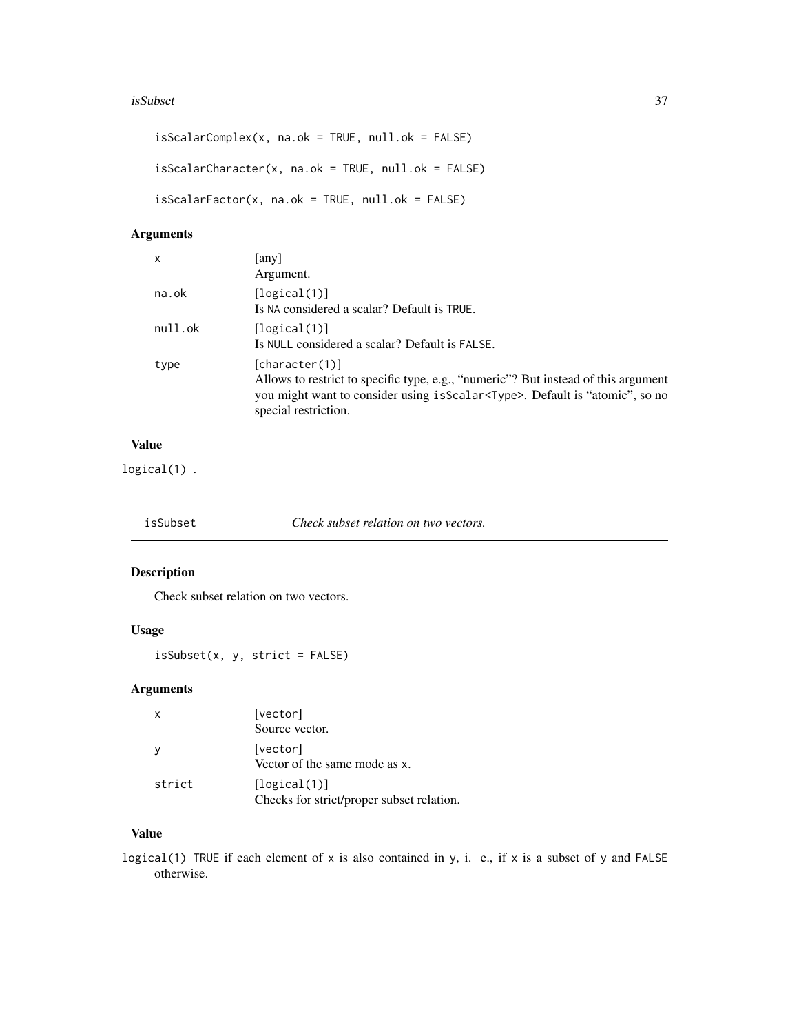```
isScalarComplex(x, na.ok = TRUE, null.ok = FALSE)

isScalarCharacter(x, na.ok = TRUE, null.ok = FALSE)

isScalarFactor(x, na.ok = TRUE, null.ok = FALSE)
```

### Arguments

| | |
|---|---|
| x | [any]<br>Argument. |
| na.ok | [logical(1)]<br>Is NA considered a scalar? Default is TRUE. |
| null.ok | [logical(1)]<br>Is NULL considered a scalar? Default is FALSE. |
| type | [character(1)]<br>Allows to restrict to specific type, e.g., "numeric"? But instead of this argument you might want to consider using isScalar<Type>. Default is "atomic", so no special restriction. |

### Value

logical(1) .

---

## isSubset    *Check subset relation on two vectors.*

---

### Description

Check subset relation on two vectors.

### Usage

```
isSubset(x, y, strict = FALSE)
```

### Arguments

| | |
|---|---|
| x | [vector]<br>Source vector. |
| y | [vector]<br>Vector of the same mode as x. |
| strict | [logical(1)]<br>Checks for strict/proper subset relation. |

### Value

logical(1) TRUE if each element of x is also contained in y, i. e., if x is a subset of y and FALSE otherwise.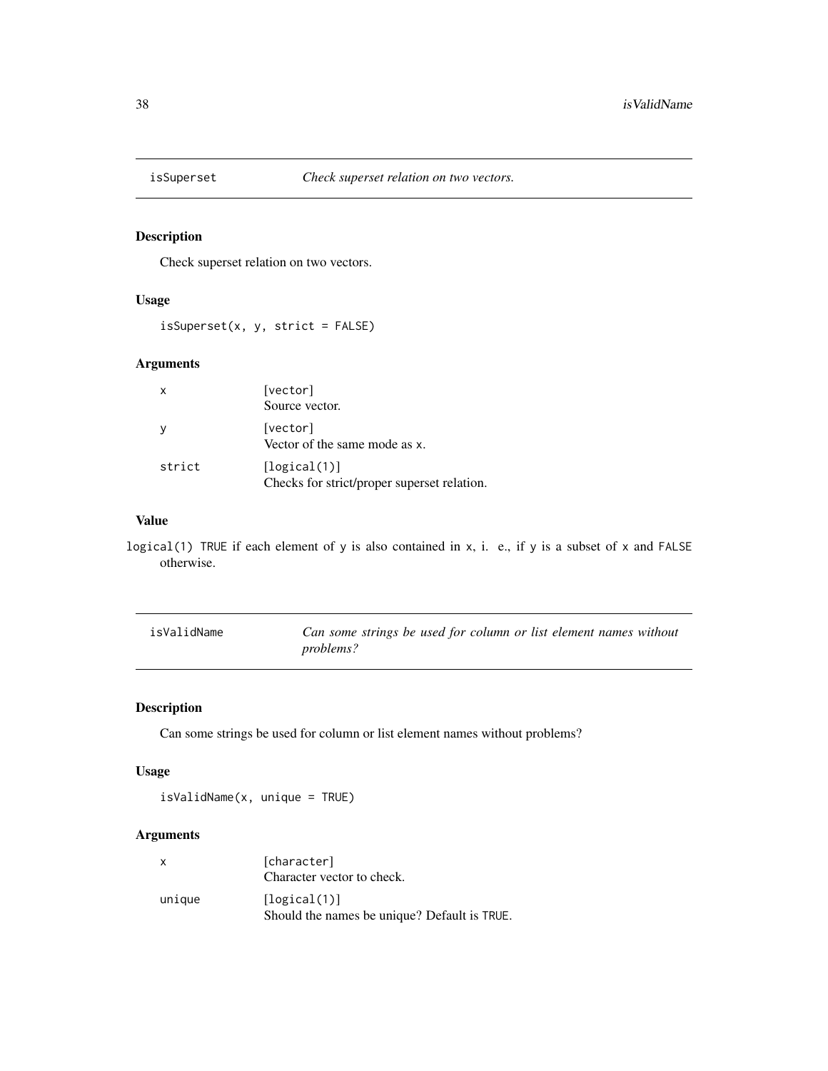## isSuperset *Check superset relation on two vectors.*

### Description

Check superset relation on two vectors.

### Usage

```
isSuperset(x, y, strict = FALSE)
```

### Arguments

| | |
|---|---|
| x | [vector]<br>Source vector. |
| y | [vector]<br>Vector of the same mode as x. |
| strict | [logical(1)]<br>Checks for strict/proper superset relation. |

### Value

logical(1) TRUE if each element of y is also contained in x, i. e., if y is a subset of x and FALSE otherwise.

## isValidName *Can some strings be used for column or list element names without problems?*

### Description

Can some strings be used for column or list element names without problems?

### Usage

```
isValidName(x, unique = TRUE)
```

### Arguments

| | |
|---|---|
| x | [character]<br>Character vector to check. |
| unique | [logical(1)]<br>Should the names be unique? Default is TRUE. |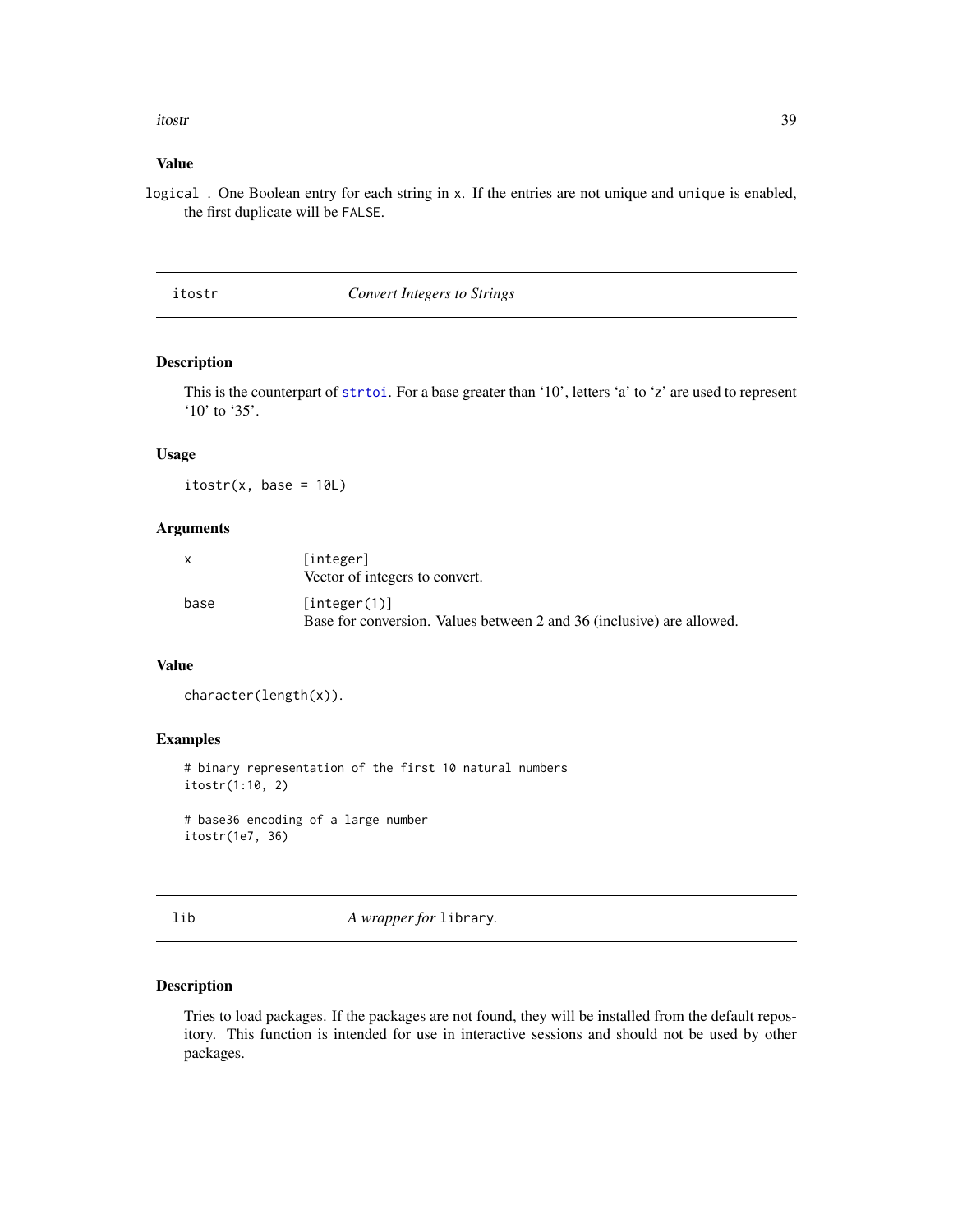### Value

`logical` . One Boolean entry for each string in `x`. If the entries are not unique and `unique` is enabled, the first duplicate will be `FALSE`.

---

## itostr — *Convert Integers to Strings*

### Description

This is the counterpart of `strtoi`. For a base greater than '10', letters 'a' to 'z' are used to represent '10' to '35'.

### Usage

```
itostr(x, base = 10L)
```

### Arguments

| | |
|---|---|
| x | `[integer]` Vector of integers to convert. |
| base | `[integer(1)]` Base for conversion. Values between 2 and 36 (inclusive) are allowed. |

### Value

`character(length(x))`.

### Examples

```
# binary representation of the first 10 natural numbers
itostr(1:10, 2)

# base36 encoding of a large number
itostr(1e7, 36)
```

---

## lib — *A wrapper for* `library`.

### Description

Tries to load packages. If the packages are not found, they will be installed from the default repository. This function is intended for use in interactive sessions and should not be used by other packages.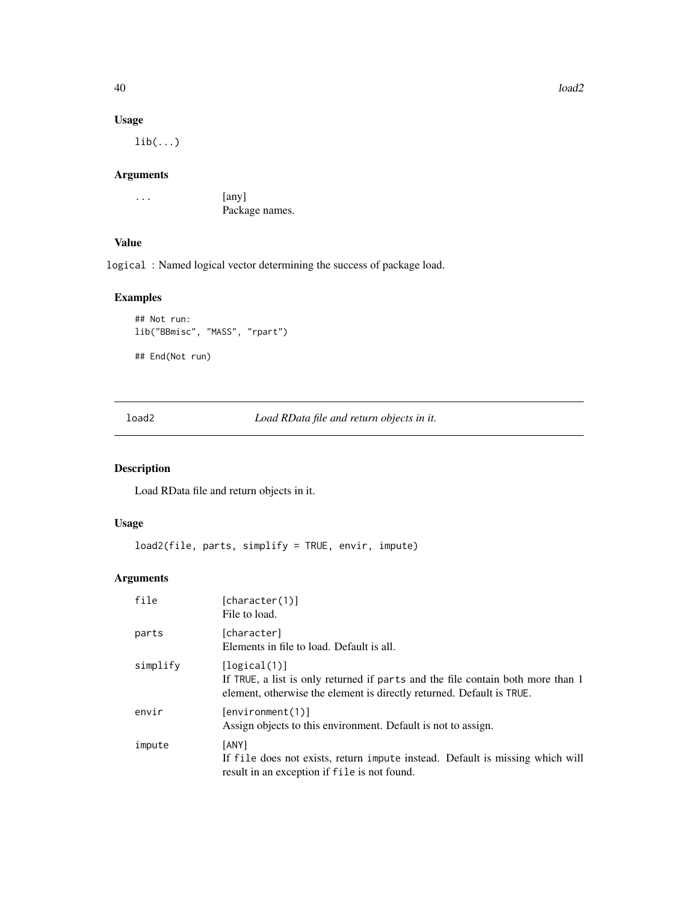### Usage

```
lib(...)
```

### Arguments

| | |
|---|---|
| ... | [any]<br>Package names. |

### Value

logical : Named logical vector determining the success of package load.

### Examples

```
## Not run:
lib("BBmisc", "MASS", "rpart")

## End(Not run)
```

---

## load2 — *Load RData file and return objects in it.*

### Description

Load RData file and return objects in it.

### Usage

```
load2(file, parts, simplify = TRUE, envir, impute)
```

### Arguments

| | |
|---|---|
| file | [character(1)]<br>File to load. |
| parts | [character]<br>Elements in file to load. Default is all. |
| simplify | [logical(1)]<br>If TRUE, a list is only returned if parts and the file contain both more than 1 element, otherwise the element is directly returned. Default is TRUE. |
| envir | [environment(1)]<br>Assign objects to this environment. Default is not to assign. |
| impute | [ANY]<br>If file does not exists, return impute instead. Default is missing which will result in an exception if file is not found. |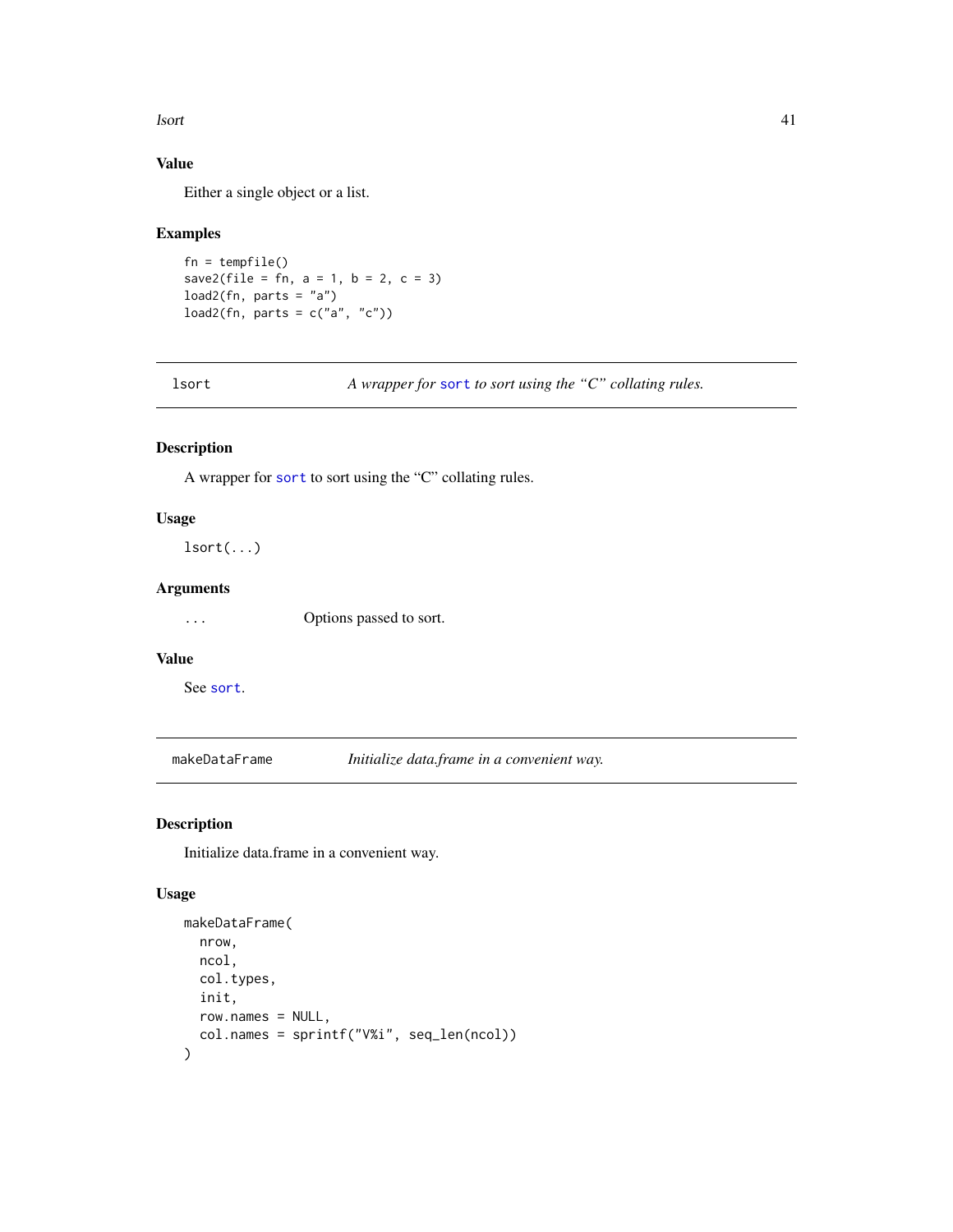## Value

Either a single object or a list.

## Examples

```
fn = tempfile()
save2(file = fn, a = 1, b = 2, c = 3)
load2(fn, parts = "a")
load2(fn, parts = c("a", "c"))
```

---

# lsort — *A wrapper for sort to sort using the "C" collating rules.*

## Description

A wrapper for sort to sort using the "C" collating rules.

## Usage

```
lsort(...)
```

## Arguments

| | |
|---|---|
| ... | Options passed to sort. |

## Value

See sort.

---

# makeDataFrame — *Initialize data.frame in a convenient way.*

## Description

Initialize data.frame in a convenient way.

## Usage

```
makeDataFrame(
  nrow,
  ncol,
  col.types,
  init,
  row.names = NULL,
  col.names = sprintf("V%i", seq_len(ncol))
)
```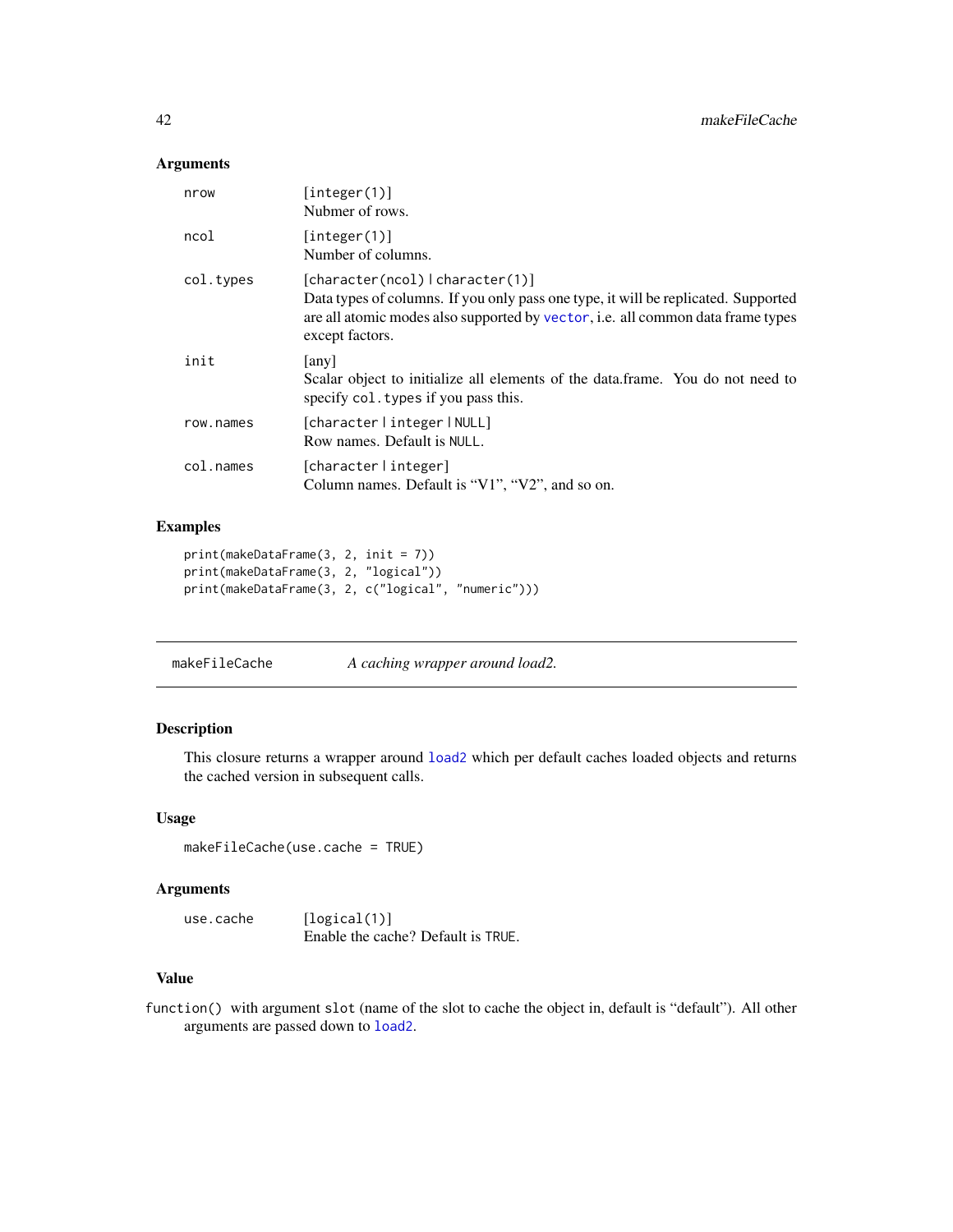### Arguments

| | |
|---|---|
| `nrow` | [integer(1)] Nubmer of rows. |
| `ncol` | [integer(1)] Number of columns. |
| `col.types` | [character(ncol) \| character(1)] Data types of columns. If you only pass one type, it will be replicated. Supported are all atomic modes also supported by `vector`, i.e. all common data frame types except factors. |
| `init` | [any] Scalar object to initialize all elements of the data.frame. You do not need to specify `col.types` if you pass this. |
| `row.names` | [character \| integer \| NULL] Row names. Default is `NULL`. |
| `col.names` | [character \| integer] Column names. Default is "V1", "V2", and so on. |

### Examples

```
print(makeDataFrame(3, 2, init = 7))
print(makeDataFrame(3, 2, "logical"))
print(makeDataFrame(3, 2, c("logical", "numeric")))
```

---

## makeFileCache — *A caching wrapper around load2.*

### Description

This closure returns a wrapper around `load2` which per default caches loaded objects and returns the cached version in subsequent calls.

### Usage

```
makeFileCache(use.cache = TRUE)
```

### Arguments

| | |
|---|---|
| `use.cache` | [logical(1)] Enable the cache? Default is `TRUE`. |

### Value

`function()` with argument `slot` (name of the slot to cache the object in, default is "default"). All other arguments are passed down to `load2`.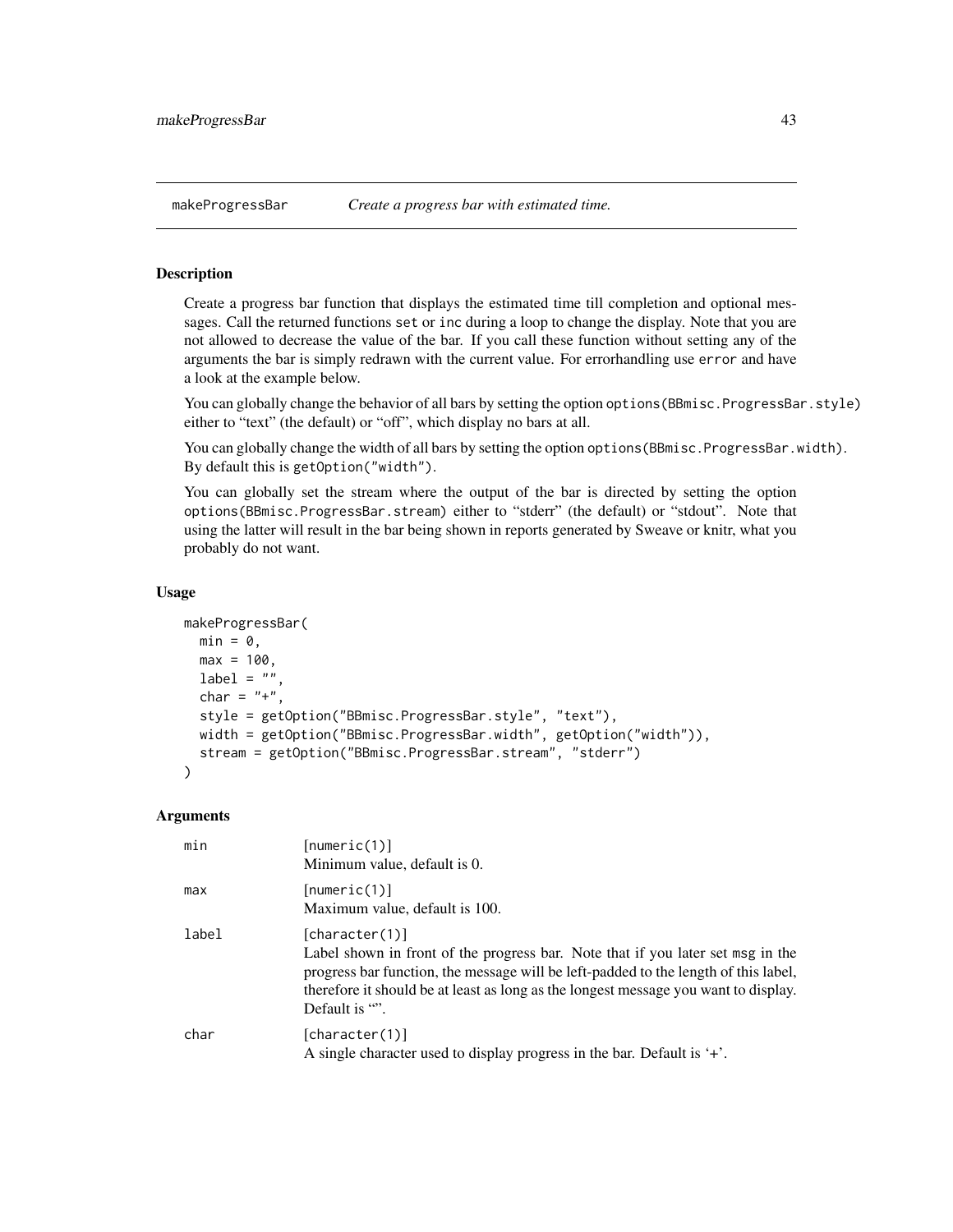makeProgressBar — *Create a progress bar with estimated time.*

## Description

Create a progress bar function that displays the estimated time till completion and optional messages. Call the returned functions `set` or `inc` during a loop to change the display. Note that you are not allowed to decrease the value of the bar. If you call these function without setting any of the arguments the bar is simply redrawn with the current value. For errorhandling use `error` and have a look at the example below.

You can globally change the behavior of all bars by setting the option `options(BBmisc.ProgressBar.style)` either to "text" (the default) or "off", which display no bars at all.

You can globally change the width of all bars by setting the option `options(BBmisc.ProgressBar.width)`. By default this is `getOption("width")`.

You can globally set the stream where the output of the bar is directed by setting the option `options(BBmisc.ProgressBar.stream)` either to "stderr" (the default) or "stdout". Note that using the latter will result in the bar being shown in reports generated by Sweave or knitr, what you probably do not want.

## Usage

```
makeProgressBar(
  min = 0,
  max = 100,
  label = "",
  char = "+",
  style = getOption("BBmisc.ProgressBar.style", "text"),
  width = getOption("BBmisc.ProgressBar.width", getOption("width")),
  stream = getOption("BBmisc.ProgressBar.stream", "stderr")
)
```

## Arguments

| Argument | Description |
|---|---|
| `min` | [numeric(1)] Minimum value, default is 0. |
| `max` | [numeric(1)] Maximum value, default is 100. |
| `label` | [character(1)] Label shown in front of the progress bar. Note that if you later set `msg` in the progress bar function, the message will be left-padded to the length of this label, therefore it should be at least as long as the longest message you want to display. Default is "". |
| `char` | [character(1)] A single character used to display progress in the bar. Default is '+'. |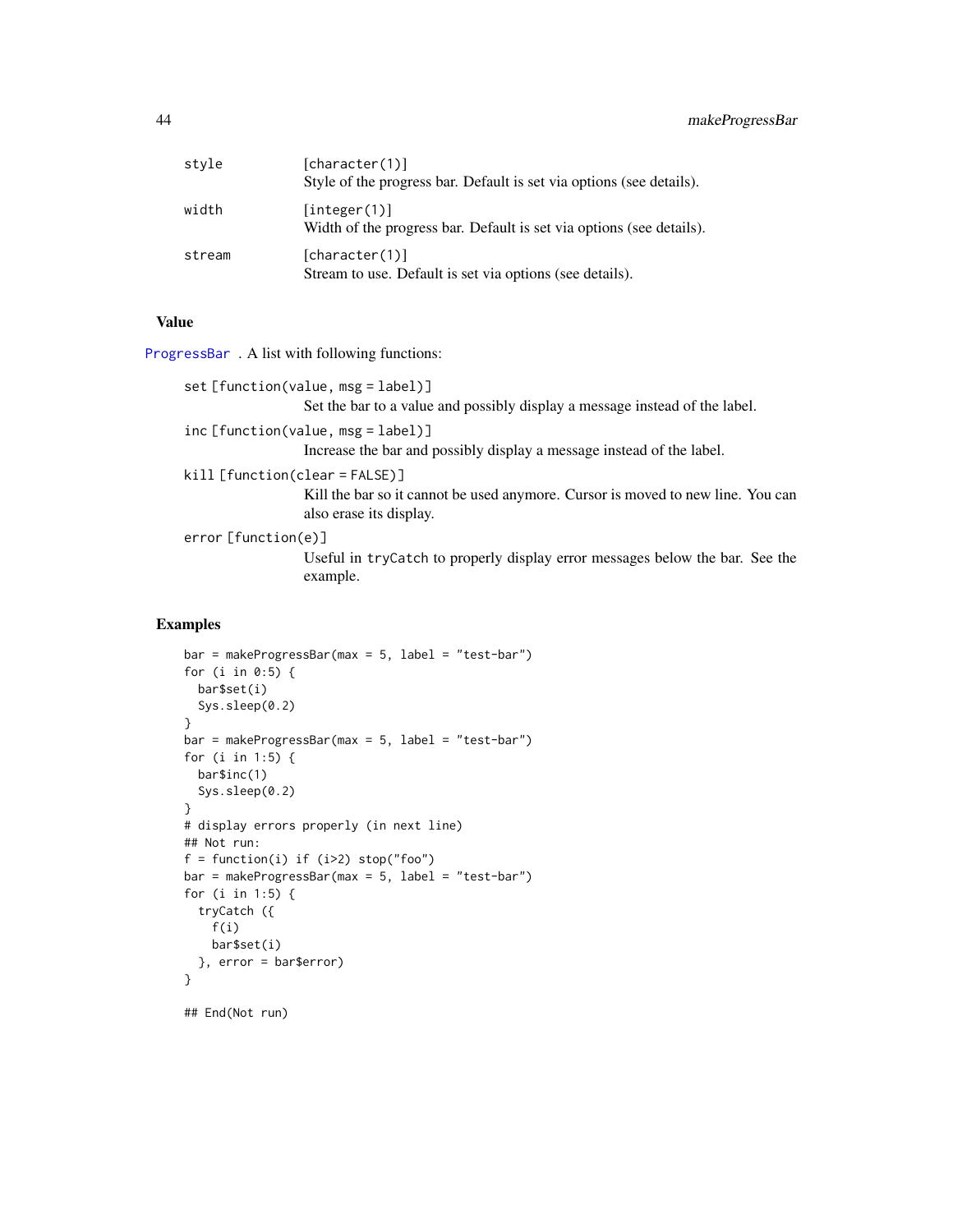| | |
|---|---|
| style | [character(1)]<br>Style of the progress bar. Default is set via options (see details). |
| width | [integer(1)]<br>Width of the progress bar. Default is set via options (see details). |
| stream | [character(1)]<br>Stream to use. Default is set via options (see details). |

## Value

ProgressBar . A list with following functions:

`set [function(value, msg = label)]`
: Set the bar to a value and possibly display a message instead of the label.

`inc [function(value, msg = label)]`
: Increase the bar and possibly display a message instead of the label.

`kill [function(clear = FALSE)]`
: Kill the bar so it cannot be used anymore. Cursor is moved to new line. You can also erase its display.

`error [function(e)]`
: Useful in `tryCatch` to properly display error messages below the bar. See the example.

## Examples

```
bar = makeProgressBar(max = 5, label = "test-bar")
for (i in 0:5) {
  bar$set(i)
  Sys.sleep(0.2)
}
bar = makeProgressBar(max = 5, label = "test-bar")
for (i in 1:5) {
  bar$inc(1)
  Sys.sleep(0.2)
}
# display errors properly (in next line)
## Not run:
f = function(i) if (i>2) stop("foo")
bar = makeProgressBar(max = 5, label = "test-bar")
for (i in 1:5) {
  tryCatch ({
    f(i)
    bar$set(i)
  }, error = bar$error)
}

## End(Not run)
```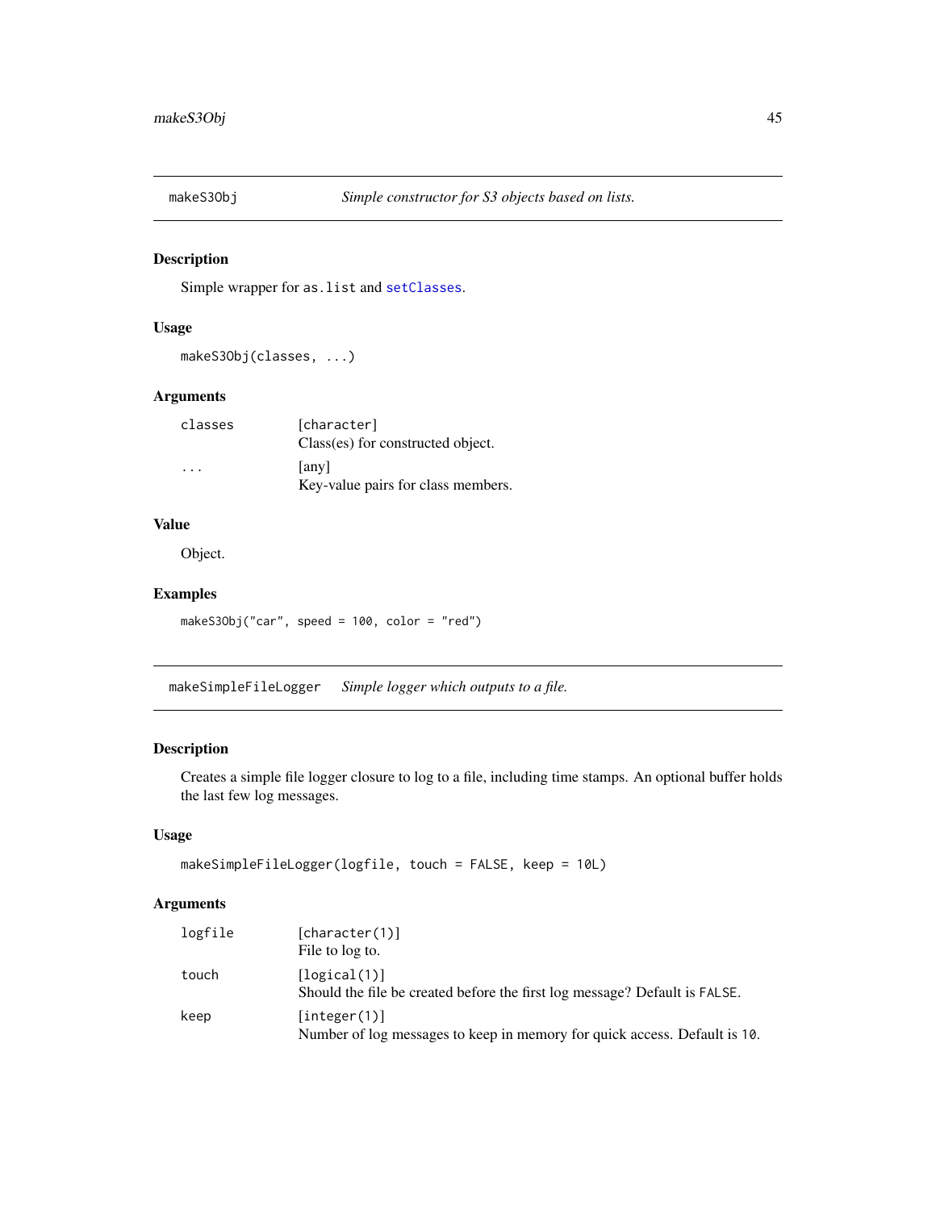## makeS3Obj    *Simple constructor for S3 objects based on lists.*

### Description

Simple wrapper for `as.list` and `setClasses`.

### Usage

```
makeS3Obj(classes, ...)
```

### Arguments

| | |
|---|---|
| `classes` | `[character]`<br>Class(es) for constructed object. |
| `...` | [any]<br>Key-value pairs for class members. |

### Value

Object.

### Examples

```
makeS3Obj("car", speed = 100, color = "red")
```

## makeSimpleFileLogger    *Simple logger which outputs to a file.*

### Description

Creates a simple file logger closure to log to a file, including time stamps. An optional buffer holds the last few log messages.

### Usage

```
makeSimpleFileLogger(logfile, touch = FALSE, keep = 10L)
```

### Arguments

| | |
|---|---|
| `logfile` | `[character(1)]`<br>File to log to. |
| `touch` | `[logical(1)]`<br>Should the file be created before the first log message? Default is `FALSE`. |
| `keep` | `[integer(1)]`<br>Number of log messages to keep in memory for quick access. Default is `10`. |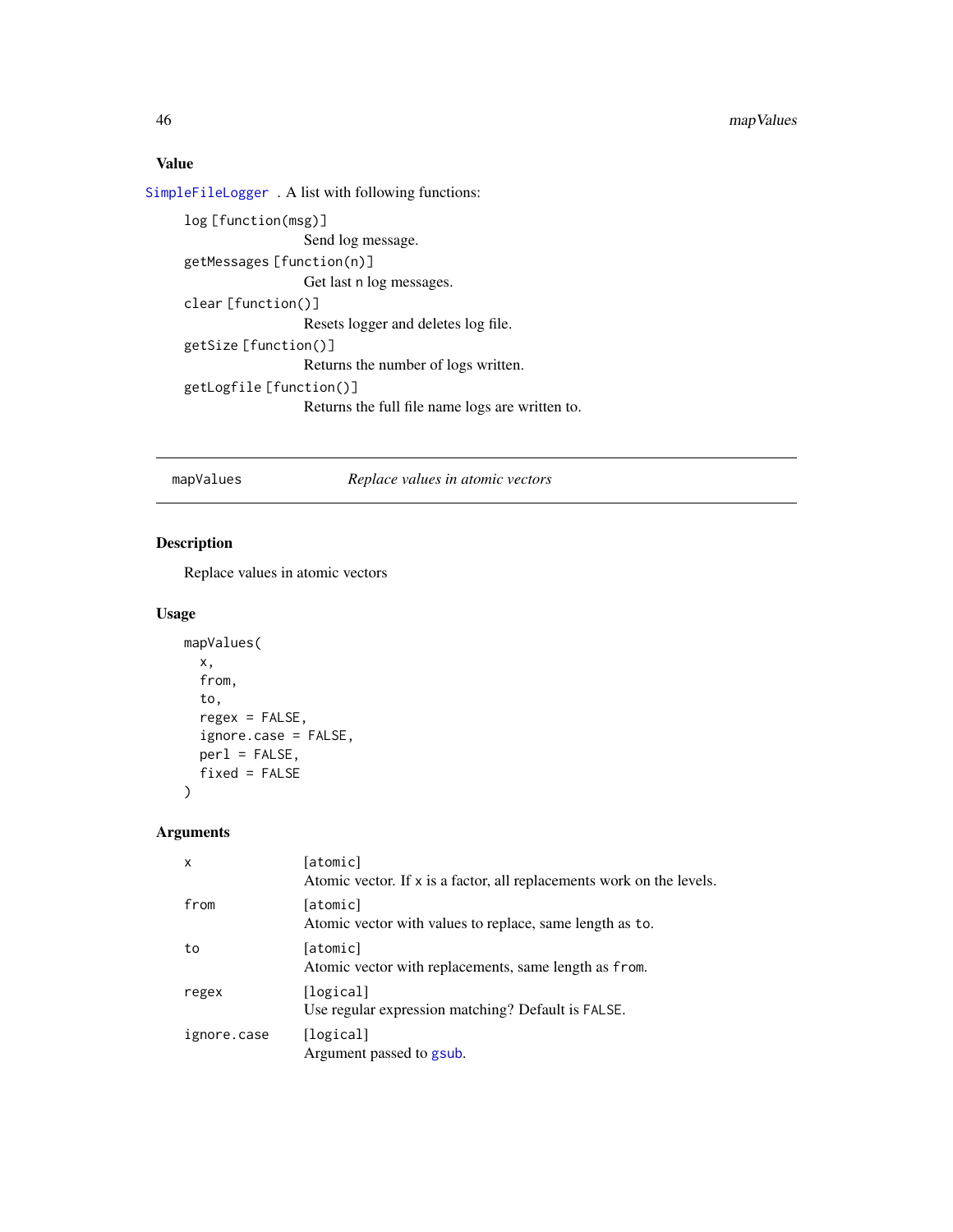## Value

SimpleFileLogger . A list with following functions:

log [function(msg)]
: Send log message.

getMessages [function(n)]
: Get last n log messages.

clear [function()]
: Resets logger and deletes log file.

getSize [function()]
: Returns the number of logs written.

getLogfile [function()]
: Returns the full file name logs are written to.

---

# mapValues — *Replace values in atomic vectors*

## Description

Replace values in atomic vectors

## Usage

```
mapValues(
  x,
  from,
  to,
  regex = FALSE,
  ignore.case = FALSE,
  perl = FALSE,
  fixed = FALSE
)
```

## Arguments

| | |
|---|---|
| x | [atomic]<br>Atomic vector. If x is a factor, all replacements work on the levels. |
| from | [atomic]<br>Atomic vector with values to replace, same length as to. |
| to | [atomic]<br>Atomic vector with replacements, same length as from. |
| regex | [logical]<br>Use regular expression matching? Default is FALSE. |
| ignore.case | [logical]<br>Argument passed to gsub. |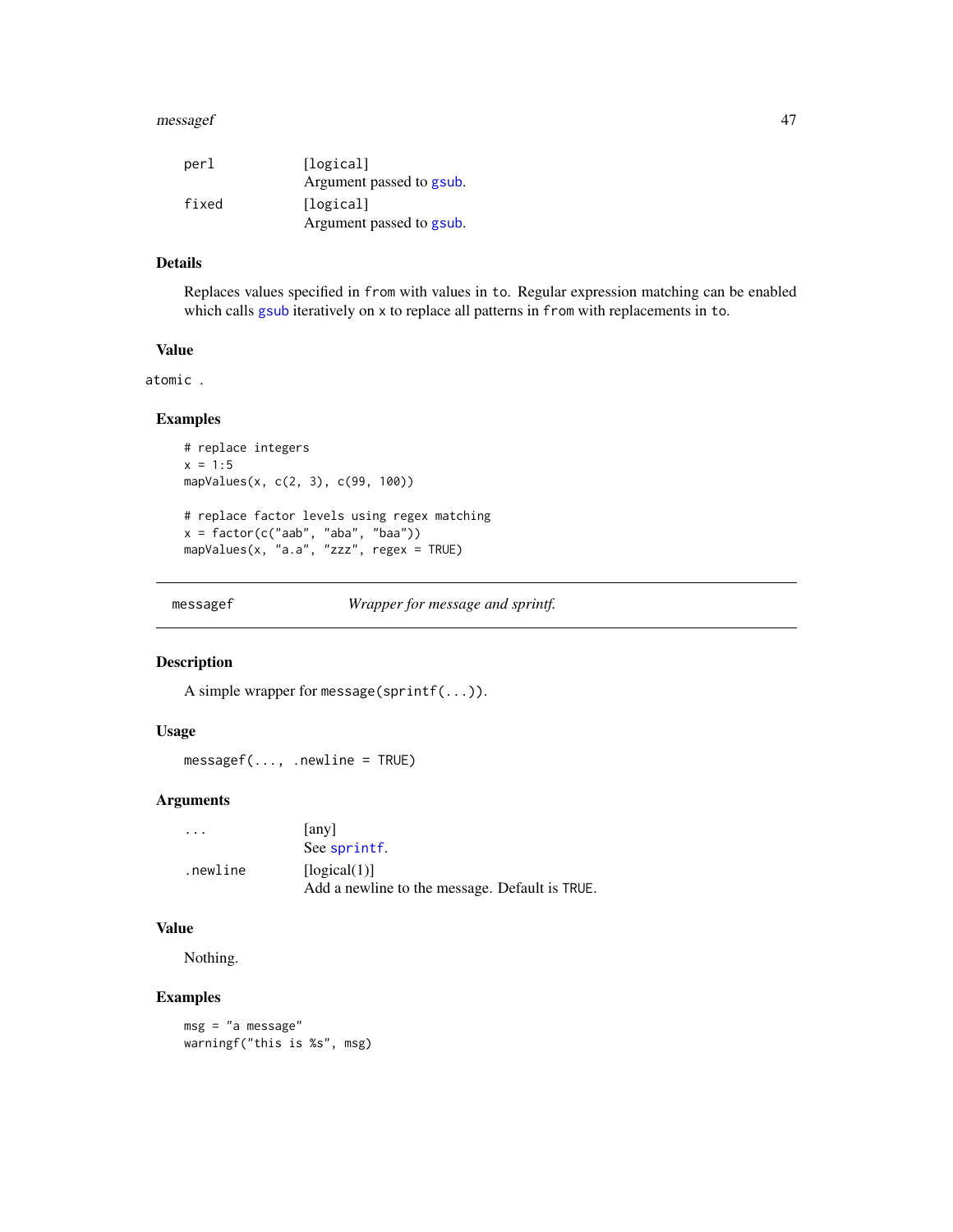| | |
|---|---|
| perl | [logical]<br>Argument passed to gsub. |
| fixed | [logical]<br>Argument passed to gsub. |

### Details

Replaces values specified in `from` with values in `to`. Regular expression matching can be enabled which calls gsub iteratively on `x` to replace all patterns in `from` with replacements in `to`.

### Value

atomic .

### Examples

```
# replace integers
x = 1:5
mapValues(x, c(2, 3), c(99, 100))

# replace factor levels using regex matching
x = factor(c("aab", "aba", "baa"))
mapValues(x, "a.a", "zzz", regex = TRUE)
```

---

## messagef — *Wrapper for message and sprintf.*

### Description

A simple wrapper for `message(sprintf(...))`.

### Usage

```
messagef(..., .newline = TRUE)
```

### Arguments

| | |
|---|---|
| ... | [any]<br>See sprintf. |
| .newline | [logical(1)]<br>Add a newline to the message. Default is `TRUE`. |

### Value

Nothing.

### Examples

```
msg = "a message"
warningf("this is %s", msg)
```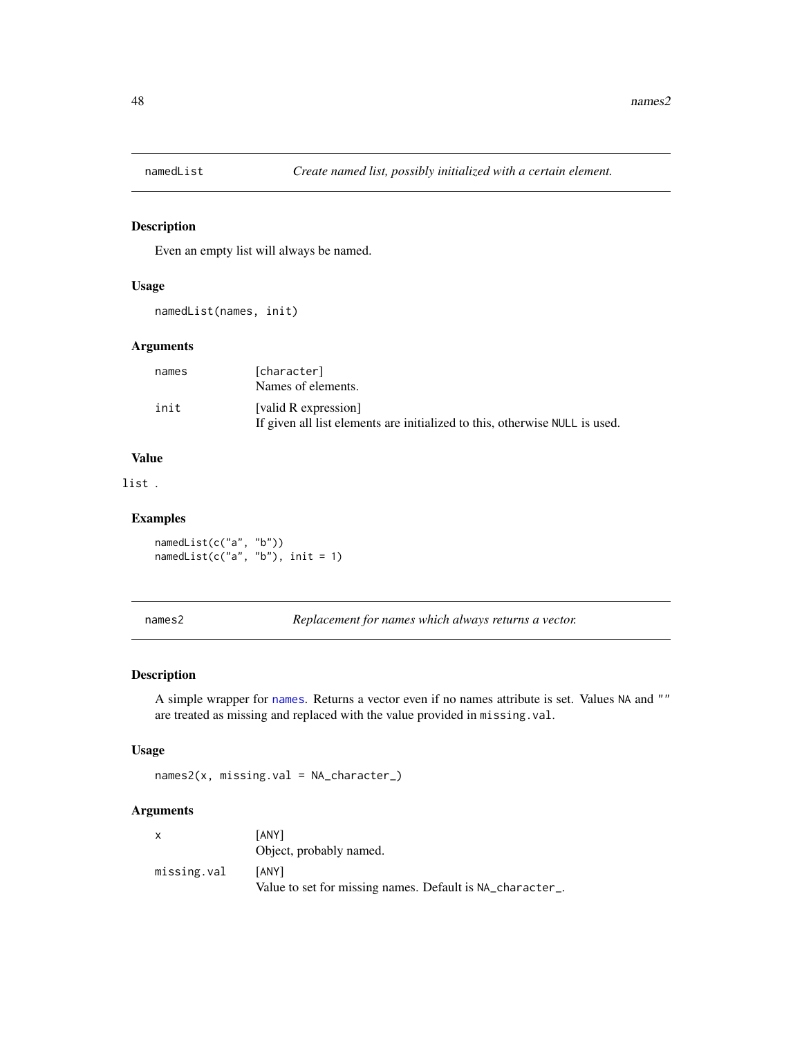## namedList — *Create named list, possibly initialized with a certain element.*

### Description

Even an empty list will always be named.

### Usage

```
namedList(names, init)
```

### Arguments

| | |
|---|---|
| names | [character] Names of elements. |
| init | [valid R expression] If given all list elements are initialized to this, otherwise NULL is used. |

### Value

list .

### Examples

```
namedList(c("a", "b"))
namedList(c("a", "b"), init = 1)
```

## names2 — *Replacement for names which always returns a vector.*

### Description

A simple wrapper for names. Returns a vector even if no names attribute is set. Values NA and "" are treated as missing and replaced with the value provided in missing.val.

### Usage

```
names2(x, missing.val = NA_character_)
```

### Arguments

| | |
|---|---|
| x | [ANY] Object, probably named. |
| missing.val | [ANY] Value to set for missing names. Default is NA_character_. |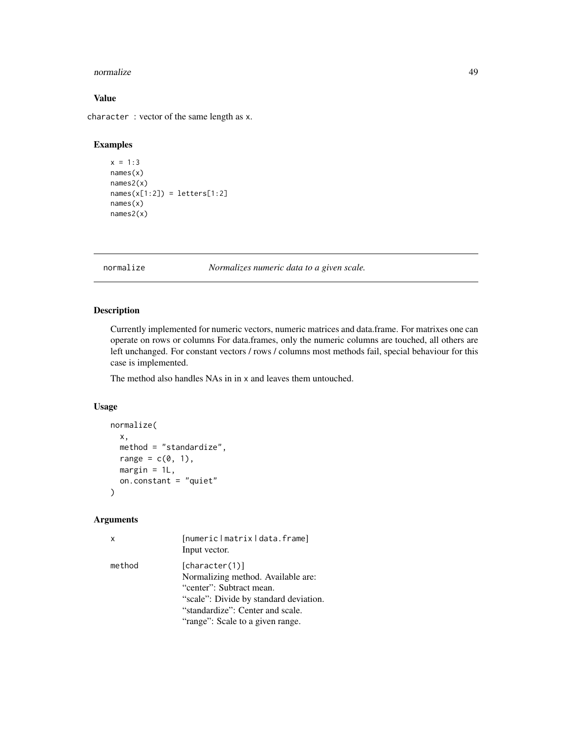### Value

`character` : vector of the same length as `x`.

### Examples

```
x = 1:3
names(x)
names2(x)
names(x[1:2]) = letters[1:2]
names(x)
names2(x)
```

---

## normalize — *Normalizes numeric data to a given scale.*

---

### Description

Currently implemented for numeric vectors, numeric matrices and data.frame. For matrixes one can operate on rows or columns For data.frames, only the numeric columns are touched, all others are left unchanged. For constant vectors / rows / columns most methods fail, special behaviour for this case is implemented.

The method also handles NAs in in `x` and leaves them untouched.

### Usage

```
normalize(
  x,
  method = "standardize",
  range = c(0, 1),
  margin = 1L,
  on.constant = "quiet"
)
```

### Arguments

| | |
|---|---|
| `x` | `[numeric|matrix|data.frame]`<br>Input vector. |
| `method` | `[character(1)]`<br>Normalizing method. Available are:<br>“center”: Subtract mean.<br>“scale”: Divide by standard deviation.<br>“standardize”: Center and scale.<br>“range”: Scale to a given range. |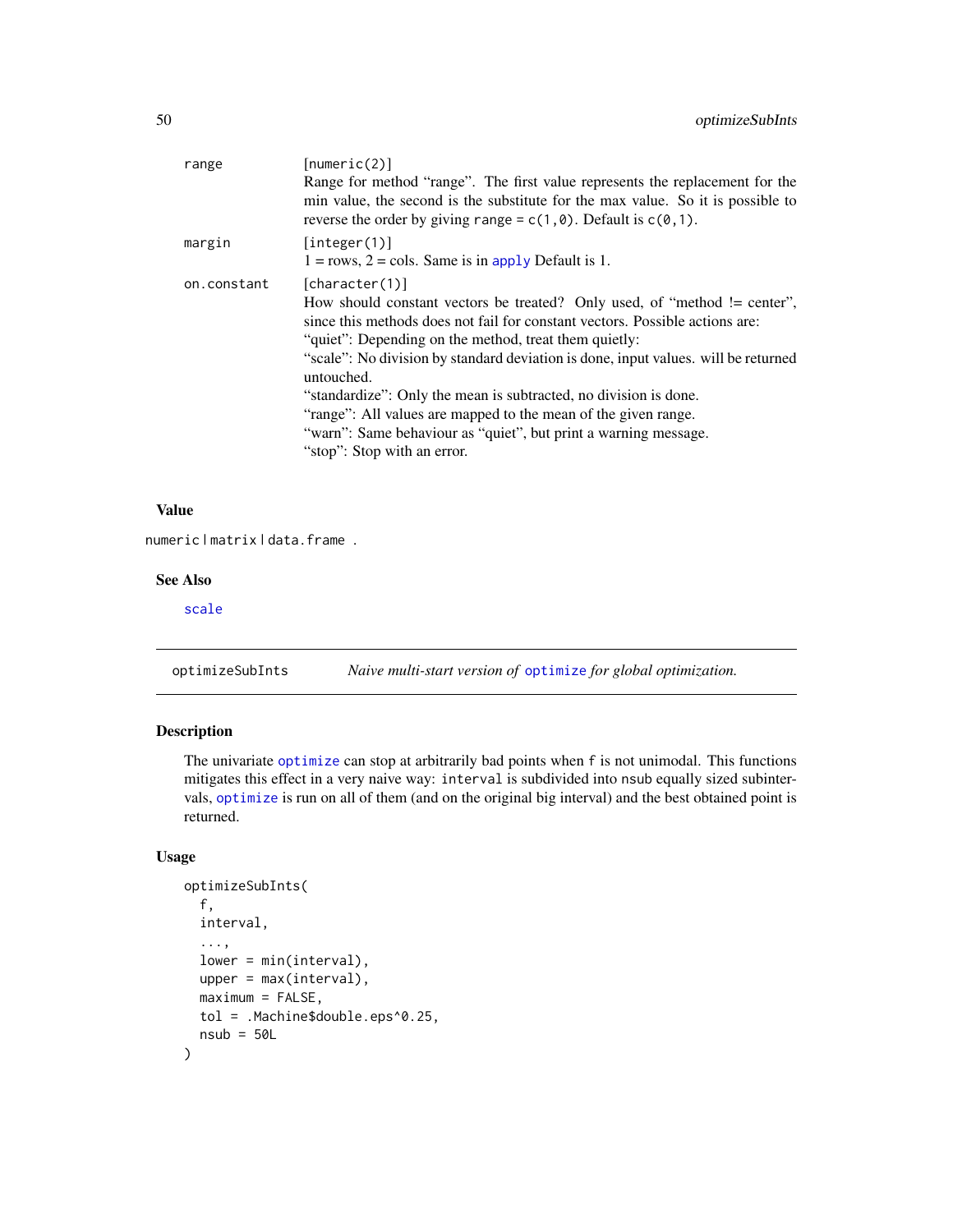| | |
|---|---|
| range | [numeric(2)]<br>Range for method "range". The first value represents the replacement for the min value, the second is the substitute for the max value. So it is possible to reverse the order by giving `range = c(1,0)`. Default is `c(0,1)`. |
| margin | [integer(1)]<br>1 = rows, 2 = cols. Same is in `apply` Default is 1. |
| on.constant | [character(1)]<br>How should constant vectors be treated? Only used, of "method != center", since this methods does not fail for constant vectors. Possible actions are:<br>"quiet": Depending on the method, treat them quietly:<br>"scale": No division by standard deviation is done, input values. will be returned untouched.<br>"standardize": Only the mean is subtracted, no division is done.<br>"range": All values are mapped to the mean of the given range.<br>"warn": Same behaviour as "quiet", but print a warning message.<br>"stop": Stop with an error. |

### Value

`numeric | matrix | data.frame`.

### See Also

`scale`

---

## optimizeSubInts — *Naive multi-start version of* `optimize` *for global optimization.*

---

### Description

The univariate `optimize` can stop at arbitrarily bad points when `f` is not unimodal. This functions mitigates this effect in a very naive way: `interval` is subdivided into `nsub` equally sized subintervals, `optimize` is run on all of them (and on the original big interval) and the best obtained point is returned.

### Usage

```
optimizeSubInts(
  f,
  interval,
  ...,
  lower = min(interval),
  upper = max(interval),
  maximum = FALSE,
  tol = .Machine$double.eps^0.25,
  nsub = 50L
)
```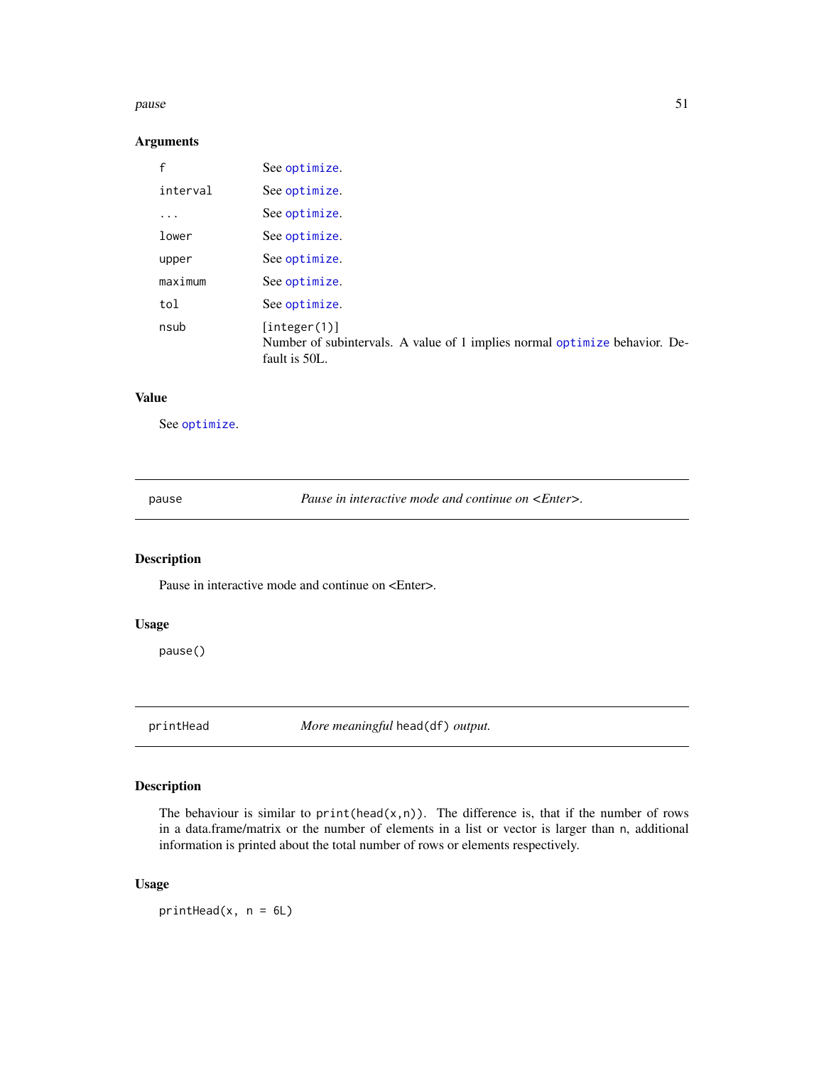## Arguments

| | |
|---|---|
| f | See optimize. |
| interval | See optimize. |
| ... | See optimize. |
| lower | See optimize. |
| upper | See optimize. |
| maximum | See optimize. |
| tol | See optimize. |
| nsub | [integer(1)] Number of subintervals. A value of 1 implies normal optimize behavior. Default is 50L. |

## Value

See optimize.

---

# pause — *Pause in interactive mode and continue on <Enter>.*

## Description

Pause in interactive mode and continue on <Enter>.

## Usage

```
pause()
```

---

# printHead — *More meaningful* `head(df)` *output.*

## Description

The behaviour is similar to `print(head(x,n))`. The difference is, that if the number of rows in a data.frame/matrix or the number of elements in a list or vector is larger than `n`, additional information is printed about the total number of rows or elements respectively.

## Usage

```
printHead(x, n = 6L)
```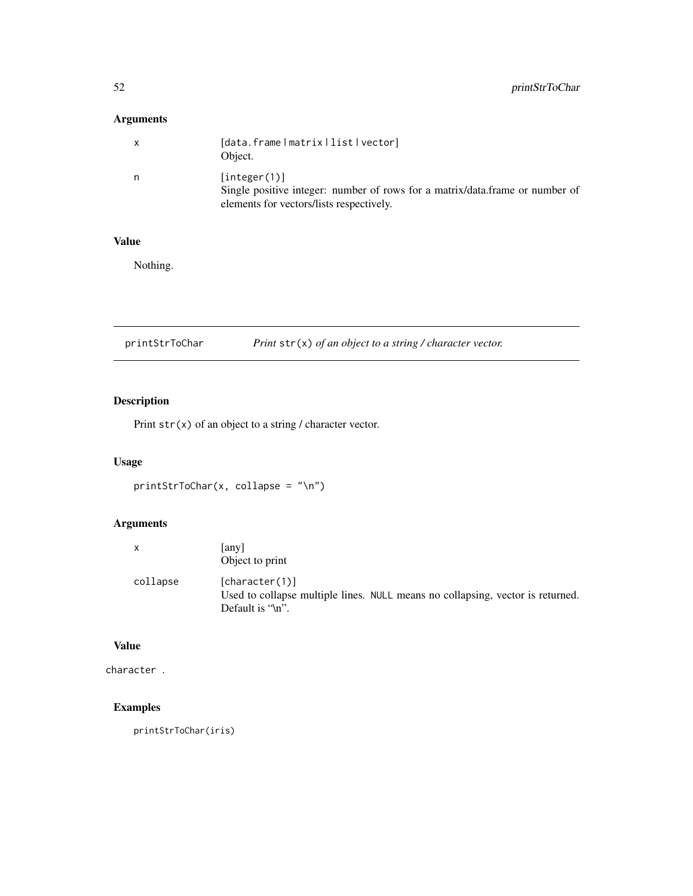### Arguments

| | |
|---|---|
| x | [data.frame\|matrix\|list\|vector]<br>Object. |
| n | [integer(1)]<br>Single positive integer: number of rows for a matrix/data.frame or number of elements for vectors/lists respectively. |

### Value

Nothing.

---

## printStrToChar &nbsp;&nbsp;&nbsp; *Print* `str(x)` *of an object to a string / character vector.*

---

### Description

Print `str(x)` of an object to a string / character vector.

### Usage

```
printStrToChar(x, collapse = "\n")
```

### Arguments

| | |
|---|---|
| x | [any]<br>Object to print |
| collapse | [character(1)]<br>Used to collapse multiple lines. `NULL` means no collapsing, vector is returned. Default is "\n". |

### Value

`character` .

### Examples

```
printStrToChar(iris)
```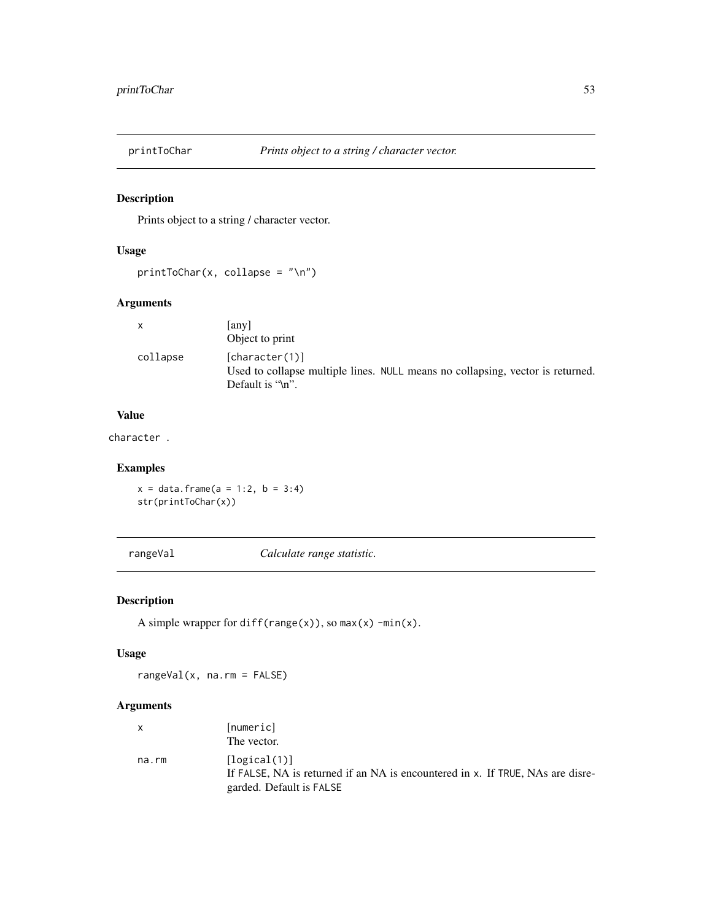## printToChar — *Prints object to a string / character vector.*

### Description

Prints object to a string / character vector.

### Usage

```
printToChar(x, collapse = "\n")
```

### Arguments

| | |
|---|---|
| x | [any]<br>Object to print |
| collapse | [character(1)]<br>Used to collapse multiple lines. NULL means no collapsing, vector is returned. Default is "\n". |

### Value

character .

### Examples

```
x = data.frame(a = 1:2, b = 3:4)
str(printToChar(x))
```

## rangeVal — *Calculate range statistic.*

### Description

A simple wrapper for diff(range(x)), so max(x) -min(x).

### Usage

```
rangeVal(x, na.rm = FALSE)
```

### Arguments

| | |
|---|---|
| x | [numeric]<br>The vector. |
| na.rm | [logical(1)]<br>If FALSE, NA is returned if an NA is encountered in x. If TRUE, NAs are disregarded. Default is FALSE |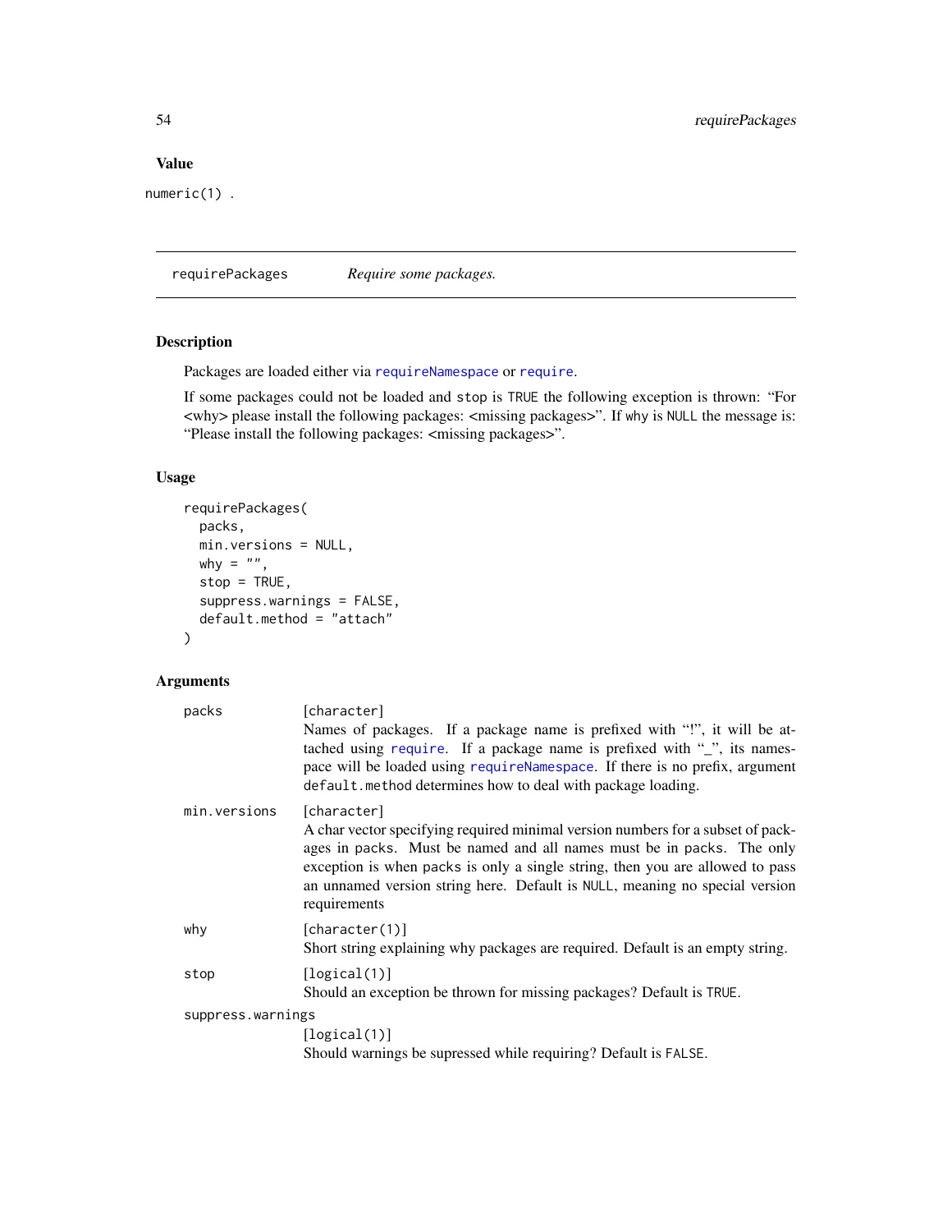### Value

numeric(1) .

## requirePackages *Require some packages.*

### Description

Packages are loaded either via `requireNamespace` or `require`.

If some packages could not be loaded and `stop` is `TRUE` the following exception is thrown: "For <why> please install the following packages: <missing packages>". If `why` is `NULL` the message is: "Please install the following packages: <missing packages>".

### Usage

```
requirePackages(
  packs,
  min.versions = NULL,
  why = "",
  stop = TRUE,
  suppress.warnings = FALSE,
  default.method = "attach"
)
```

### Arguments

| | |
|---|---|
| packs | [character] Names of packages. If a package name is prefixed with "!", it will be attached using `require`. If a package name is prefixed with "_", its namespace will be loaded using `requireNamespace`. If there is no prefix, argument `default.method` determines how to deal with package loading. |
| min.versions | [character] A char vector specifying required minimal version numbers for a subset of packages in `packs`. Must be named and all names must be in `packs`. The only exception is when `packs` is only a single string, then you are allowed to pass an unnamed version string here. Default is `NULL`, meaning no special version requirements |
| why | [character(1)] Short string explaining why packages are required. Default is an empty string. |
| stop | [logical(1)] Should an exception be thrown for missing packages? Default is `TRUE`. |
| suppress.warnings | [logical(1)] Should warnings be supressed while requiring? Default is `FALSE`. |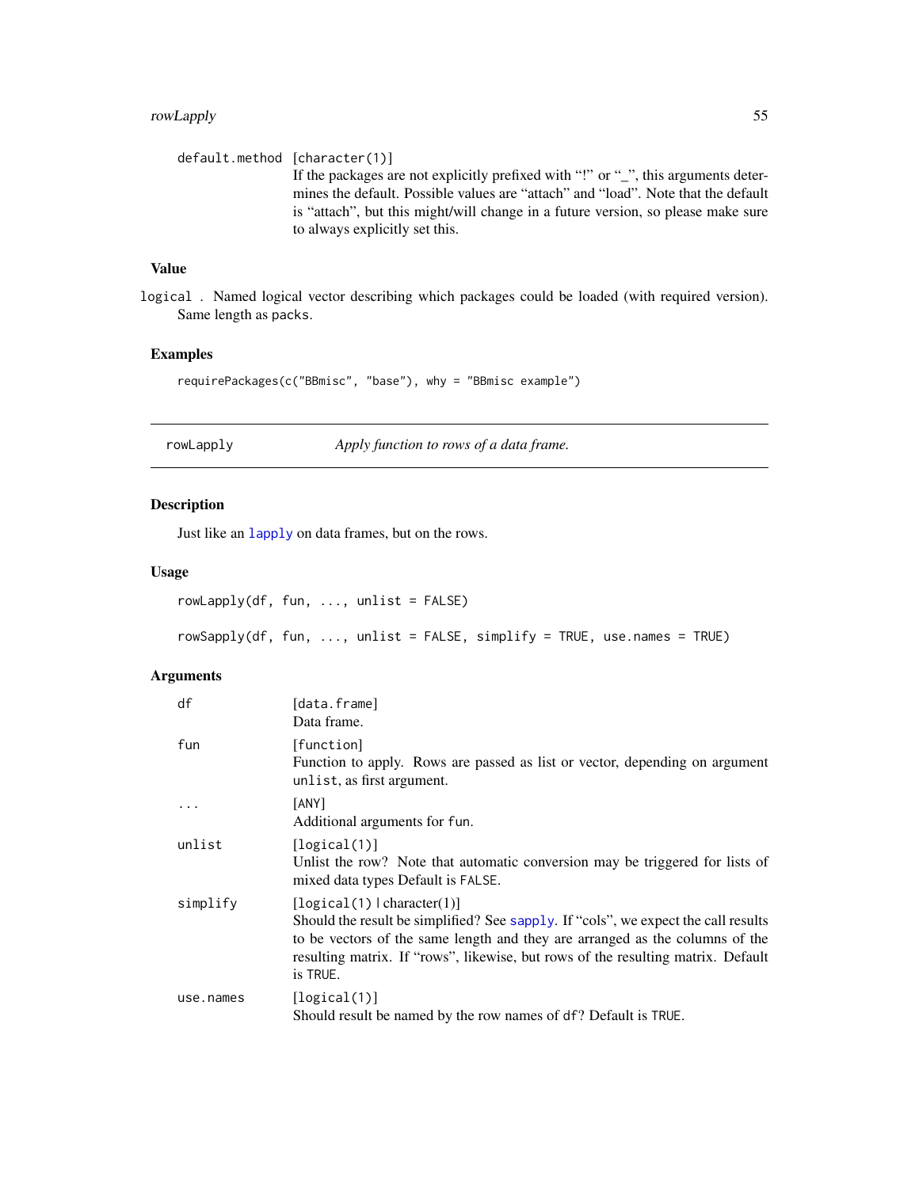default.method [character(1)]
If the packages are not explicitly prefixed with "!" or "_", this arguments determines the default. Possible values are "attach" and "load". Note that the default is "attach", but this might/will change in a future version, so please make sure to always explicitly set this.

### Value

logical . Named logical vector describing which packages could be loaded (with required version). Same length as packs.

### Examples

```
requirePackages(c("BBmisc", "base"), why = "BBmisc example")
```

---

## rowLapply — *Apply function to rows of a data frame.*

---

### Description

Just like an lapply on data frames, but on the rows.

### Usage

```
rowLapply(df, fun, ..., unlist = FALSE)

rowSapply(df, fun, ..., unlist = FALSE, simplify = TRUE, use.names = TRUE)
```

### Arguments

| | |
|---|---|
| df | [data.frame]<br>Data frame. |
| fun | [function]<br>Function to apply. Rows are passed as list or vector, depending on argument unlist, as first argument. |
| ... | [ANY]<br>Additional arguments for fun. |
| unlist | [logical(1)]<br>Unlist the row? Note that automatic conversion may be triggered for lists of mixed data types Default is FALSE. |
| simplify | [logical(1) \| character(1)]<br>Should the result be simplified? See sapply. If "cols", we expect the call results to be vectors of the same length and they are arranged as the columns of the resulting matrix. If "rows", likewise, but rows of the resulting matrix. Default is TRUE. |
| use.names | [logical(1)]<br>Should result be named by the row names of df? Default is TRUE. |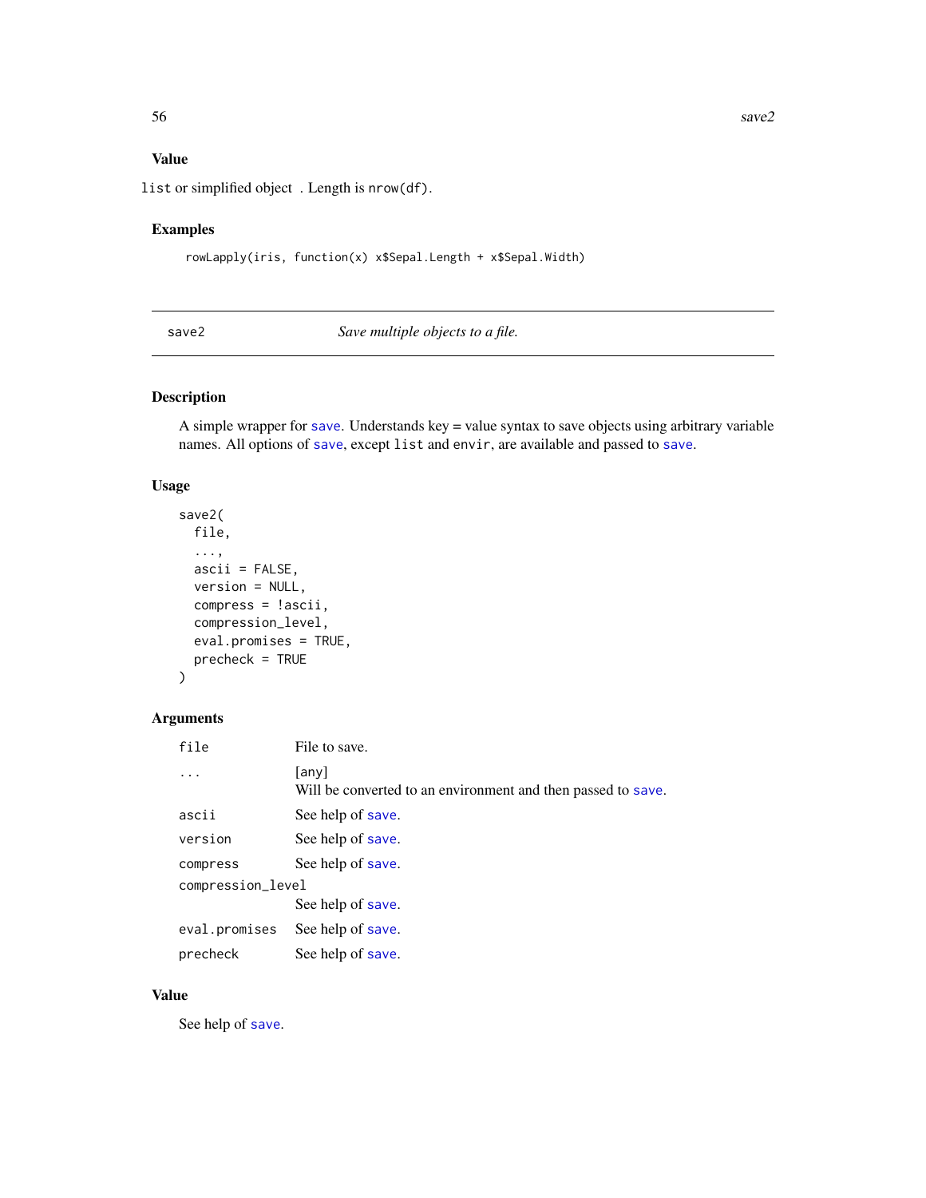## Value

`list` or simplified object . Length is `nrow(df)`.

## Examples

```
rowLapply(iris, function(x) x$Sepal.Length + x$Sepal.Width)
```

---

# save2 — *Save multiple objects to a file.*

## Description

A simple wrapper for `save`. Understands key = value syntax to save objects using arbitrary variable names. All options of `save`, except `list` and `envir`, are available and passed to `save`.

## Usage

```
save2(
  file,
  ...,
  ascii = FALSE,
  version = NULL,
  compress = !ascii,
  compression_level,
  eval.promises = TRUE,
  precheck = TRUE
)
```

## Arguments

| | |
|---|---|
| `file` | File to save. |
| `...` | [any]<br>Will be converted to an environment and then passed to `save`. |
| `ascii` | See help of `save`. |
| `version` | See help of `save`. |
| `compress` | See help of `save`. |
| `compression_level` | See help of `save`. |
| `eval.promises` | See help of `save`. |
| `precheck` | See help of `save`. |

## Value

See help of `save`.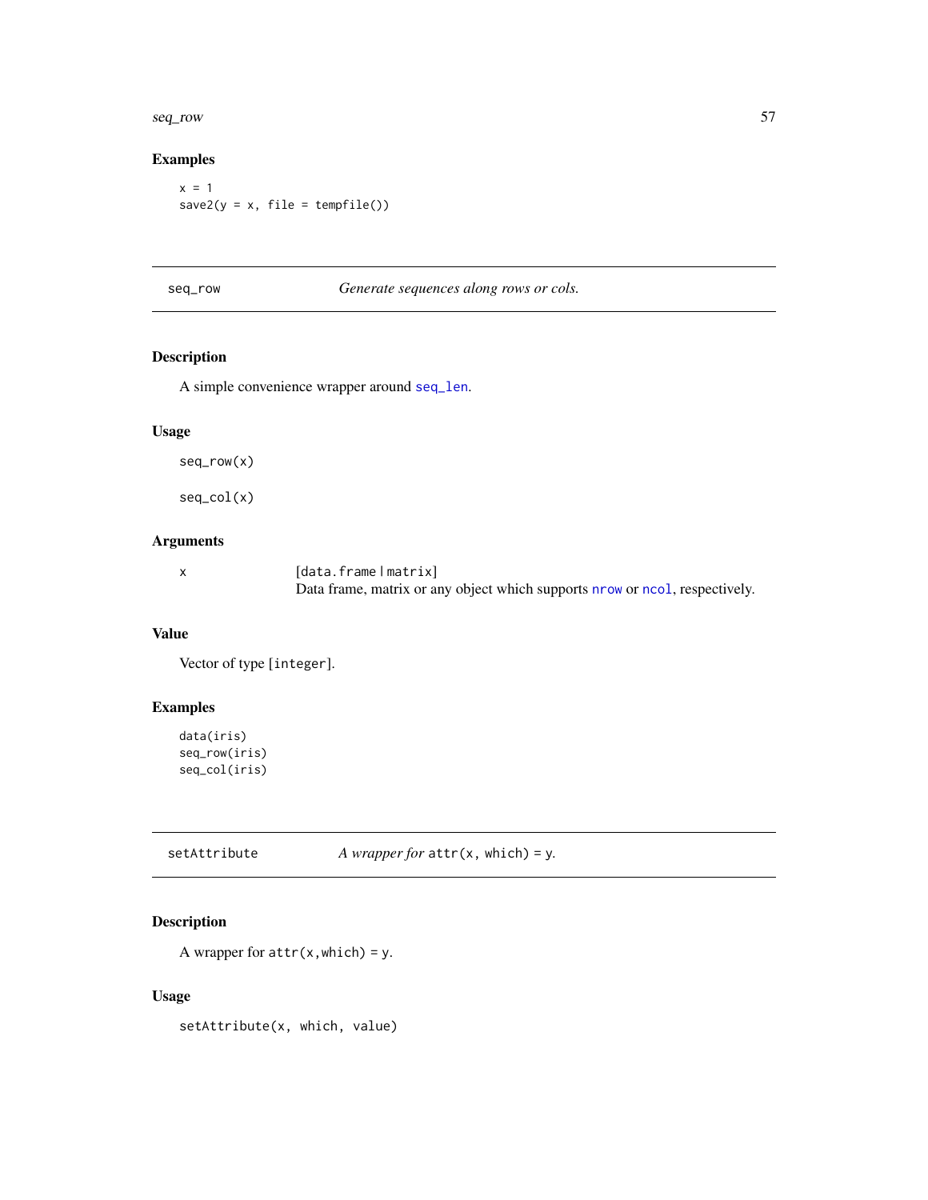## Examples

```
x = 1
save2(y = x, file = tempfile())
```

---

# seq_row — *Generate sequences along rows or cols.*

---

## Description

A simple convenience wrapper around `seq_len`.

## Usage

```
seq_row(x)

seq_col(x)
```

## Arguments

| | |
|---|---|
| x | `[data.frame | matrix]`<br>Data frame, matrix or any object which supports `nrow` or `ncol`, respectively. |

## Value

Vector of type `[integer]`.

## Examples

```
data(iris)
seq_row(iris)
seq_col(iris)
```

---

# setAttribute — *A wrapper for* `attr(x, which) = y`.

---

## Description

A wrapper for `attr(x,which) = y`.

## Usage

```
setAttribute(x, which, value)
```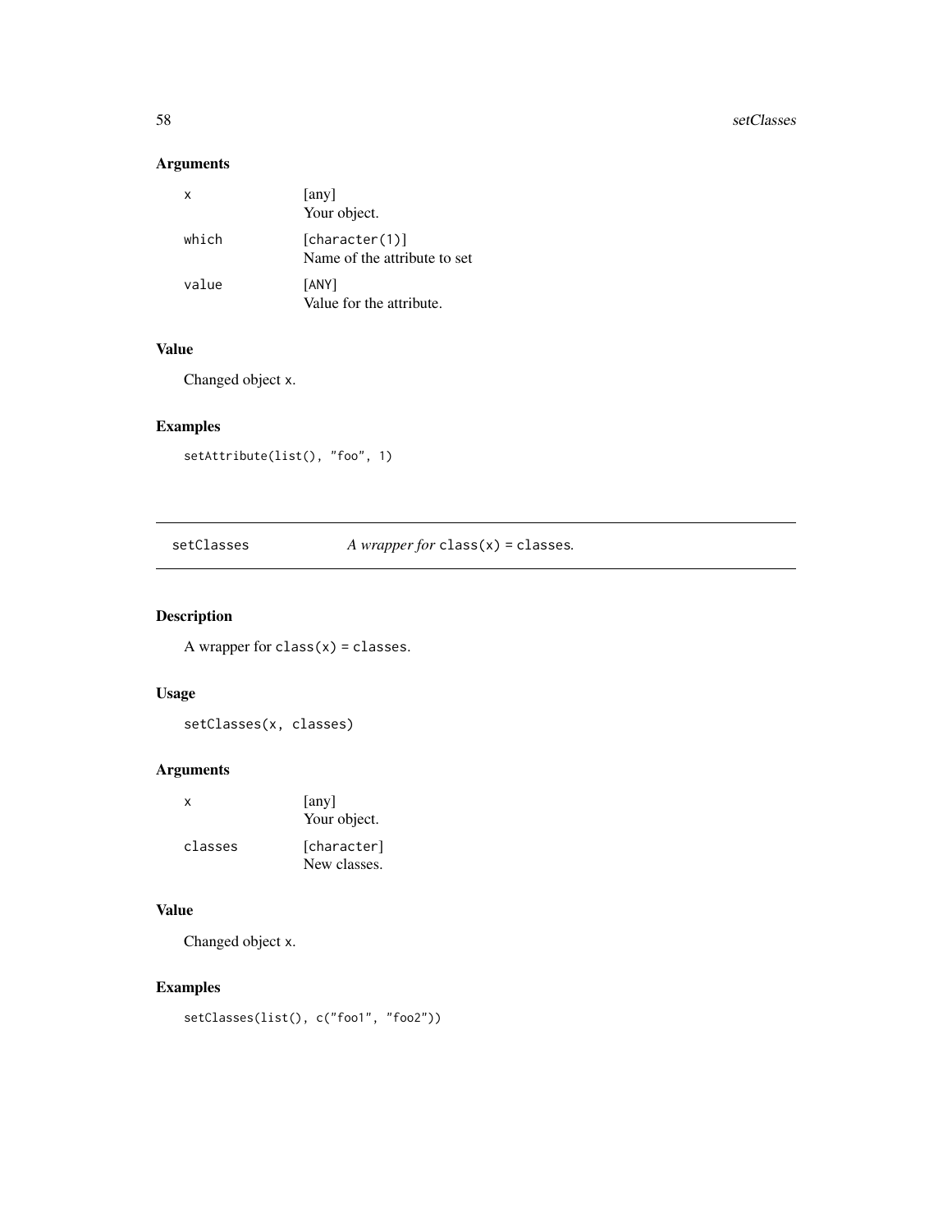### Arguments

| | |
|---|---|
| `x` | [any]<br>Your object. |
| `which` | `[character(1)]`<br>Name of the attribute to set |
| `value` | `[ANY]`<br>Value for the attribute. |

### Value

Changed object `x`.

### Examples

```
setAttribute(list(), "foo", 1)
```

---

## setClasses — *A wrapper for* `class(x) = classes`*.*

---

### Description

A wrapper for `class(x) = classes`.

### Usage

```
setClasses(x, classes)
```

### Arguments

| | |
|---|---|
| `x` | [any]<br>Your object. |
| `classes` | `[character]`<br>New classes. |

### Value

Changed object `x`.

### Examples

```
setClasses(list(), c("foo1", "foo2"))
```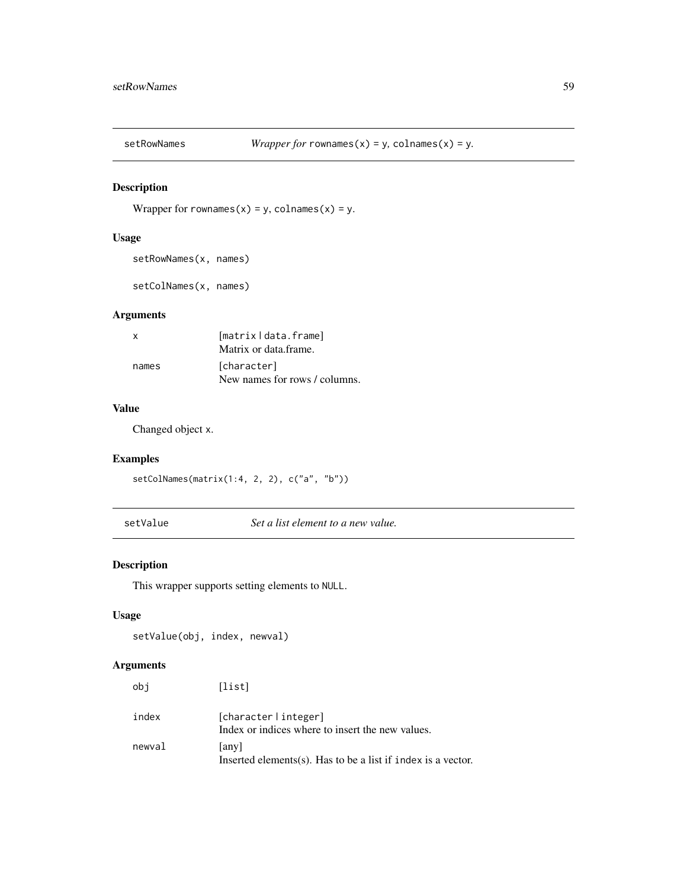## setRowNames — *Wrapper for* `rownames(x) = y`*,* `colnames(x) = y`*.*

### Description

Wrapper for `rownames(x) = y`, `colnames(x) = y`.

### Usage

```
setRowNames(x, names)

setColNames(x, names)
```

### Arguments

| | |
|---|---|
| `x` | [matrix \| data.frame] Matrix or data.frame. |
| `names` | [character] New names for rows / columns. |

### Value

Changed object `x`.

### Examples

```
setColNames(matrix(1:4, 2, 2), c("a", "b"))
```

## setValue — *Set a list element to a new value.*

### Description

This wrapper supports setting elements to `NULL`.

### Usage

```
setValue(obj, index, newval)
```

### Arguments

| | |
|---|---|
| `obj` | [list] |
| `index` | [character \| integer] Index or indices where to insert the new values. |
| `newval` | [any] Inserted elements(s). Has to be a list if `index` is a vector. |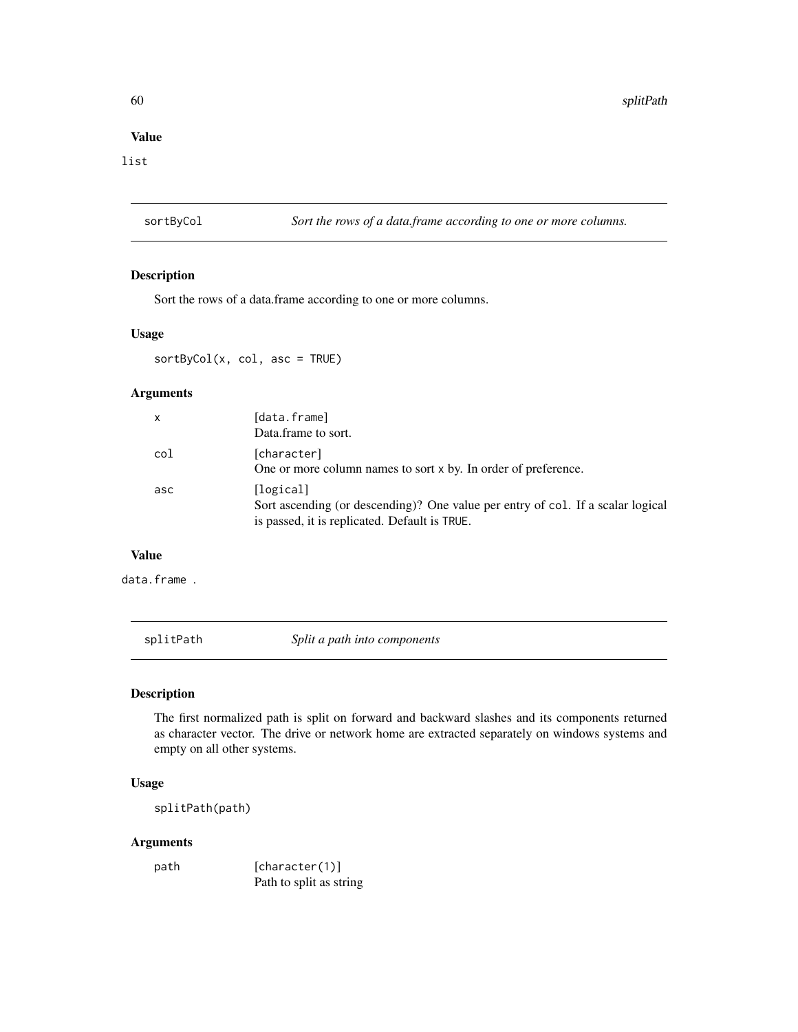### Value

list

## sortByCol — *Sort the rows of a data.frame according to one or more columns.*

### Description

Sort the rows of a data.frame according to one or more columns.

### Usage

```
sortByCol(x, col, asc = TRUE)
```

### Arguments

| | |
|---|---|
| x | [data.frame]<br>Data.frame to sort. |
| col | [character]<br>One or more column names to sort x by. In order of preference. |
| asc | [logical]<br>Sort ascending (or descending)? One value per entry of col. If a scalar logical is passed, it is replicated. Default is TRUE. |

### Value

data.frame .

## splitPath — *Split a path into components*

### Description

The first normalized path is split on forward and backward slashes and its components returned as character vector. The drive or network home are extracted separately on windows systems and empty on all other systems.

### Usage

```
splitPath(path)
```

### Arguments

| | |
|---|---|
| path | [character(1)]<br>Path to split as string |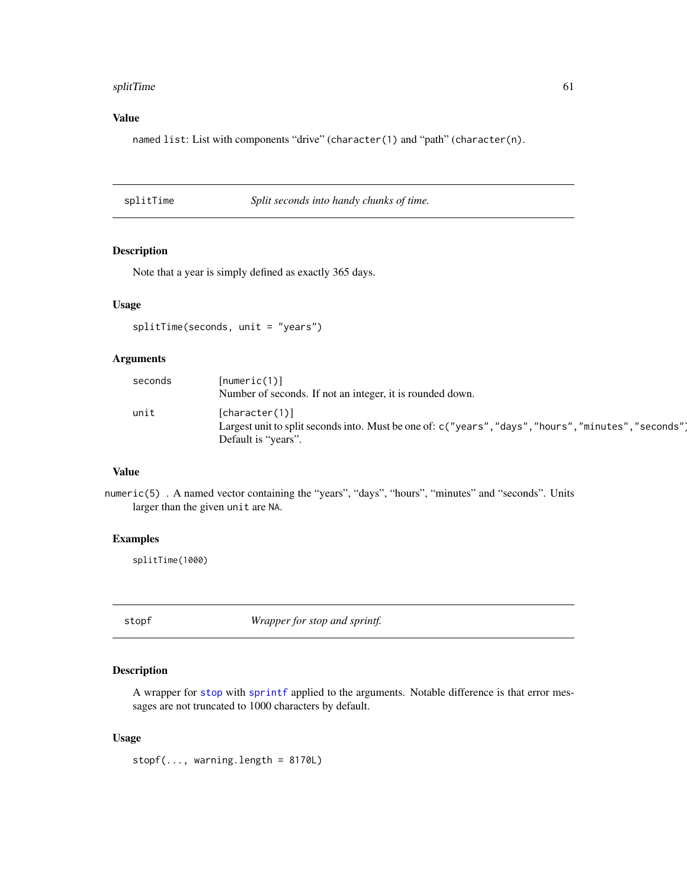### Value

named list: List with components “drive” (character(1) and “path” (character(n).

---

## splitTime — *Split seconds into handy chunks of time.*

### Description

Note that a year is simply defined as exactly 365 days.

### Usage

```
splitTime(seconds, unit = "years")
```

### Arguments

| | |
|---|---|
| seconds | [numeric(1)]<br>Number of seconds. If not an integer, it is rounded down. |
| unit | [character(1)]<br>Largest unit to split seconds into. Must be one of: c("years","days","hours","minutes","seconds")<br>Default is “years”. |

### Value

numeric(5) . A named vector containing the “years”, “days”, “hours”, “minutes” and “seconds”. Units larger than the given unit are NA.

### Examples

```
splitTime(1000)
```

---

## stopf — *Wrapper for stop and sprintf.*

### Description

A wrapper for stop with sprintf applied to the arguments. Notable difference is that error messages are not truncated to 1000 characters by default.

### Usage

```
stopf(..., warning.length = 8170L)
```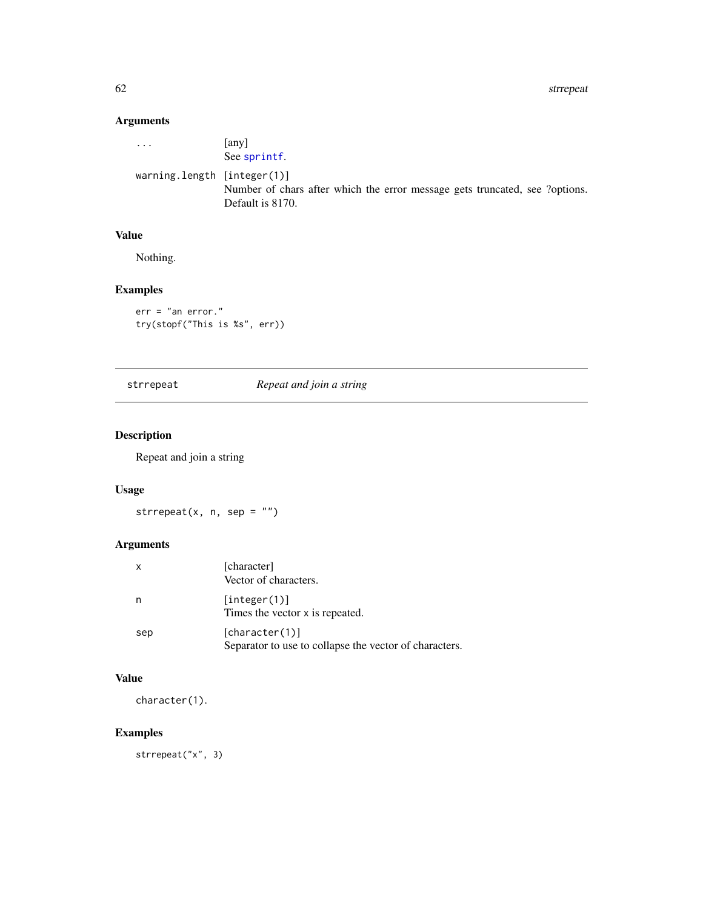### Arguments

| | |
|---|---|
| `...` | [any]<br>See `sprintf`. |
| `warning.length` | [integer(1)]<br>Number of chars after which the error message gets truncated, see ?options. Default is 8170. |

### Value

Nothing.

### Examples

```
err = "an error."
try(stopf("This is %s", err))
```

---

## strrepeat — *Repeat and join a string*

---

### Description

Repeat and join a string

### Usage

```
strrepeat(x, n, sep = "")
```

### Arguments

| | |
|---|---|
| `x` | [character]<br>Vector of characters. |
| `n` | [integer(1)]<br>Times the vector `x` is repeated. |
| `sep` | [character(1)]<br>Separator to use to collapse the vector of characters. |

### Value

`character(1)`.

### Examples

```
strrepeat("x", 3)
```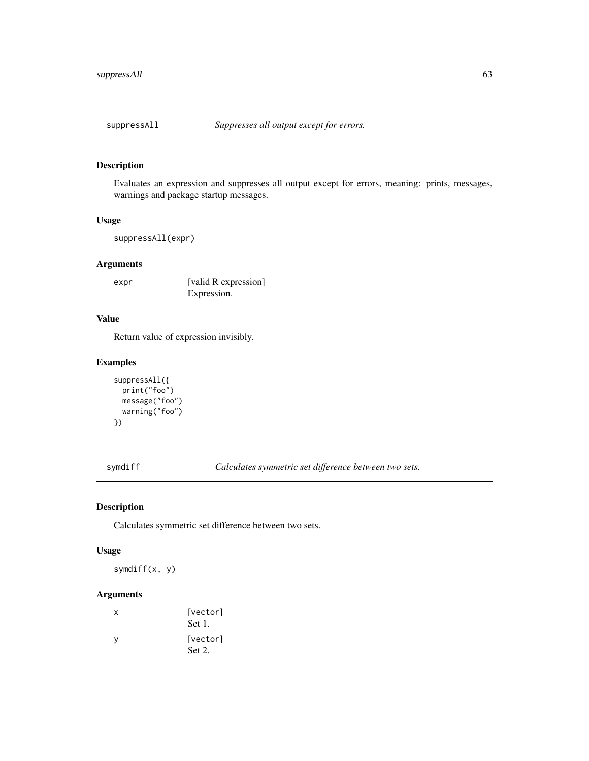## suppressAll — *Suppresses all output except for errors.*

### Description

Evaluates an expression and suppresses all output except for errors, meaning: prints, messages, warnings and package startup messages.

### Usage

```
suppressAll(expr)
```

### Arguments

| | |
|---|---|
| expr | [valid R expression]<br>Expression. |

### Value

Return value of expression invisibly.

### Examples

```
suppressAll({
  print("foo")
  message("foo")
  warning("foo")
})
```

## symdiff — *Calculates symmetric set difference between two sets.*

### Description

Calculates symmetric set difference between two sets.

### Usage

```
symdiff(x, y)
```

### Arguments

| | |
|---|---|
| x | [vector]<br>Set 1. |
| y | [vector]<br>Set 2. |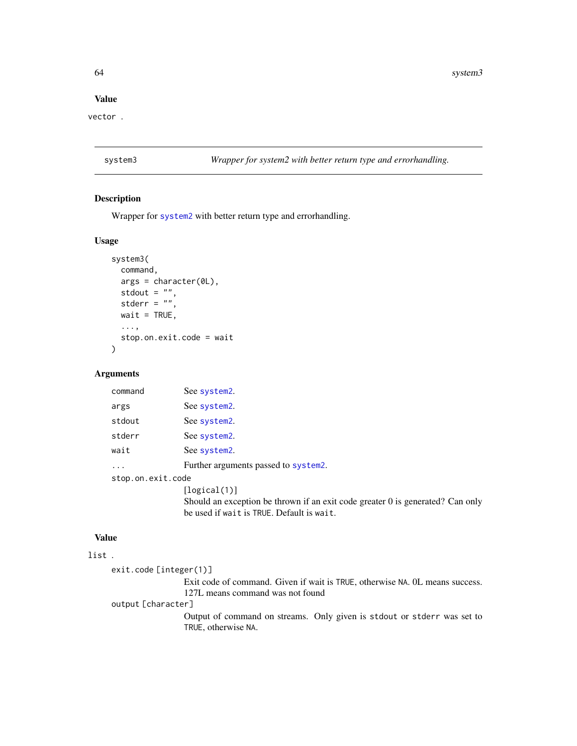## Value

vector .

---

`system3` *Wrapper for system2 with better return type and errorhandling.*

---

### Description

Wrapper for `system2` with better return type and errorhandling.

### Usage

```
system3(
  command,
  args = character(0L),
  stdout = "",
  stderr = "",
  wait = TRUE,
  ...,
  stop.on.exit.code = wait
)
```

### Arguments

| | |
|---|---|
| `command` | See `system2`. |
| `args` | See `system2`. |
| `stdout` | See `system2`. |
| `stderr` | See `system2`. |
| `wait` | See `system2`. |
| `...` | Further arguments passed to `system2`. |
| `stop.on.exit.code` | [logical(1)] Should an exception be thrown if an exit code greater 0 is generated? Can only be used if `wait` is `TRUE`. Default is `wait`. |

### Value

list .

`exit.code [integer(1)]`
: Exit code of command. Given if wait is `TRUE`, otherwise `NA`. 0L means success. 127L means command was not found

`output [character]`
: Output of command on streams. Only given is `stdout` or `stderr` was set to `TRUE`, otherwise `NA`.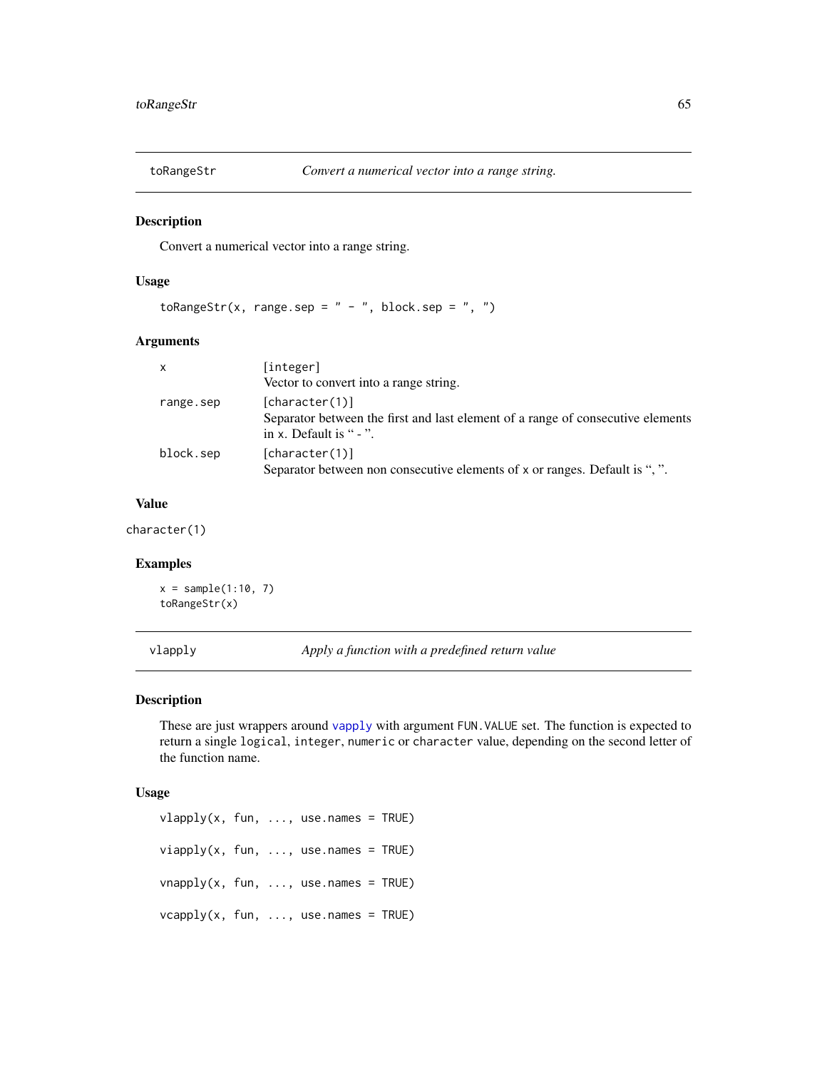## toRangeStr — *Convert a numerical vector into a range string.*

### Description

Convert a numerical vector into a range string.

### Usage

```
toRangeStr(x, range.sep = " - ", block.sep = ", ")
```

### Arguments

| | |
|---|---|
| x | [integer]<br>Vector to convert into a range string. |
| range.sep | [character(1)]<br>Separator between the first and last element of a range of consecutive elements in x. Default is " - ". |
| block.sep | [character(1)]<br>Separator between non consecutive elements of x or ranges. Default is ", ". |

### Value

character(1)

### Examples

```
x = sample(1:10, 7)
toRangeStr(x)
```

## vlapply — *Apply a function with a predefined return value*

### Description

These are just wrappers around vapply with argument FUN.VALUE set. The function is expected to return a single logical, integer, numeric or character value, depending on the second letter of the function name.

### Usage

```
vlapply(x, fun, ..., use.names = TRUE)

viapply(x, fun, ..., use.names = TRUE)

vnapply(x, fun, ..., use.names = TRUE)

vcapply(x, fun, ..., use.names = TRUE)
```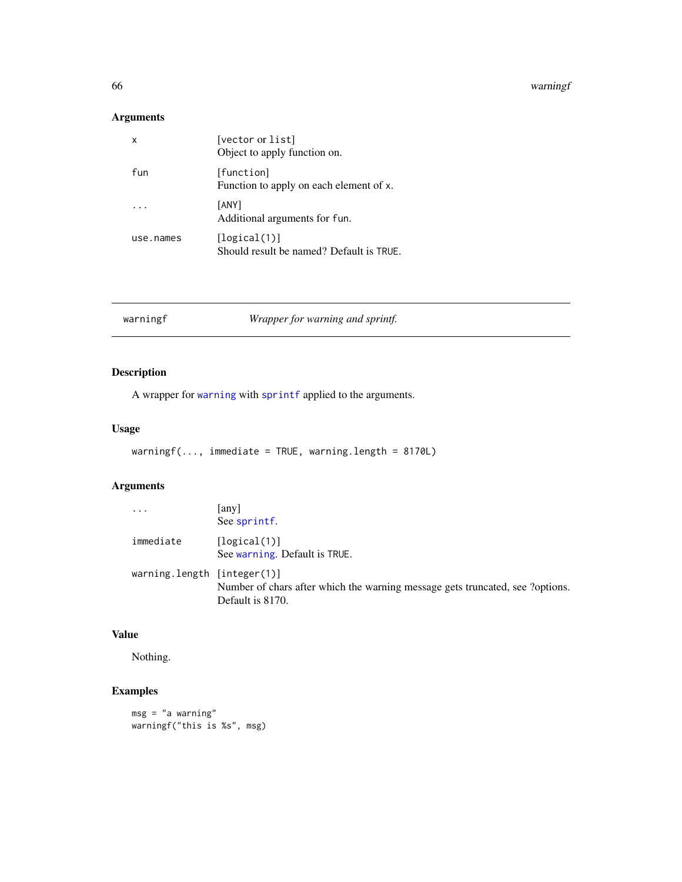## Arguments

| | |
|---|---|
| x | [vector or list]<br>Object to apply function on. |
| fun | [function]<br>Function to apply on each element of x. |
| ... | [ANY]<br>Additional arguments for fun. |
| use.names | [logical(1)]<br>Should result be named? Default is TRUE. |

---

# warningf — *Wrapper for warning and sprintf.*

---

## Description

A wrapper for warning with sprintf applied to the arguments.

## Usage

```
warningf(..., immediate = TRUE, warning.length = 8170L)
```

## Arguments

| | |
|---|---|
| ... | [any]<br>See sprintf. |
| immediate | [logical(1)]<br>See warning. Default is TRUE. |
| warning.length | [integer(1)]<br>Number of chars after which the warning message gets truncated, see ?options. Default is 8170. |

## Value

Nothing.

## Examples

```
msg = "a warning"
warningf("this is %s", msg)
```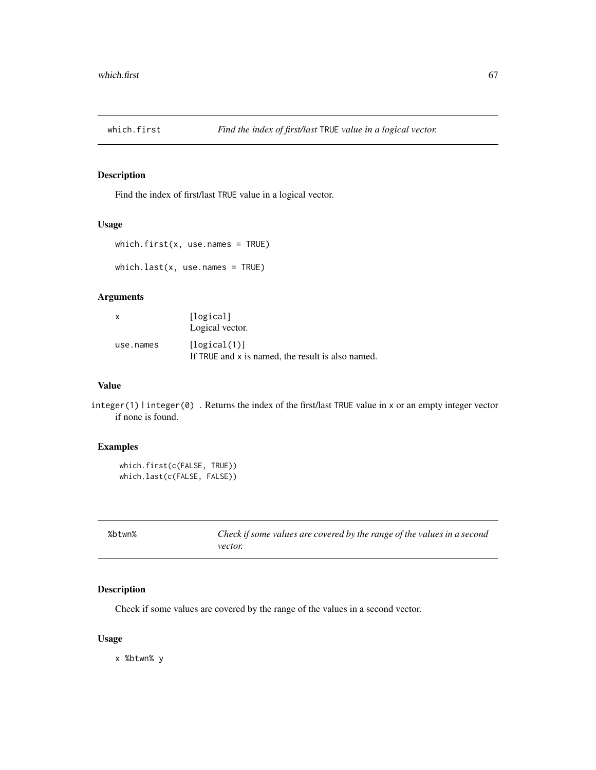## which.first — *Find the index of first/last TRUE value in a logical vector.*

### Description

Find the index of first/last TRUE value in a logical vector.

### Usage

```
which.first(x, use.names = TRUE)

which.last(x, use.names = TRUE)
```

### Arguments

| | |
|---|---|
| x | [logical] Logical vector. |
| use.names | [logical(1)] If TRUE and x is named, the result is also named. |

### Value

integer(1) | integer(0) . Returns the index of the first/last TRUE value in x or an empty integer vector if none is found.

### Examples

```
which.first(c(FALSE, TRUE))
which.last(c(FALSE, FALSE))
```

## %btwn% — *Check if some values are covered by the range of the values in a second vector.*

### Description

Check if some values are covered by the range of the values in a second vector.

### Usage

```
x %btwn% y
```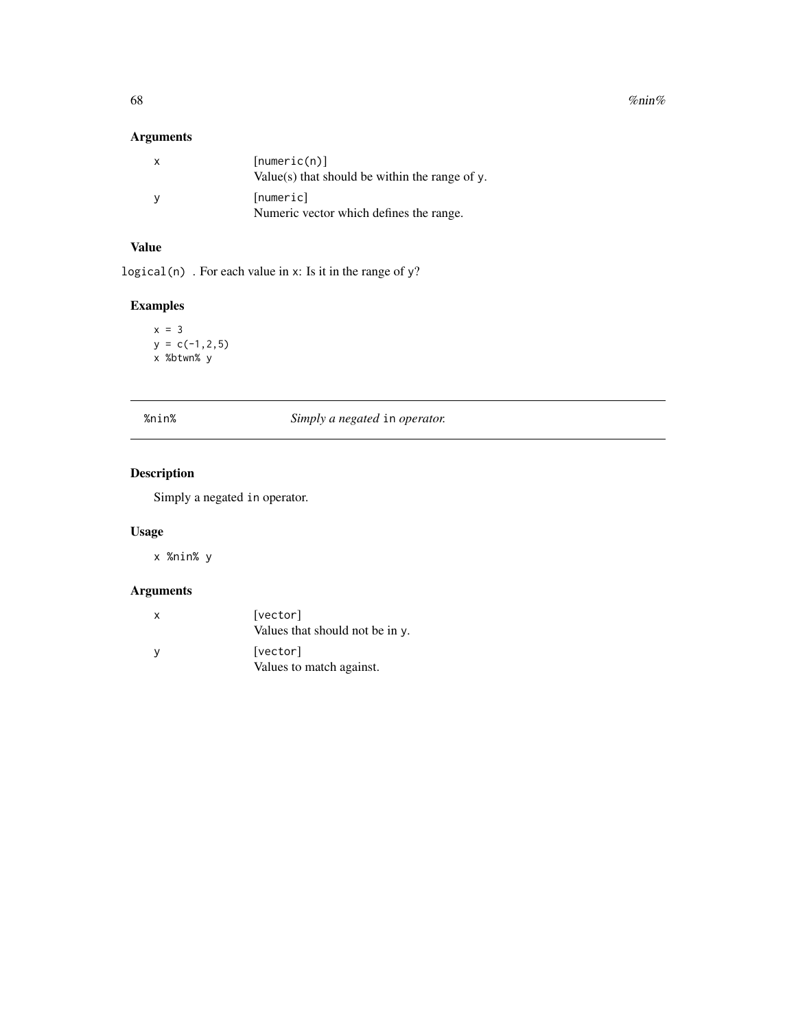### Arguments

| | |
|---|---|
| x | [numeric(n)]<br>Value(s) that should be within the range of y. |
| y | [numeric]<br>Numeric vector which defines the range. |

### Value

logical(n) . For each value in x: Is it in the range of y?

### Examples

```
x = 3
y = c(-1,2,5)
x %btwn% y
```

---

## %nin% *Simply a negated* in *operator.*

---

### Description

Simply a negated in operator.

### Usage

```
x %nin% y
```

### Arguments

| | |
|---|---|
| x | [vector]<br>Values that should not be in y. |
| y | [vector]<br>Values to match against. |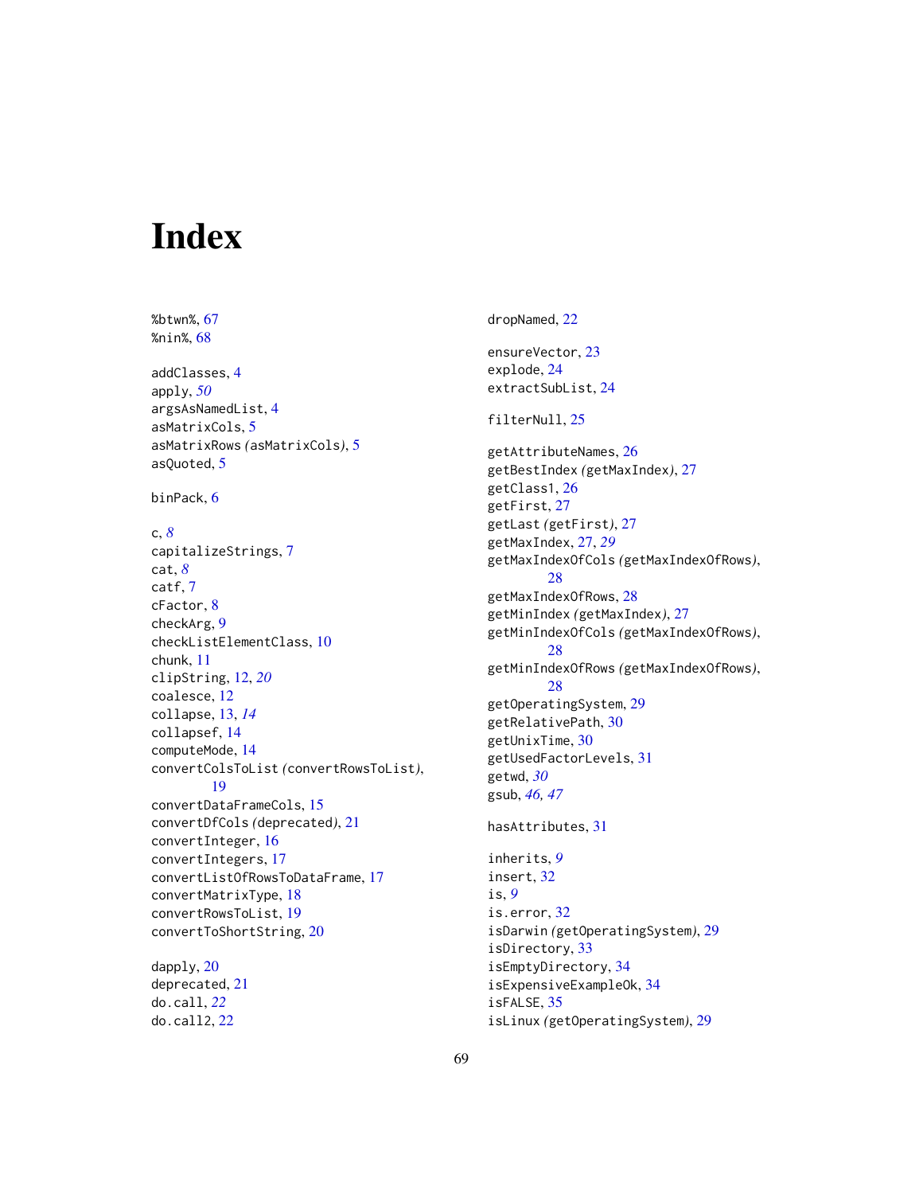# Index

%btwn%, 67
%nin%, 68

addClasses, 4
apply, *50*
argsAsNamedList, 4
asMatrixCols, 5
asMatrixRows *(asMatrixCols)*, 5
asQuoted, 5

binPack, 6

c, *8*
capitalizeStrings, 7
cat, *8*
catf, 7
cFactor, 8
checkArg, 9
checkListElementClass, 10
chunk, 11
clipString, 12, *20*
coalesce, 12
collapse, 13, *14*
collapsef, 14
computeMode, 14
convertColsToList *(convertRowsToList)*, 19
convertDataFrameCols, 15
convertDfCols *(deprecated)*, 21
convertInteger, 16
convertIntegers, 17
convertListOfRowsToDataFrame, 17
convertMatrixType, 18
convertRowsToList, 19
convertToShortString, 20

dapply, 20
deprecated, 21
do.call, *22*
do.call2, 22
dropNamed, 22

ensureVector, 23
explode, 24
extractSubList, 24

filterNull, 25

getAttributeNames, 26
getBestIndex *(getMaxIndex)*, 27
getClass1, 26
getFirst, 27
getLast *(getFirst)*, 27
getMaxIndex, 27, *29*
getMaxIndexOfCols *(getMaxIndexOfRows)*, 28
getMaxIndexOfRows, 28
getMinIndex *(getMaxIndex)*, 27
getMinIndexOfCols *(getMaxIndexOfRows)*, 28
getMinIndexOfRows *(getMaxIndexOfRows)*, 28
getOperatingSystem, 29
getRelativePath, 30
getUnixTime, 30
getUsedFactorLevels, 31
getwd, *30*
gsub, *46*, *47*

hasAttributes, 31

inherits, *9*
insert, 32
is, *9*
is.error, 32
isDarwin *(getOperatingSystem)*, 29
isDirectory, 33
isEmptyDirectory, 34
isExpensiveExampleOk, 34
isFALSE, 35
isLinux *(getOperatingSystem)*, 29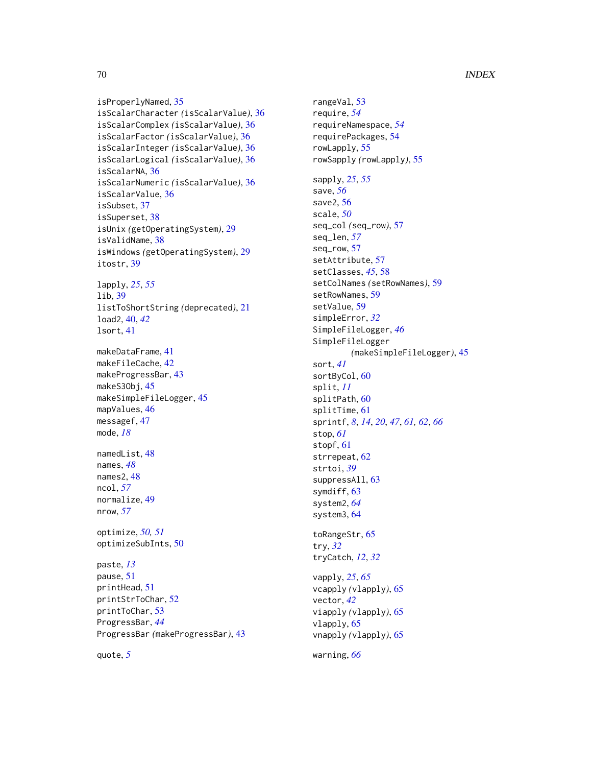isProperlyNamed, 35
isScalarCharacter *(isScalarValue)*, 36
isScalarComplex *(isScalarValue)*, 36
isScalarFactor *(isScalarValue)*, 36
isScalarInteger *(isScalarValue)*, 36
isScalarLogical *(isScalarValue)*, 36
isScalarNA, 36
isScalarNumeric *(isScalarValue)*, 36
isScalarValue, 36
isSubset, 37
isSuperset, 38
isUnix *(getOperatingSystem)*, 29
isValidName, 38
isWindows *(getOperatingSystem)*, 29
itostr, 39

lapply, *25*, *55*
lib, 39
listToShortString *(deprecated)*, 21
load2, 40, *42*
lsort, 41

makeDataFrame, 41
makeFileCache, 42
makeProgressBar, 43
makeS3Obj, 45
makeSimpleFileLogger, 45
mapValues, 46
messagef, 47
mode, *18*

namedList, 48
names, *48*
names2, 48
ncol, *57*
normalize, 49
nrow, *57*

optimize, *50, 51*
optimizeSubInts, 50

paste, *13*
pause, 51
printHead, 51
printStrToChar, 52
printToChar, 53
ProgressBar, *44*
ProgressBar *(makeProgressBar)*, 43

quote, *5*

rangeVal, 53
require, *54*
requireNamespace, *54*
requirePackages, 54
rowLapply, 55
rowSapply *(rowLapply)*, 55

sapply, *25*, *55*
save, *56*
save2, 56
scale, *50*
seq_col *(seq_row)*, 57
seq_len, *57*
seq_row, 57
setAttribute, 57
setClasses, *45*, 58
setColNames *(setRowNames)*, 59
setRowNames, 59
setValue, 59
simpleError, *32*
SimpleFileLogger, *46*
SimpleFileLogger *(makeSimpleFileLogger)*, 45
sort, *41*
sortByCol, 60
split, *11*
splitPath, 60
splitTime, 61
sprintf, *8*, *14*, *20*, *47*, *61, 62*, *66*
stop, *61*
stopf, 61
strrepeat, 62
strtoi, *39*
suppressAll, 63
symdiff, 63
system2, *64*
system3, 64

toRangeStr, 65
try, *32*
tryCatch, *12*, *32*

vapply, *25*, *65*
vcapply *(vlapply)*, 65
vector, *42*
viapply *(vlapply)*, 65
vlapply, 65
vnapply *(vlapply)*, 65

warning, *66*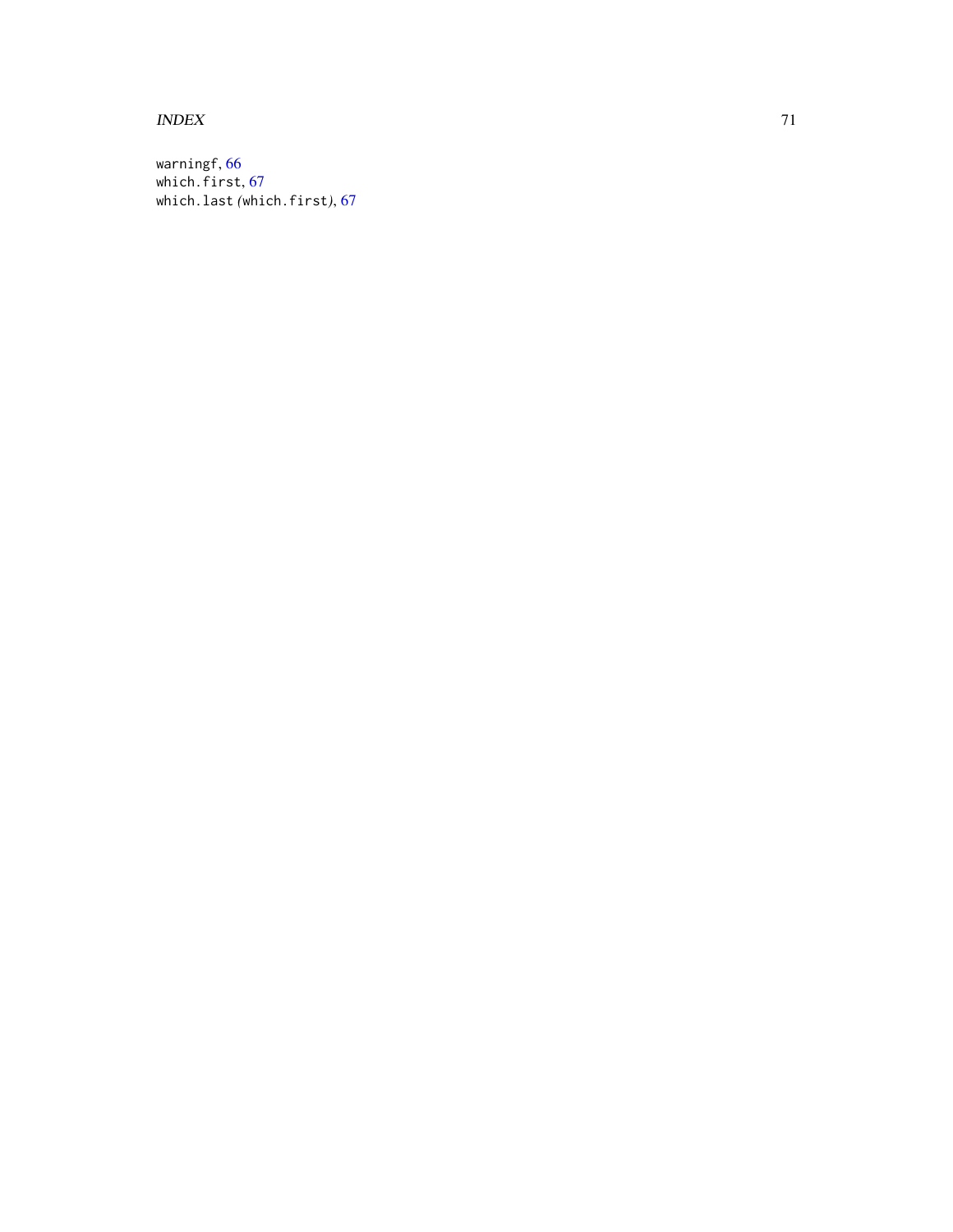warningf, 66
which.first, 67
which.last *(*which.first*)*, 67